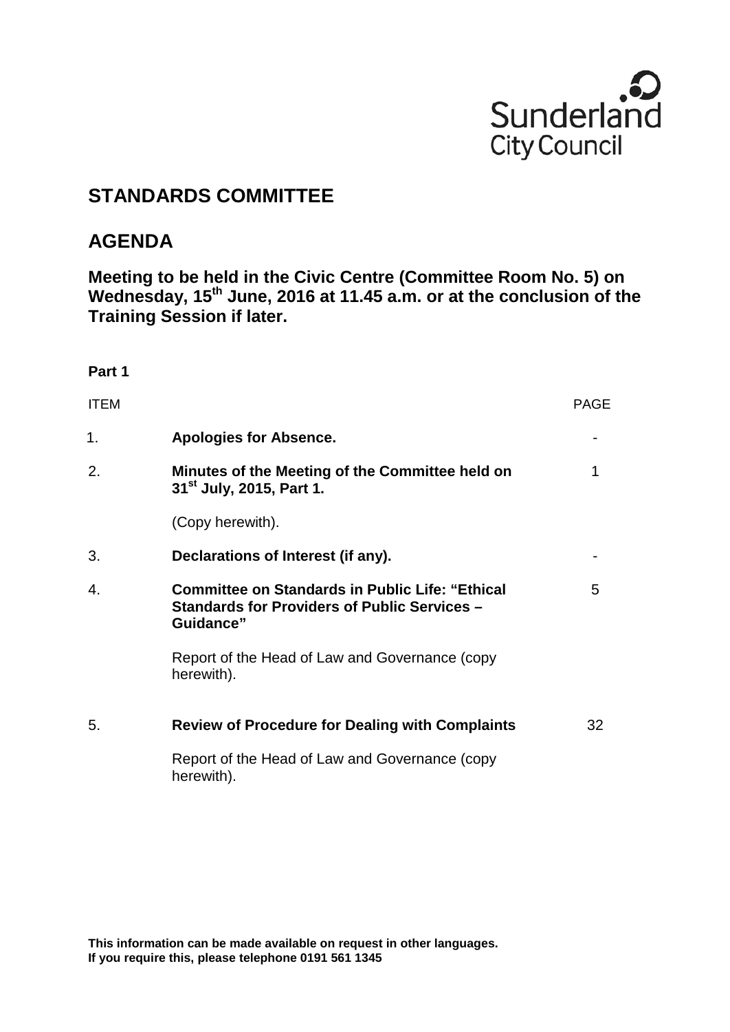Sunderland City Council

# STANDARDS COMMITTEE

# AGENDA

**Meeting to be held in the Civic Centre (Committee Room No. 5) on Wednesday, 15th June, 2016 at 11.45 a.m. or at the conclusion of the Training Session if later.**

**Part 1**

| ITEM | | PAGE |
|---|---|---|
| 1. | **Apologies for Absence.** | - |
| 2. | **Minutes of the Meeting of the Committee held on 31st July, 2015, Part 1.**<br><br>(Copy herewith). | 1 |
| 3. | **Declarations of Interest (if any).** | - |
| 4. | **Committee on Standards in Public Life: "Ethical Standards for Providers of Public Services – Guidance"**<br><br>Report of the Head of Law and Governance (copy herewith). | 5 |
| 5. | **Review of Procedure for Dealing with Complaints**<br><br>Report of the Head of Law and Governance (copy herewith). | 32 |

**This information can be made available on request in other languages. If you require this, please telephone 0191 561 1345**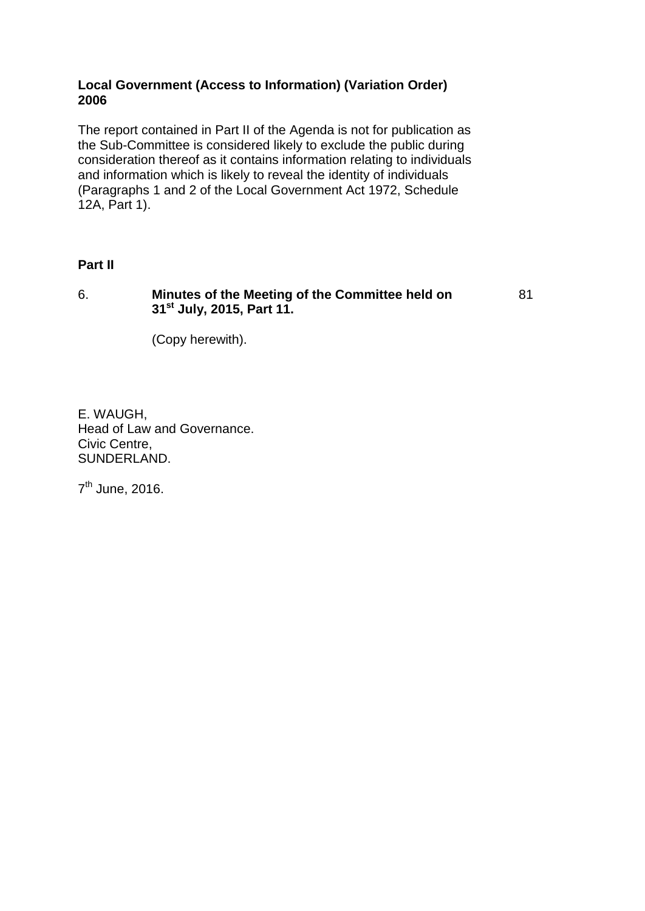**Local Government (Access to Information) (Variation Order) 2006**

The report contained in Part II of the Agenda is not for publication as the Sub-Committee is considered likely to exclude the public during consideration thereof as it contains information relating to individuals and information which is likely to reveal the identity of individuals (Paragraphs 1 and 2 of the Local Government Act 1972, Schedule 12A, Part 1).

**Part II**

| | | |
|---|---|---|
| 6. | **Minutes of the Meeting of the Committee held on 31st July, 2015, Part 11.**<br><br>(Copy herewith). | 81 |

E. WAUGH,
Head of Law and Governance.
Civic Centre,
SUNDERLAND.

7th June, 2016.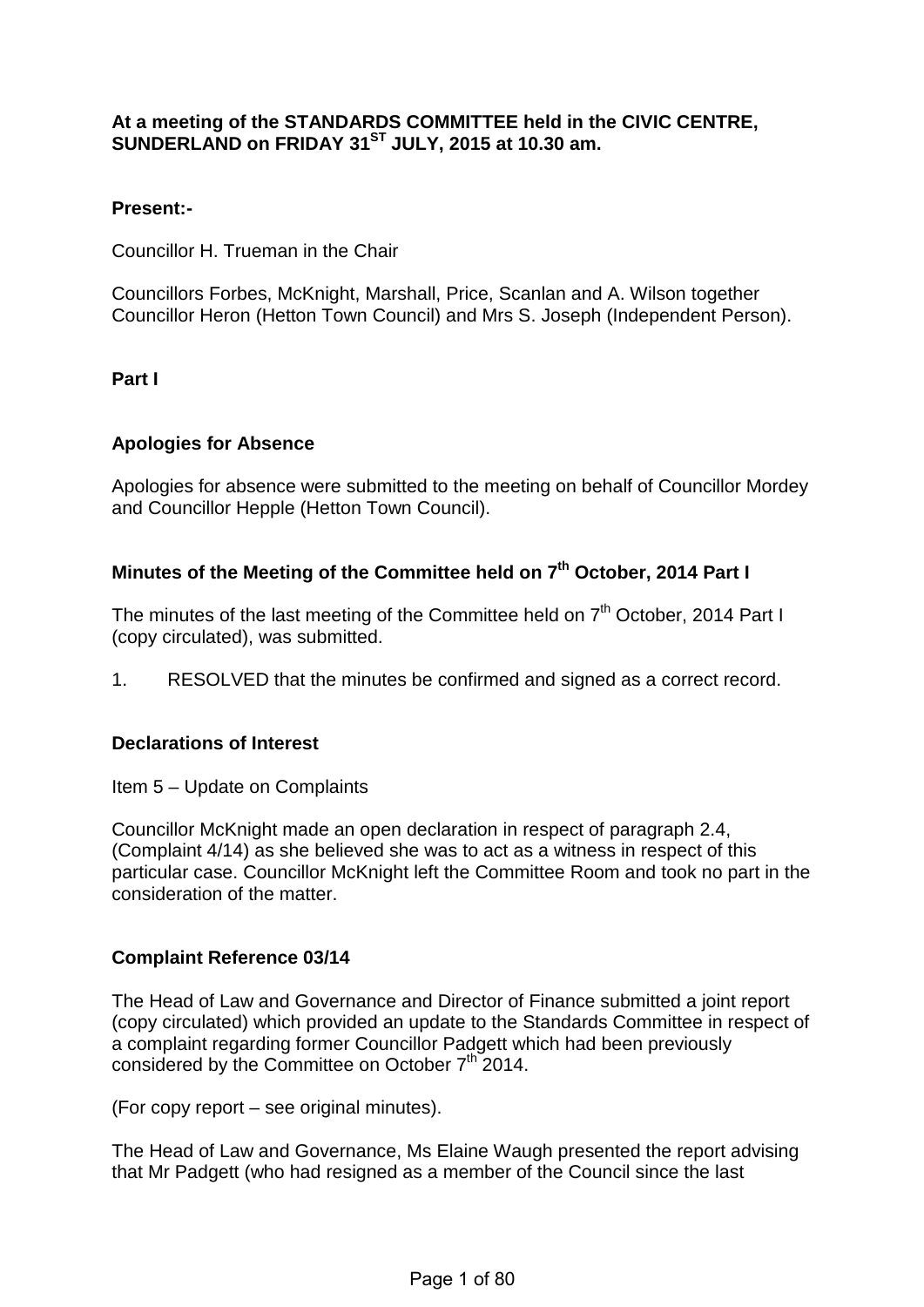**At a meeting of the STANDARDS COMMITTEE held in the CIVIC CENTRE, SUNDERLAND on FRIDAY 31ST JULY, 2015 at 10.30 am.**

**Present:-**

Councillor H. Trueman in the Chair

Councillors Forbes, McKnight, Marshall, Price, Scanlan and A. Wilson together Councillor Heron (Hetton Town Council) and Mrs S. Joseph (Independent Person).

**Part I**

**Apologies for Absence**

Apologies for absence were submitted to the meeting on behalf of Councillor Mordey and Councillor Hepple (Hetton Town Council).

**Minutes of the Meeting of the Committee held on 7th October, 2014 Part I**

The minutes of the last meeting of the Committee held on 7th October, 2014 Part I (copy circulated), was submitted.

1. RESOLVED that the minutes be confirmed and signed as a correct record.

**Declarations of Interest**

Item 5 – Update on Complaints

Councillor McKnight made an open declaration in respect of paragraph 2.4, (Complaint 4/14) as she believed she was to act as a witness in respect of this particular case. Councillor McKnight left the Committee Room and took no part in the consideration of the matter.

**Complaint Reference 03/14**

The Head of Law and Governance and Director of Finance submitted a joint report (copy circulated) which provided an update to the Standards Committee in respect of a complaint regarding former Councillor Padgett which had been previously considered by the Committee on October 7th 2014.

(For copy report – see original minutes).

The Head of Law and Governance, Ms Elaine Waugh presented the report advising that Mr Padgett (who had resigned as a member of the Council since the last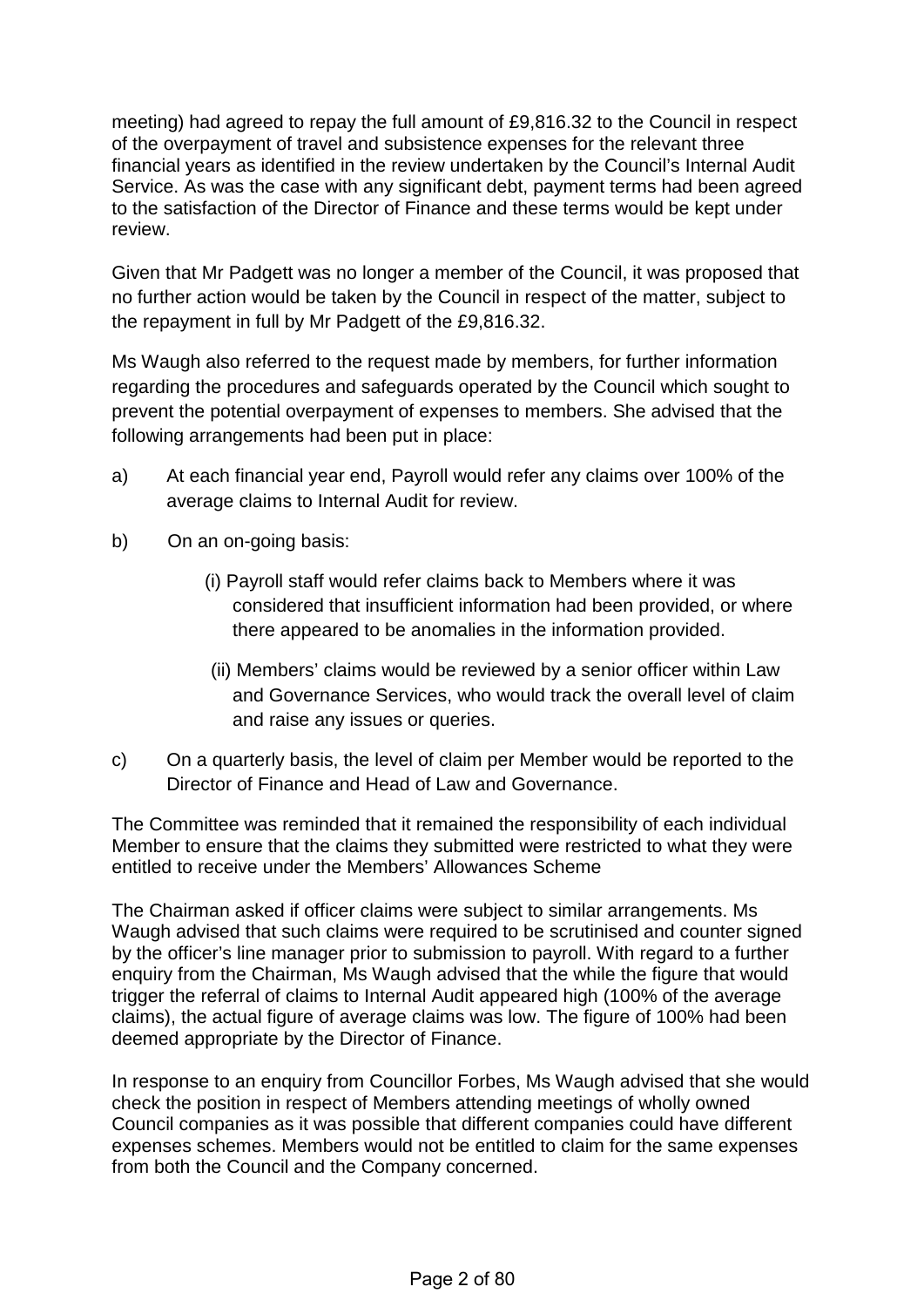meeting) had agreed to repay the full amount of £9,816.32 to the Council in respect of the overpayment of travel and subsistence expenses for the relevant three financial years as identified in the review undertaken by the Council's Internal Audit Service. As was the case with any significant debt, payment terms had been agreed to the satisfaction of the Director of Finance and these terms would be kept under review.

Given that Mr Padgett was no longer a member of the Council, it was proposed that no further action would be taken by the Council in respect of the matter, subject to the repayment in full by Mr Padgett of the £9,816.32.

Ms Waugh also referred to the request made by members, for further information regarding the procedures and safeguards operated by the Council which sought to prevent the potential overpayment of expenses to members. She advised that the following arrangements had been put in place:

a) At each financial year end, Payroll would refer any claims over 100% of the average claims to Internal Audit for review.

b) On an on-going basis:

   (i) Payroll staff would refer claims back to Members where it was considered that insufficient information had been provided, or where there appeared to be anomalies in the information provided.

   (ii) Members' claims would be reviewed by a senior officer within Law and Governance Services, who would track the overall level of claim and raise any issues or queries.

c) On a quarterly basis, the level of claim per Member would be reported to the Director of Finance and Head of Law and Governance.

The Committee was reminded that it remained the responsibility of each individual Member to ensure that the claims they submitted were restricted to what they were entitled to receive under the Members' Allowances Scheme

The Chairman asked if officer claims were subject to similar arrangements. Ms Waugh advised that such claims were required to be scrutinised and counter signed by the officer's line manager prior to submission to payroll. With regard to a further enquiry from the Chairman, Ms Waugh advised that the while the figure that would trigger the referral of claims to Internal Audit appeared high (100% of the average claims), the actual figure of average claims was low. The figure of 100% had been deemed appropriate by the Director of Finance.

In response to an enquiry from Councillor Forbes, Ms Waugh advised that she would check the position in respect of Members attending meetings of wholly owned Council companies as it was possible that different companies could have different expenses schemes. Members would not be entitled to claim for the same expenses from both the Council and the Company concerned.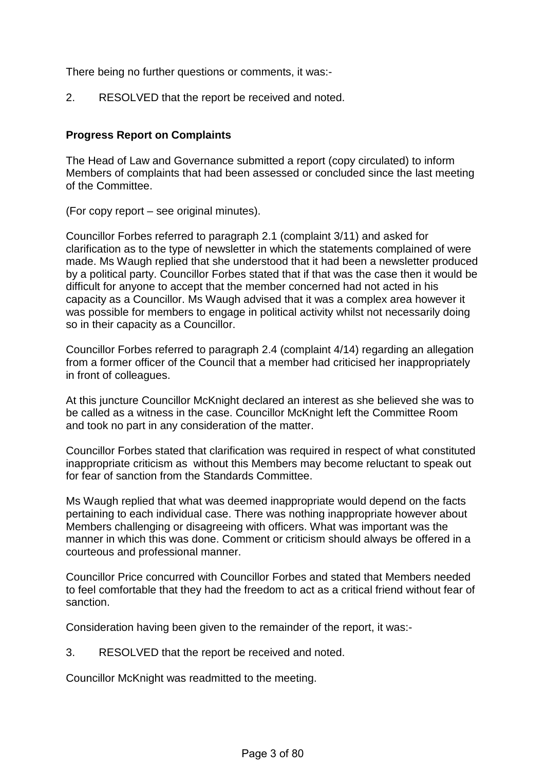There being no further questions or comments, it was:-

2. RESOLVED that the report be received and noted.

**Progress Report on Complaints**

The Head of Law and Governance submitted a report (copy circulated) to inform Members of complaints that had been assessed or concluded since the last meeting of the Committee.

(For copy report – see original minutes).

Councillor Forbes referred to paragraph 2.1 (complaint 3/11) and asked for clarification as to the type of newsletter in which the statements complained of were made. Ms Waugh replied that she understood that it had been a newsletter produced by a political party. Councillor Forbes stated that if that was the case then it would be difficult for anyone to accept that the member concerned had not acted in his capacity as a Councillor. Ms Waugh advised that it was a complex area however it was possible for members to engage in political activity whilst not necessarily doing so in their capacity as a Councillor.

Councillor Forbes referred to paragraph 2.4 (complaint 4/14) regarding an allegation from a former officer of the Council that a member had criticised her inappropriately in front of colleagues.

At this juncture Councillor McKnight declared an interest as she believed she was to be called as a witness in the case. Councillor McKnight left the Committee Room and took no part in any consideration of the matter.

Councillor Forbes stated that clarification was required in respect of what constituted inappropriate criticism as without this Members may become reluctant to speak out for fear of sanction from the Standards Committee.

Ms Waugh replied that what was deemed inappropriate would depend on the facts pertaining to each individual case. There was nothing inappropriate however about Members challenging or disagreeing with officers. What was important was the manner in which this was done. Comment or criticism should always be offered in a courteous and professional manner.

Councillor Price concurred with Councillor Forbes and stated that Members needed to feel comfortable that they had the freedom to act as a critical friend without fear of sanction.

Consideration having been given to the remainder of the report, it was:-

3. RESOLVED that the report be received and noted.

Councillor McKnight was readmitted to the meeting.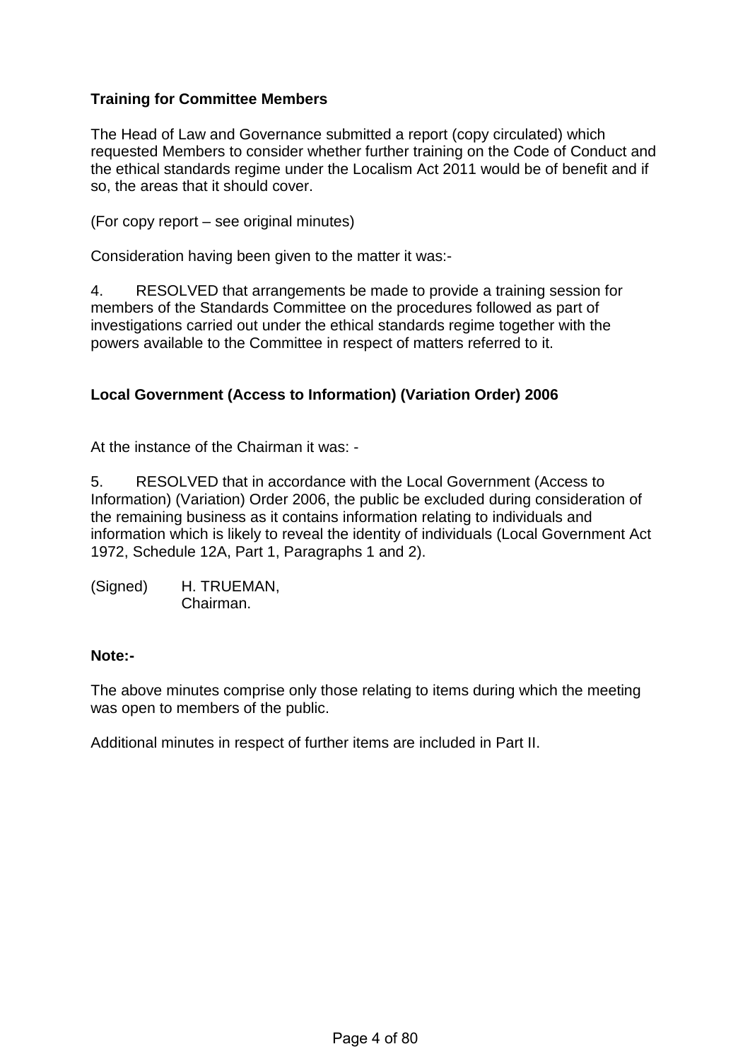**Training for Committee Members**

The Head of Law and Governance submitted a report (copy circulated) which requested Members to consider whether further training on the Code of Conduct and the ethical standards regime under the Localism Act 2011 would be of benefit and if so, the areas that it should cover.

(For copy report – see original minutes)

Consideration having been given to the matter it was:-

4. RESOLVED that arrangements be made to provide a training session for members of the Standards Committee on the procedures followed as part of investigations carried out under the ethical standards regime together with the powers available to the Committee in respect of matters referred to it.

**Local Government (Access to Information) (Variation Order) 2006**

At the instance of the Chairman it was: -

5. RESOLVED that in accordance with the Local Government (Access to Information) (Variation) Order 2006, the public be excluded during consideration of the remaining business as it contains information relating to individuals and information which is likely to reveal the identity of individuals (Local Government Act 1972, Schedule 12A, Part 1, Paragraphs 1 and 2).

(Signed) H. TRUEMAN,
Chairman.

**Note:-**

The above minutes comprise only those relating to items during which the meeting was open to members of the public.

Additional minutes in respect of further items are included in Part II.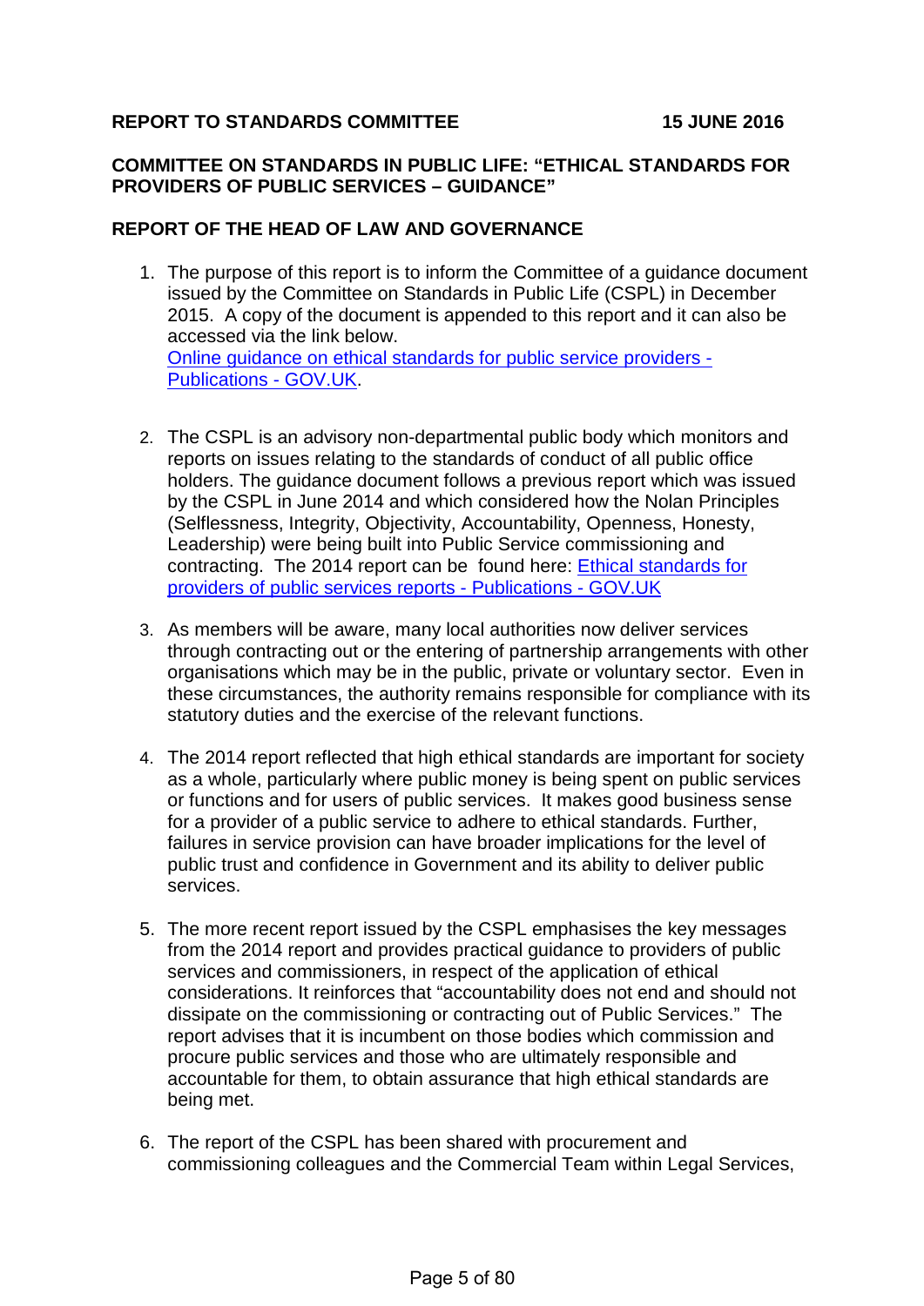**REPORT TO STANDARDS COMMITTEE 15 JUNE 2016**

**COMMITTEE ON STANDARDS IN PUBLIC LIFE: "ETHICAL STANDARDS FOR PROVIDERS OF PUBLIC SERVICES – GUIDANCE"**

**REPORT OF THE HEAD OF LAW AND GOVERNANCE**

1. The purpose of this report is to inform the Committee of a guidance document issued by the Committee on Standards in Public Life (CSPL) in December 2015. A copy of the document is appended to this report and it can also be accessed via the link below.
   [Online guidance on ethical standards for public service providers - Publications - GOV.UK](Online guidance on ethical standards for public service providers - Publications - GOV.UK).

2. The CSPL is an advisory non-departmental public body which monitors and reports on issues relating to the standards of conduct of all public office holders. The guidance document follows a previous report which was issued by the CSPL in June 2014 and which considered how the Nolan Principles (Selflessness, Integrity, Objectivity, Accountability, Openness, Honesty, Leadership) were being built into Public Service commissioning and contracting. The 2014 report can be found here: [Ethical standards for providers of public services reports - Publications - GOV.UK](Ethical standards for providers of public services reports - Publications - GOV.UK)

3. As members will be aware, many local authorities now deliver services through contracting out or the entering of partnership arrangements with other organisations which may be in the public, private or voluntary sector. Even in these circumstances, the authority remains responsible for compliance with its statutory duties and the exercise of the relevant functions.

4. The 2014 report reflected that high ethical standards are important for society as a whole, particularly where public money is being spent on public services or functions and for users of public services. It makes good business sense for a provider of a public service to adhere to ethical standards. Further, failures in service provision can have broader implications for the level of public trust and confidence in Government and its ability to deliver public services.

5. The more recent report issued by the CSPL emphasises the key messages from the 2014 report and provides practical guidance to providers of public services and commissioners, in respect of the application of ethical considerations. It reinforces that "accountability does not end and should not dissipate on the commissioning or contracting out of Public Services." The report advises that it is incumbent on those bodies which commission and procure public services and those who are ultimately responsible and accountable for them, to obtain assurance that high ethical standards are being met.

6. The report of the CSPL has been shared with procurement and commissioning colleagues and the Commercial Team within Legal Services,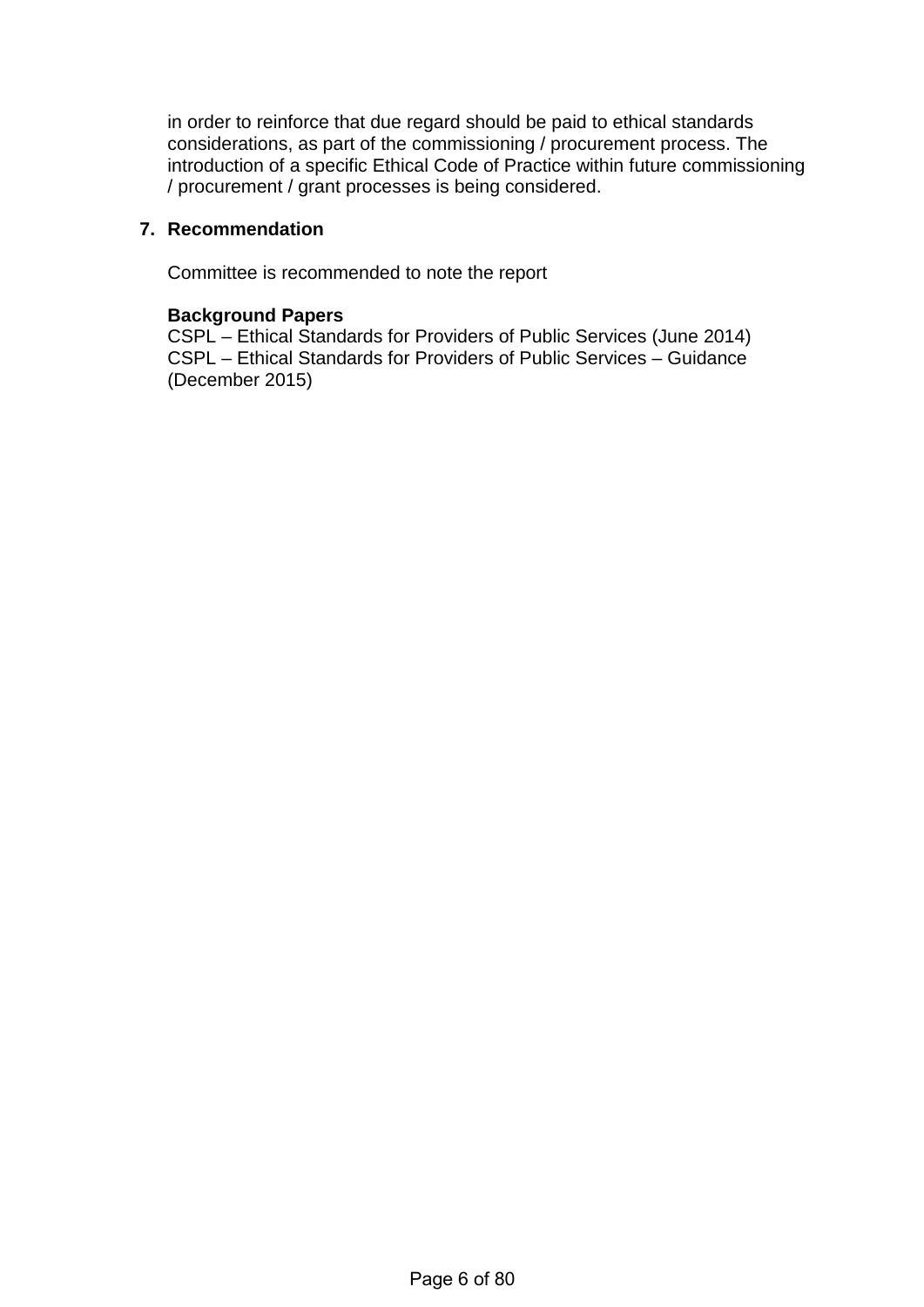in order to reinforce that due regard should be paid to ethical standards considerations, as part of the commissioning / procurement process. The introduction of a specific Ethical Code of Practice within future commissioning / procurement / grant processes is being considered.

7. **Recommendation**

Committee is recommended to note the report

**Background Papers**
CSPL – Ethical Standards for Providers of Public Services (June 2014)
CSPL – Ethical Standards for Providers of Public Services – Guidance (December 2015)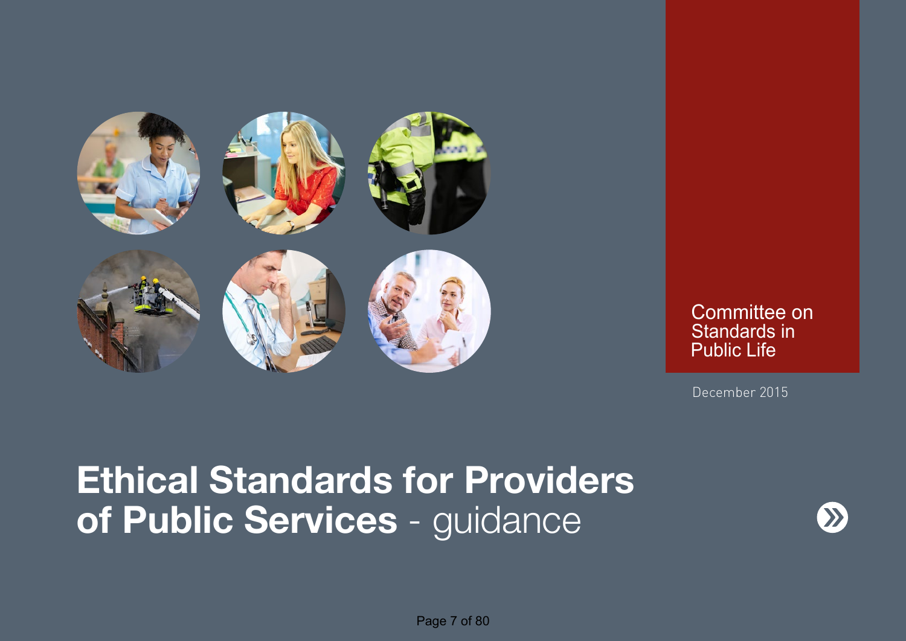Committee on Standards in Public Life

December 2015

# Ethical Standards for Providers of Public Services - guidance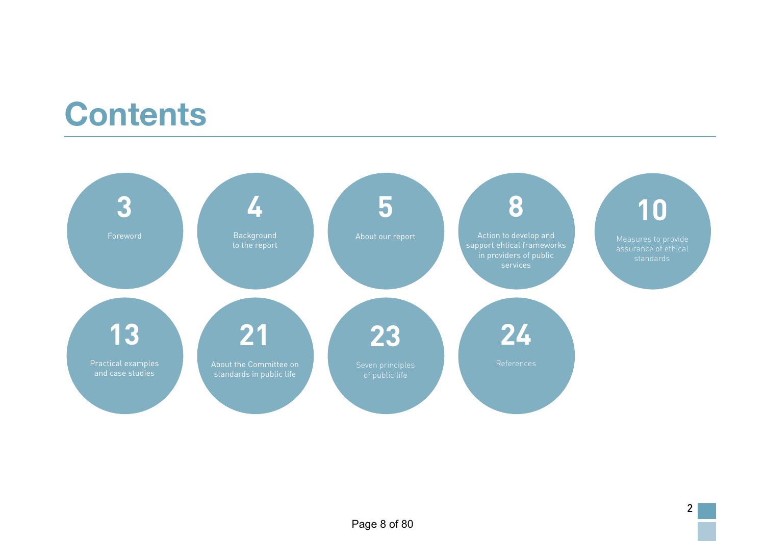# Contents

- 3 Foreword
- 4 Background to the report
- 5 About our report
- 8 Action to develop and support ehtical frameworks in providers of public services
- 10 Measures to provide assurance of ethical standards
- 13 Practical examples and case studies
- 21 About the Committee on standards in public life
- 23 Seven principles of public life
- 24 References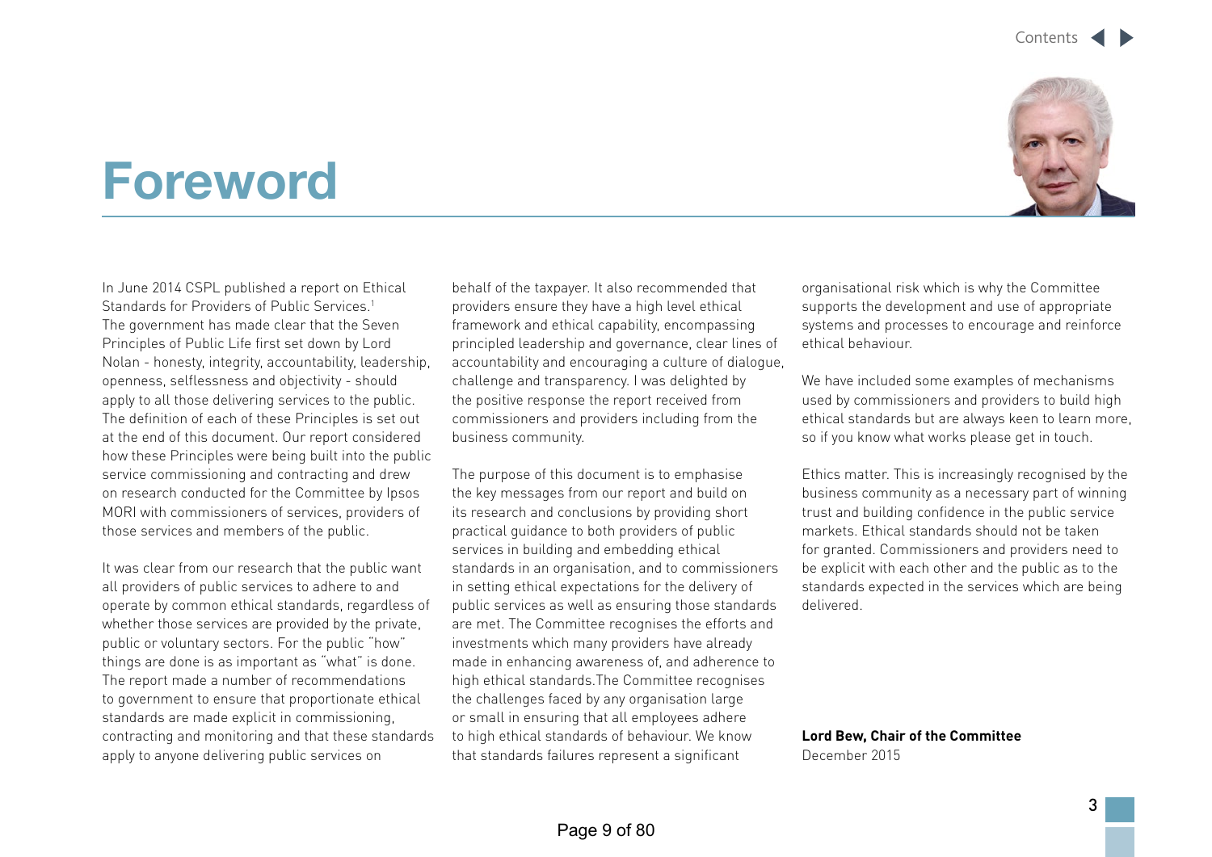# Foreword

In June 2014 CSPL published a report on Ethical Standards for Providers of Public Services.[1] The government has made clear that the Seven Principles of Public Life first set down by Lord Nolan - honesty, integrity, accountability, leadership, openness, selflessness and objectivity - should apply to all those delivering services to the public. The definition of each of these Principles is set out at the end of this document. Our report considered how these Principles were being built into the public service commissioning and contracting and drew on research conducted for the Committee by Ipsos MORI with commissioners of services, providers of those services and members of the public.

It was clear from our research that the public want all providers of public services to adhere to and operate by common ethical standards, regardless of whether those services are provided by the private, public or voluntary sectors. For the public "how" things are done is as important as "what" is done. The report made a number of recommendations to government to ensure that proportionate ethical standards are made explicit in commissioning, contracting and monitoring and that these standards apply to anyone delivering public services on behalf of the taxpayer. It also recommended that providers ensure they have a high level ethical framework and ethical capability, encompassing principled leadership and governance, clear lines of accountability and encouraging a culture of dialogue, challenge and transparency. I was delighted by the positive response the report received from commissioners and providers including from the business community.

The purpose of this document is to emphasise the key messages from our report and build on its research and conclusions by providing short practical guidance to both providers of public services in building and embedding ethical standards in an organisation, and to commissioners in setting ethical expectations for the delivery of public services as well as ensuring those standards are met. The Committee recognises the efforts and investments which many providers have already made in enhancing awareness of, and adherence to high ethical standards.The Committee recognises the challenges faced by any organisation large or small in ensuring that all employees adhere to high ethical standards of behaviour. We know that standards failures represent a significant organisational risk which is why the Committee supports the development and use of appropriate systems and processes to encourage and reinforce ethical behaviour.

We have included some examples of mechanisms used by commissioners and providers to build high ethical standards but are always keen to learn more, so if you know what works please get in touch.

Ethics matter. This is increasingly recognised by the business community as a necessary part of winning trust and building confidence in the public service markets. Ethical standards should not be taken for granted. Commissioners and providers need to be explicit with each other and the public as to the standards expected in the services which are being delivered.

**Lord Bew, Chair of the Committee**
December 2015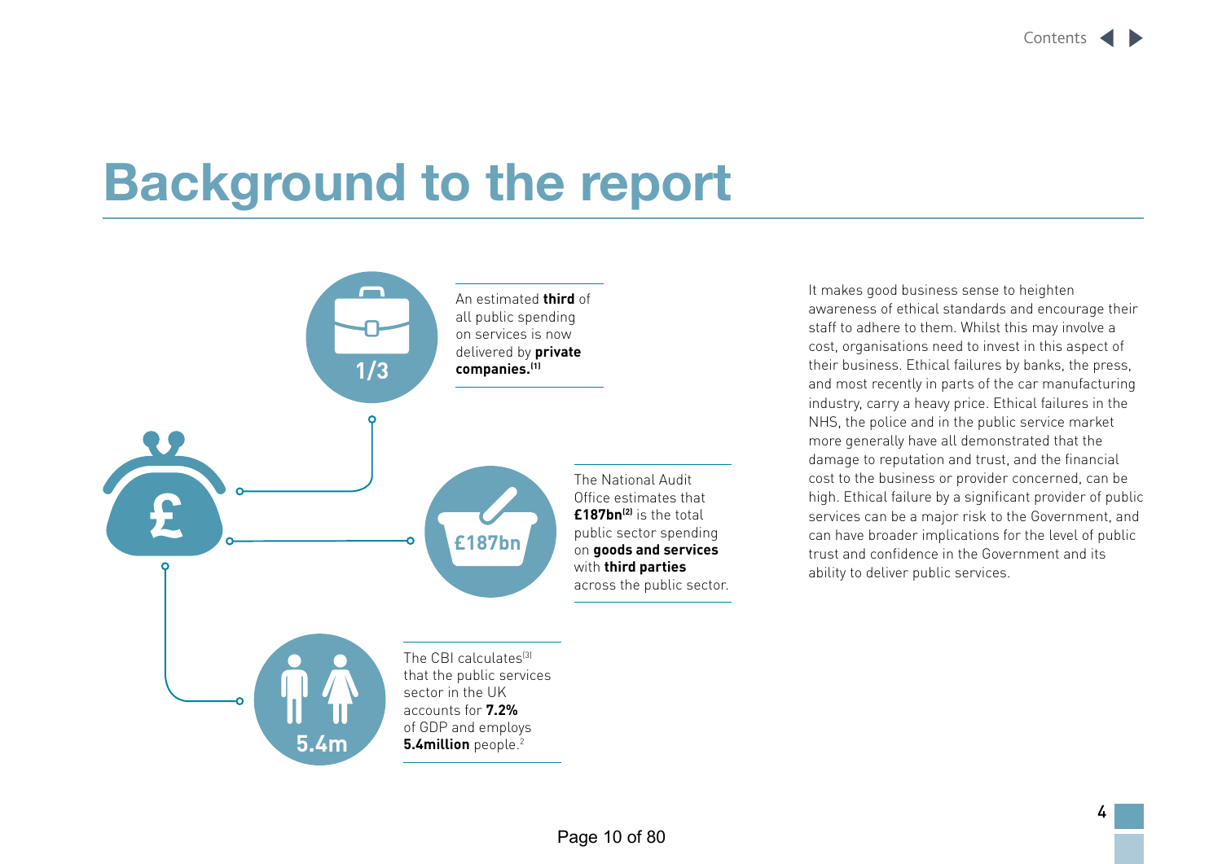# Background to the report

1/3

An estimated **third** of all public spending on services is now delivered by **private companies.**[1]

£187bn

The National Audit Office estimates that **£187bn**[2] is the total public sector spending on **goods and services** with **third parties** across the public sector.

5.4m

The CBI calculates[3] that the public services sector in the UK accounts for **7.2%** of GDP and employs **5.4million** people.[2]

It makes good business sense to heighten awareness of ethical standards and encourage their staff to adhere to them. Whilst this may involve a cost, organisations need to invest in this aspect of their business. Ethical failures by banks, the press, and most recently in parts of the car manufacturing industry, carry a heavy price. Ethical failures in the NHS, the police and in the public service market more generally have all demonstrated that the damage to reputation and trust, and the financial cost to the business or provider concerned, can be high. Ethical failure by a significant provider of public services can be a major risk to the Government, and can have broader implications for the level of public trust and confidence in the Government and its ability to deliver public services.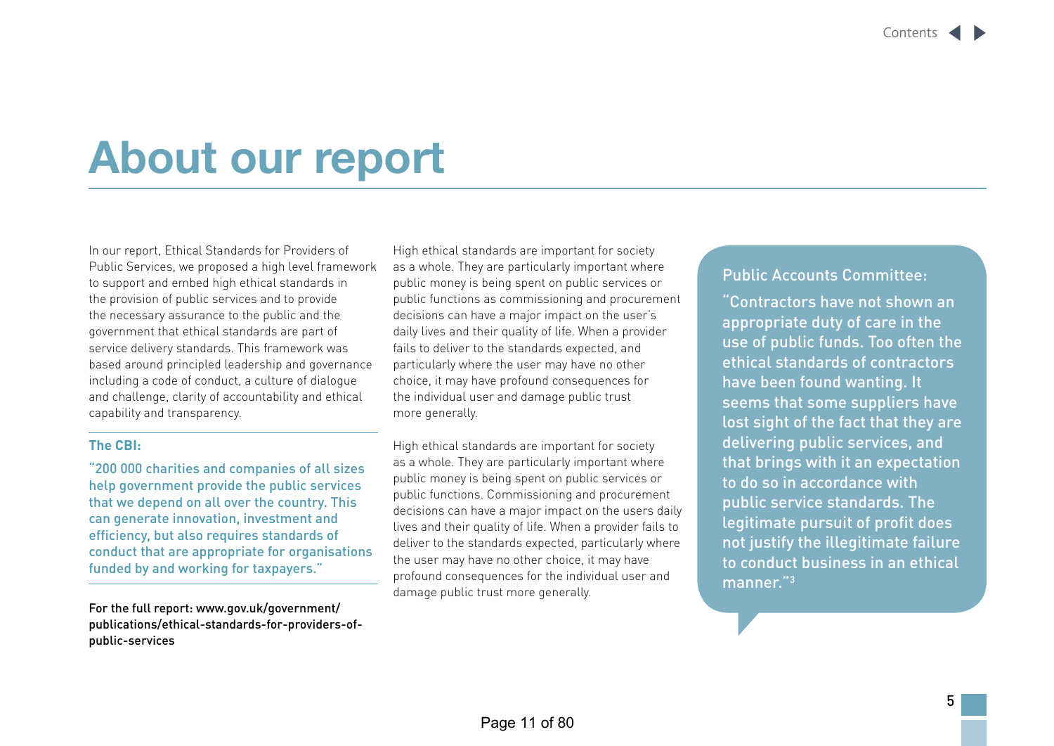# About our report

In our report, Ethical Standards for Providers of Public Services, we proposed a high level framework to support and embed high ethical standards in the provision of public services and to provide the necessary assurance to the public and the government that ethical standards are part of service delivery standards. This framework was based around principled leadership and governance including a code of conduct, a culture of dialogue and challenge, clarity of accountability and ethical capability and transparency.

**The CBI:**

"200 000 charities and companies of all sizes help government provide the public services that we depend on all over the country. This can generate innovation, investment and efficiency, but also requires standards of conduct that are appropriate for organisations funded by and working for taxpayers."

For the full report: www.gov.uk/government/publications/ethical-standards-for-providers-of-public-services

High ethical standards are important for society as a whole. They are particularly important where public money is being spent on public services or public functions as commissioning and procurement decisions can have a major impact on the user's daily lives and their quality of life. When a provider fails to deliver to the standards expected, and particularly where the user may have no other choice, it may have profound consequences for the individual user and damage public trust more generally.

High ethical standards are important for society as a whole. They are particularly important where public money is being spent on public services or public functions. Commissioning and procurement decisions can have a major impact on the users daily lives and their quality of life. When a provider fails to deliver to the standards expected, particularly where the user may have no other choice, it may have profound consequences for the individual user and damage public trust more generally.

**Public Accounts Committee:**

"Contractors have not shown an appropriate duty of care in the use of public funds. Too often the ethical standards of contractors have been found wanting. It seems that some suppliers have lost sight of the fact that they are delivering public services, and that brings with it an expectation to do so in accordance with public service standards. The legitimate pursuit of profit does not justify the illegitimate failure to conduct business in an ethical manner."[3]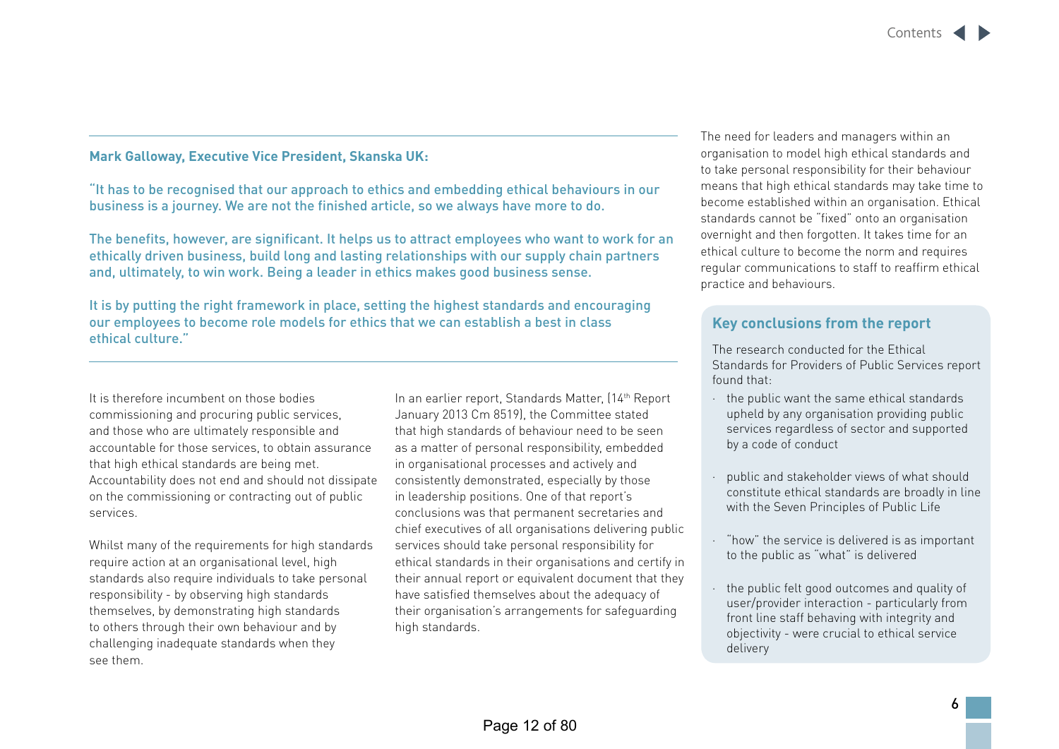**Mark Galloway, Executive Vice President, Skanska UK:**

"It has to be recognised that our approach to ethics and embedding ethical behaviours in our business is a journey. We are not the finished article, so we always have more to do.

The benefits, however, are significant. It helps us to attract employees who want to work for an ethically driven business, build long and lasting relationships with our supply chain partners and, ultimately, to win work. Being a leader in ethics makes good business sense.

It is by putting the right framework in place, setting the highest standards and encouraging our employees to become role models for ethics that we can establish a best in class ethical culture."

---

It is therefore incumbent on those bodies commissioning and procuring public services, and those who are ultimately responsible and accountable for those services, to obtain assurance that high ethical standards are being met. Accountability does not end and should not dissipate on the commissioning or contracting out of public services.

Whilst many of the requirements for high standards require action at an organisational level, high standards also require individuals to take personal responsibility - by observing high standards themselves, by demonstrating high standards to others through their own behaviour and by challenging inadequate standards when they see them.

In an earlier report, Standards Matter, (14th Report January 2013 Cm 8519), the Committee stated that high standards of behaviour need to be seen as a matter of personal responsibility, embedded in organisational processes and actively and consistently demonstrated, especially by those in leadership positions. One of that report's conclusions was that permanent secretaries and chief executives of all organisations delivering public services should take personal responsibility for ethical standards in their organisations and certify in their annual report or equivalent document that they have satisfied themselves about the adequacy of their organisation's arrangements for safeguarding high standards.

The need for leaders and managers within an organisation to model high ethical standards and to take personal responsibility for their behaviour means that high ethical standards may take time to become established within an organisation. Ethical standards cannot be "fixed" onto an organisation overnight and then forgotten. It takes time for an ethical culture to become the norm and requires regular communications to staff to reaffirm ethical practice and behaviours.

### Key conclusions from the report

The research conducted for the Ethical Standards for Providers of Public Services report found that:

- the public want the same ethical standards upheld by any organisation providing public services regardless of sector and supported by a code of conduct
- public and stakeholder views of what should constitute ethical standards are broadly in line with the Seven Principles of Public Life
- "how" the service is delivered is as important to the public as "what" is delivered
- the public felt good outcomes and quality of user/provider interaction - particularly from front line staff behaving with integrity and objectivity - were crucial to ethical service delivery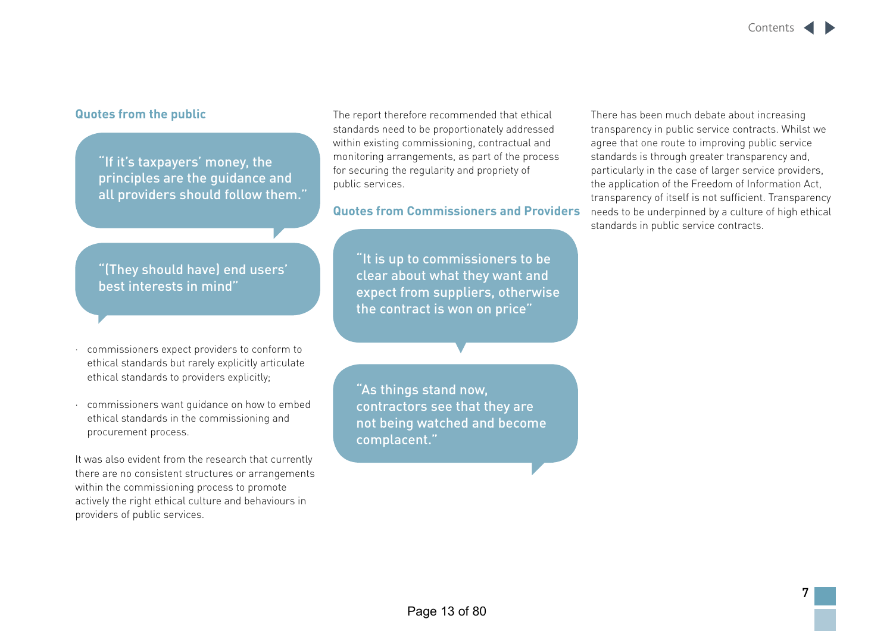### Quotes from the public

"If it's taxpayers' money, the principles are the guidance and all providers should follow them."

"(They should have) end users' best interests in mind"

- commissioners expect providers to conform to ethical standards but rarely explicitly articulate ethical standards to providers explicitly;
- commissioners want guidance on how to embed ethical standards in the commissioning and procurement process.

It was also evident from the research that currently there are no consistent structures or arrangements within the commissioning process to promote actively the right ethical culture and behaviours in providers of public services.

The report therefore recommended that ethical standards need to be proportionately addressed within existing commissioning, contractual and monitoring arrangements, as part of the process for securing the regularity and propriety of public services.

### Quotes from Commissioners and Providers

"It is up to commissioners to be clear about what they want and expect from suppliers, otherwise the contract is won on price"

"As things stand now, contractors see that they are not being watched and become complacent."

There has been much debate about increasing transparency in public service contracts. Whilst we agree that one route to improving public service standards is through greater transparency and, particularly in the case of larger service providers, the application of the Freedom of Information Act, transparency of itself is not sufficient. Transparency needs to be underpinned by a culture of high ethical standards in public service contracts.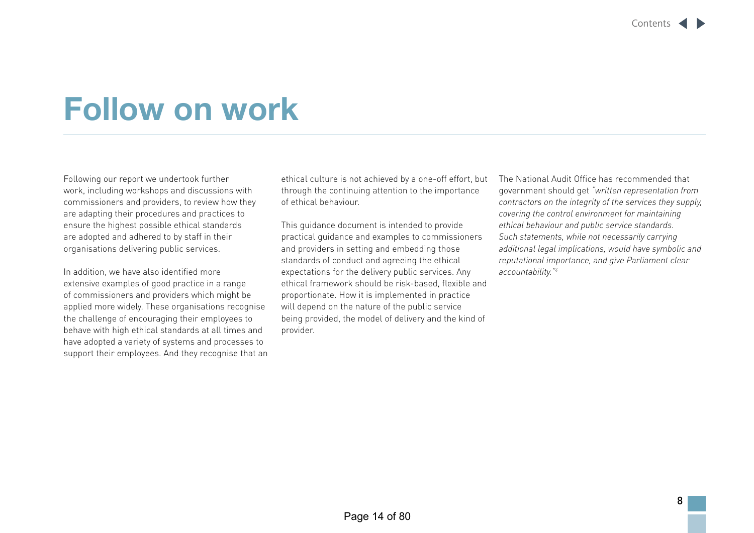# Follow on work

Following our report we undertook further work, including workshops and discussions with commissioners and providers, to review how they are adapting their procedures and practices to ensure the highest possible ethical standards are adopted and adhered to by staff in their organisations delivering public services.

In addition, we have also identified more extensive examples of good practice in a range of commissioners and providers which might be applied more widely. These organisations recognise the challenge of encouraging their employees to behave with high ethical standards at all times and have adopted a variety of systems and processes to support their employees. And they recognise that an ethical culture is not achieved by a one-off effort, but through the continuing attention to the importance of ethical behaviour.

This guidance document is intended to provide practical guidance and examples to commissioners and providers in setting and embedding those standards of conduct and agreeing the ethical expectations for the delivery public services. Any ethical framework should be risk-based, flexible and proportionate. How it is implemented in practice will depend on the nature of the public service being provided, the model of delivery and the kind of provider.

The National Audit Office has recommended that government should get *"written representation from contractors on the integrity of the services they supply, covering the control environment for maintaining ethical behaviour and public service standards. Such statements, while not necessarily carrying additional legal implications, would have symbolic and reputational importance, and give Parliament clear accountability."*[4]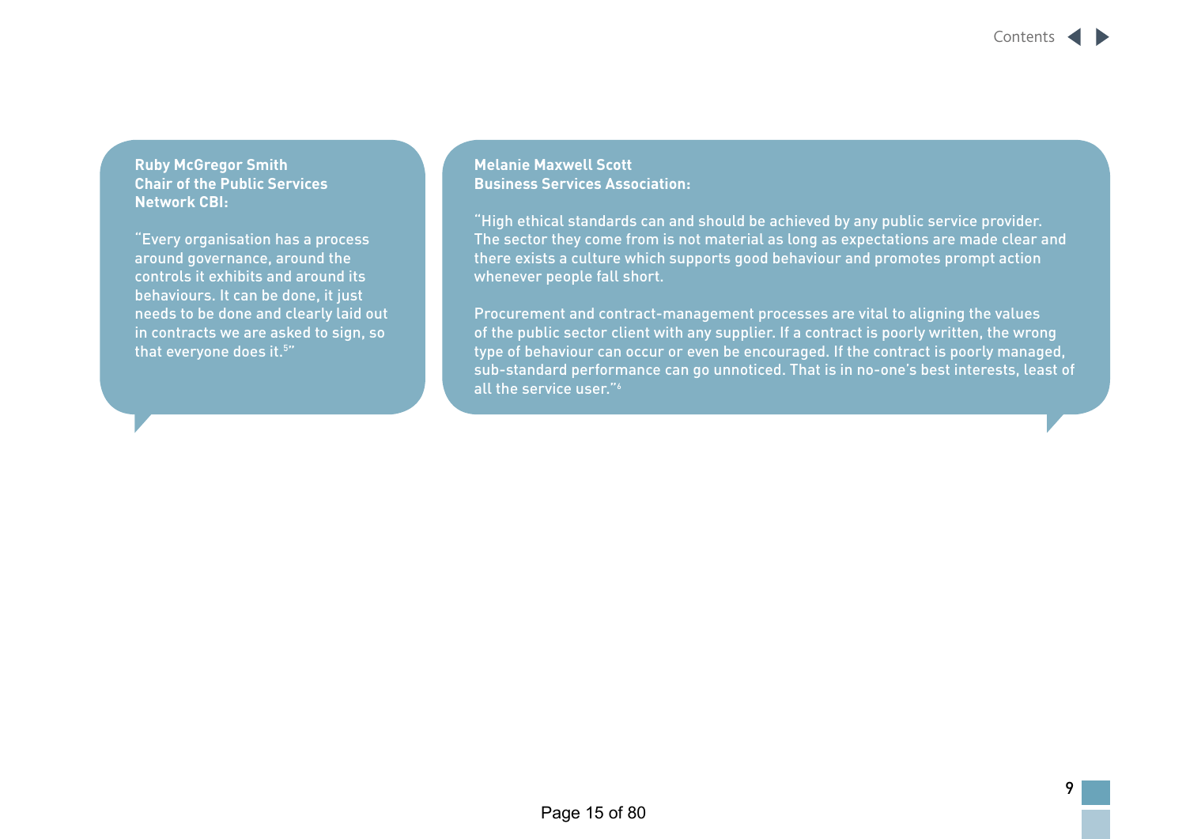**Ruby McGregor Smith**
**Chair of the Public Services Network CBI:**

"Every organisation has a process around governance, around the controls it exhibits and around its behaviours. It can be done, it just needs to be done and clearly laid out in contracts we are asked to sign, so that everyone does it.[5]"

**Melanie Maxwell Scott**
**Business Services Association:**

"High ethical standards can and should be achieved by any public service provider. The sector they come from is not material as long as expectations are made clear and there exists a culture which supports good behaviour and promotes prompt action whenever people fall short.

Procurement and contract-management processes are vital to aligning the values of the public sector client with any supplier. If a contract is poorly written, the wrong type of behaviour can occur or even be encouraged. If the contract is poorly managed, sub-standard performance can go unnoticed. That is in no-one's best interests, least of all the service user."[6]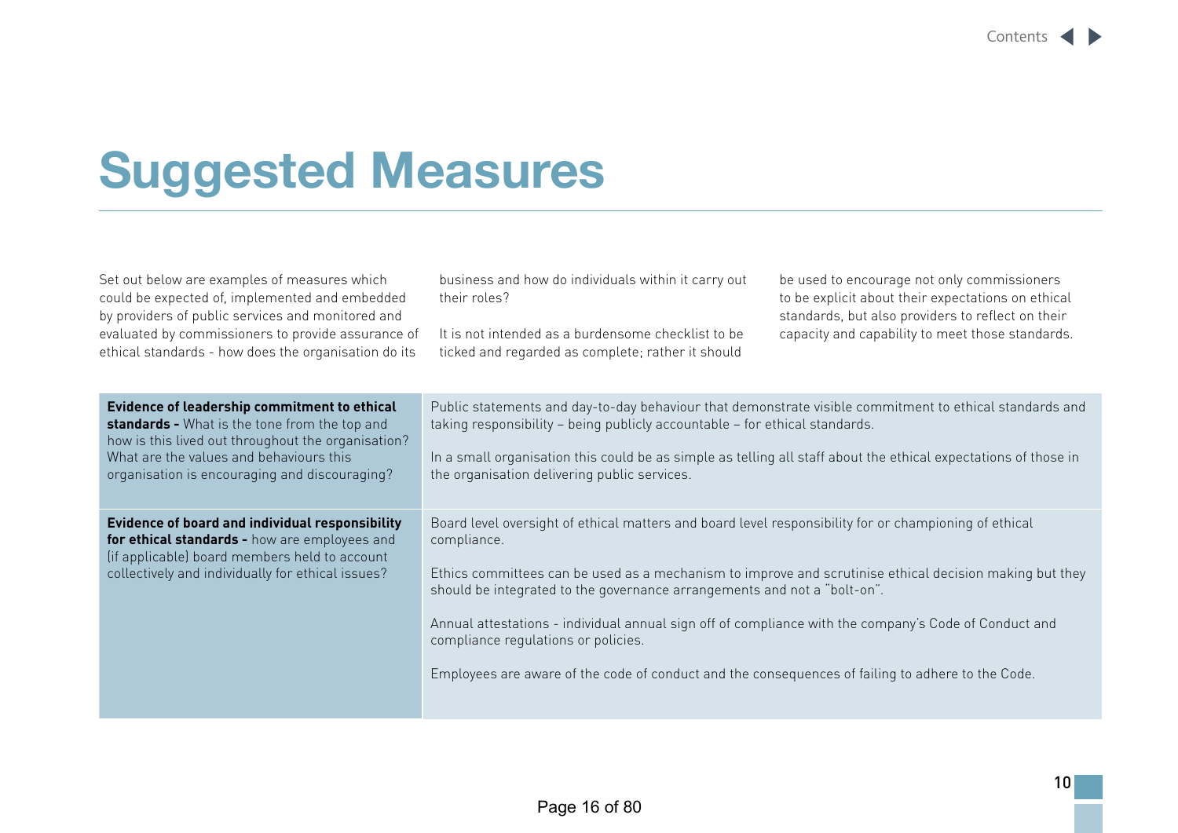# Suggested Measures

Set out below are examples of measures which could be expected of, implemented and embedded by providers of public services and monitored and evaluated by commissioners to provide assurance of ethical standards - how does the organisation do its business and how do individuals within it carry out their roles?

It is not intended as a burdensome checklist to be ticked and regarded as complete; rather it should be used to encourage not only commissioners to be explicit about their expectations on ethical standards, but also providers to reflect on their capacity and capability to meet those standards.

| | |
|---|---|
| **Evidence of leadership commitment to ethical standards -** What is the tone from the top and how is this lived out throughout the organisation? What are the values and behaviours this organisation is encouraging and discouraging? | Public statements and day-to-day behaviour that demonstrate visible commitment to ethical standards and taking responsibility – being publicly accountable – for ethical standards.<br><br>In a small organisation this could be as simple as telling all staff about the ethical expectations of those in the organisation delivering public services. |
| **Evidence of board and individual responsibility for ethical standards -** how are employees and (if applicable) board members held to account collectively and individually for ethical issues? | Board level oversight of ethical matters and board level responsibility for or championing of ethical compliance.<br><br>Ethics committees can be used as a mechanism to improve and scrutinise ethical decision making but they should be integrated to the governance arrangements and not a "bolt-on".<br><br>Annual attestations - individual annual sign off of compliance with the company's Code of Conduct and compliance regulations or policies.<br><br>Employees are aware of the code of conduct and the consequences of failing to adhere to the Code. |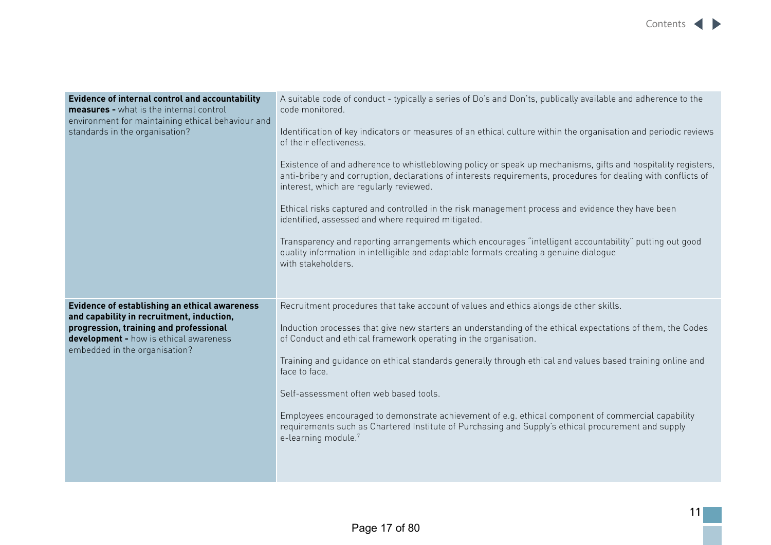| | |
|---|---|
| **Evidence of internal control and accountability measures -** what is the internal control environment for maintaining ethical behaviour and standards in the organisation? | A suitable code of conduct - typically a series of Do's and Don'ts, publically available and adherence to the code monitored.<br><br>Identification of key indicators or measures of an ethical culture within the organisation and periodic reviews of their effectiveness.<br><br>Existence of and adherence to whistleblowing policy or speak up mechanisms, gifts and hospitality registers, anti-bribery and corruption, declarations of interests requirements, procedures for dealing with conflicts of interest, which are regularly reviewed.<br><br>Ethical risks captured and controlled in the risk management process and evidence they have been identified, assessed and where required mitigated.<br><br>Transparency and reporting arrangements which encourages "intelligent accountability" putting out good quality information in intelligible and adaptable formats creating a genuine dialogue with stakeholders. |
| **Evidence of establishing an ethical awareness and capability in recruitment, induction, progression, training and professional development -** how is ethical awareness embedded in the organisation? | Recruitment procedures that take account of values and ethics alongside other skills.<br><br>Induction processes that give new starters an understanding of the ethical expectations of them, the Codes of Conduct and ethical framework operating in the organisation.<br><br>Training and guidance on ethical standards generally through ethical and values based training online and face to face.<br><br>Self-assessment often web based tools.<br><br>Employees encouraged to demonstrate achievement of e.g. ethical component of commercial capability requirements such as Chartered Institute of Purchasing and Supply's ethical procurement and supply e-learning module.[7] |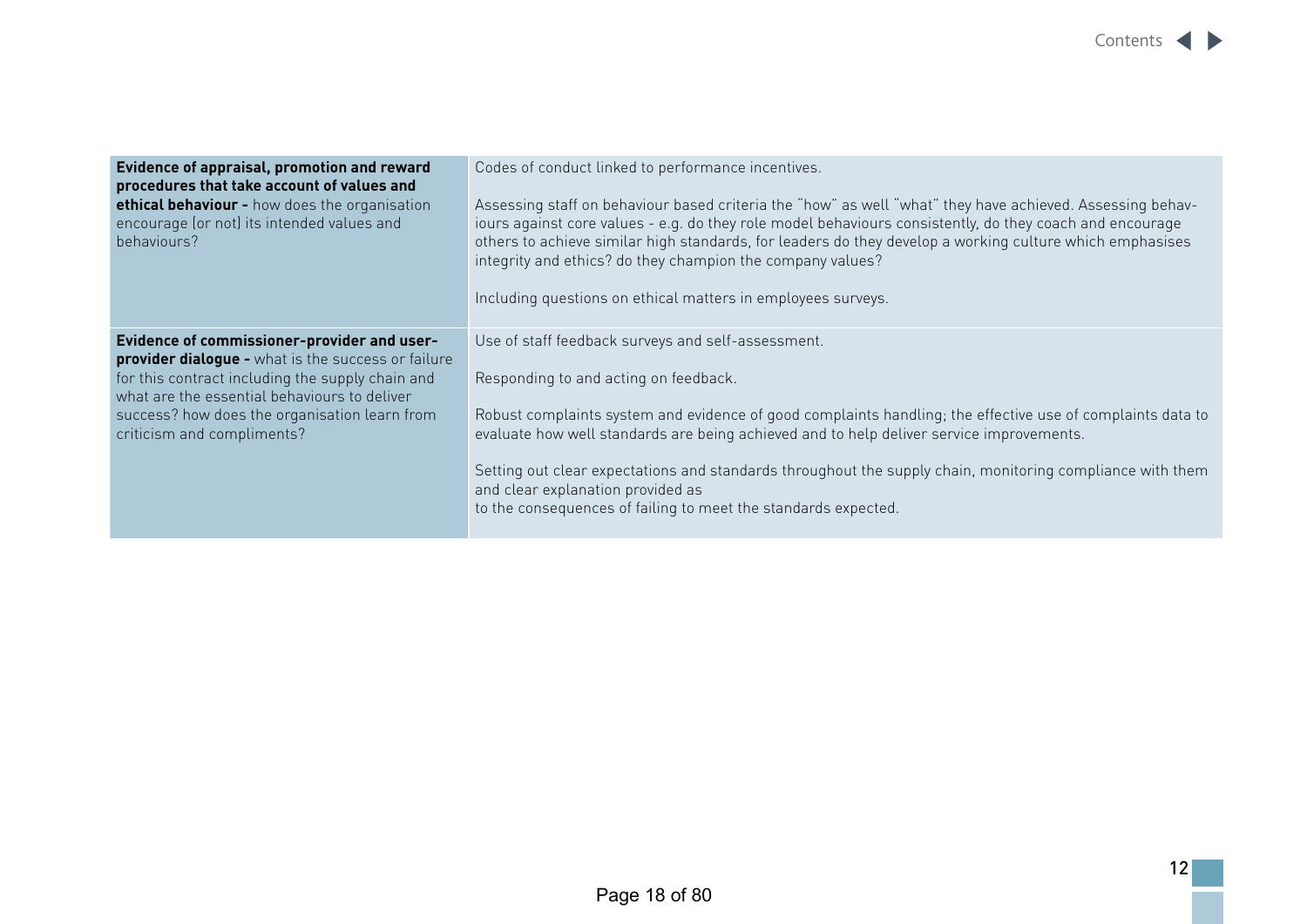| | |
|---|---|
| **Evidence of appraisal, promotion and reward procedures that take account of values and ethical behaviour -** how does the organisation encourage (or not) its intended values and behaviours? | Codes of conduct linked to performance incentives.<br><br>Assessing staff on behaviour based criteria the "how" as well "what" they have achieved. Assessing behaviours against core values - e.g. do they role model behaviours consistently, do they coach and encourage others to achieve similar high standards, for leaders do they develop a working culture which emphasises integrity and ethics? do they champion the company values?<br><br>Including questions on ethical matters in employees surveys. |
| **Evidence of commissioner-provider and user-provider dialogue -** what is the success or failure for this contract including the supply chain and what are the essential behaviours to deliver success? how does the organisation learn from criticism and compliments? | Use of staff feedback surveys and self-assessment.<br><br>Responding to and acting on feedback.<br><br>Robust complaints system and evidence of good complaints handling; the effective use of complaints data to evaluate how well standards are being achieved and to help deliver service improvements.<br><br>Setting out clear expectations and standards throughout the supply chain, monitoring compliance with them and clear explanation provided as to the consequences of failing to meet the standards expected. |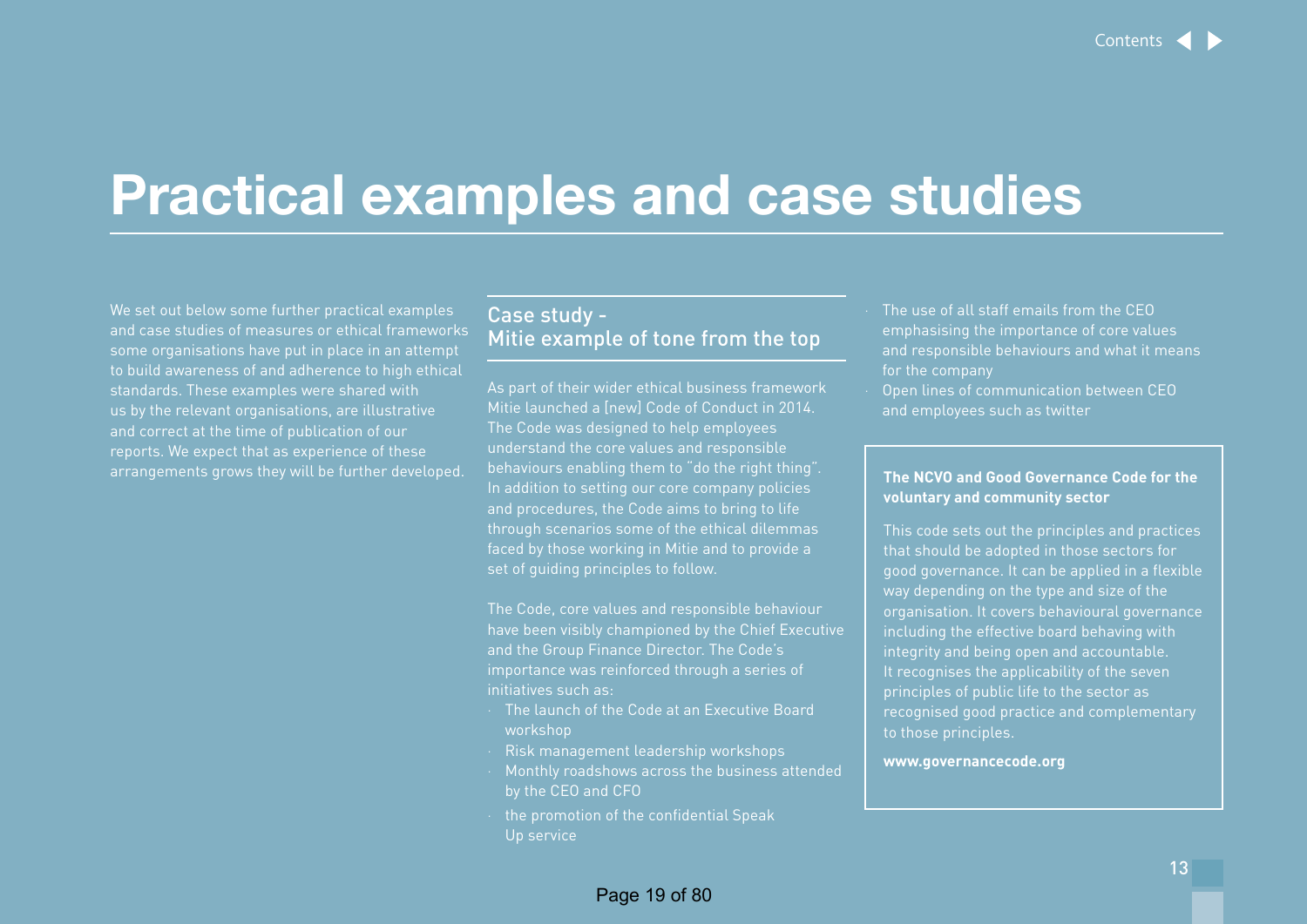# Practical examples and case studies

We set out below some further practical examples and case studies of measures or ethical frameworks some organisations have put in place in an attempt to build awareness of and adherence to high ethical standards. These examples were shared with us by the relevant organisations, are illustrative and correct at the time of publication of our reports. We expect that as experience of these arrangements grows they will be further developed.

## Case study - Mitie example of tone from the top

As part of their wider ethical business framework Mitie launched a [new] Code of Conduct in 2014. The Code was designed to help employees understand the core values and responsible behaviours enabling them to "do the right thing". In addition to setting our core company policies and procedures, the Code aims to bring to life through scenarios some of the ethical dilemmas faced by those working in Mitie and to provide a set of guiding principles to follow.

The Code, core values and responsible behaviour have been visibly championed by the Chief Executive and the Group Finance Director. The Code's importance was reinforced through a series of initiatives such as:

- The launch of the Code at an Executive Board workshop
- Risk management leadership workshops
- Monthly roadshows across the business attended by the CEO and CFO
- the promotion of the confidential Speak Up service
- The use of all staff emails from the CEO emphasising the importance of core values and responsible behaviours and what it means for the company
- Open lines of communication between CEO and employees such as twitter

**The NCVO and Good Governance Code for the voluntary and community sector**

This code sets out the principles and practices that should be adopted in those sectors for good governance. It can be applied in a flexible way depending on the type and size of the organisation. It covers behavioural governance including the effective board behaving with integrity and being open and accountable. It recognises the applicability of the seven principles of public life to the sector as recognised good practice and complementary to those principles.

**www.governancecode.org**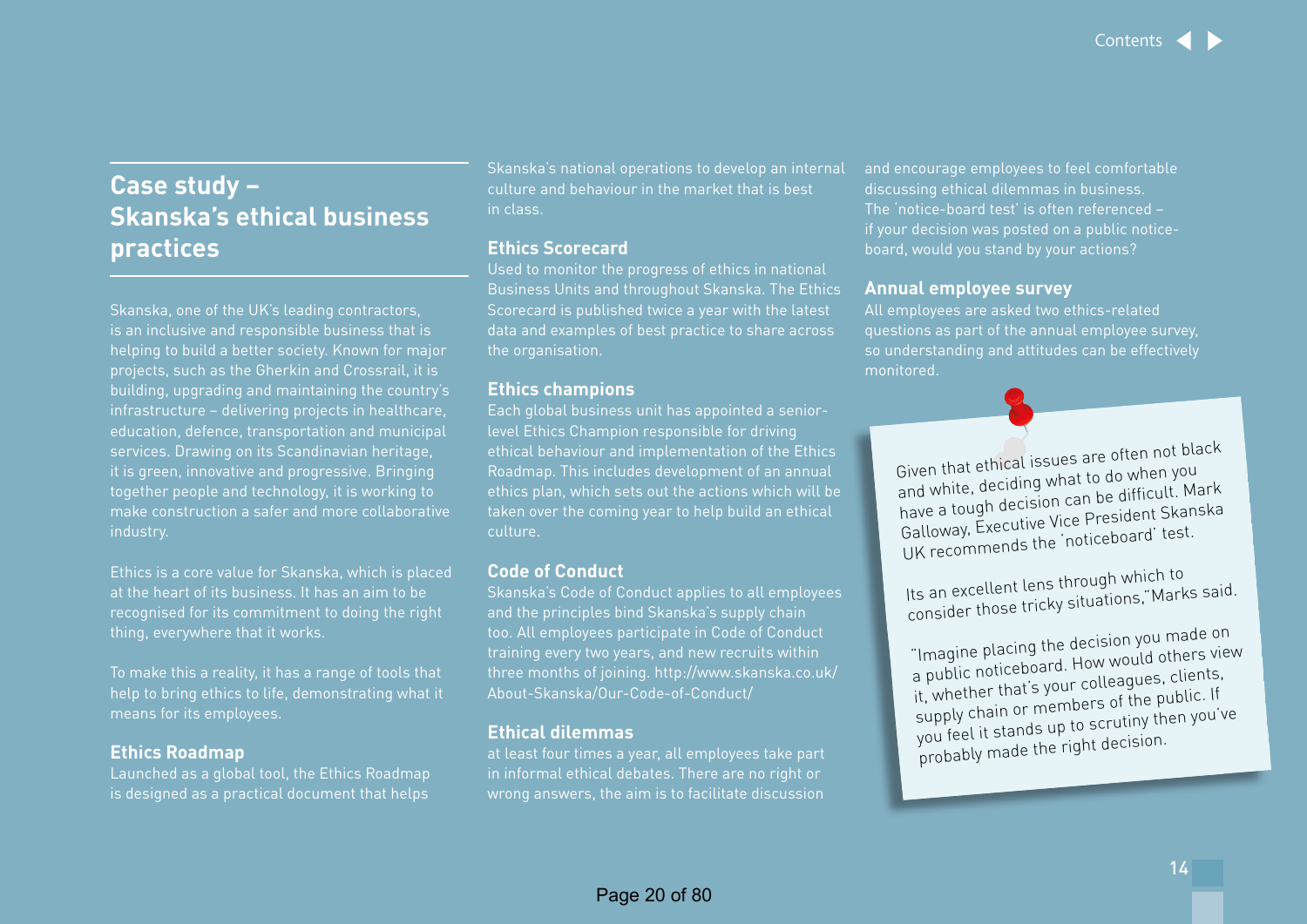# Case study – Skanska's ethical business practices

Skanska, one of the UK's leading contractors, is an inclusive and responsible business that is helping to build a better society. Known for major projects, such as the Gherkin and Crossrail, it is building, upgrading and maintaining the country's infrastructure – delivering projects in healthcare, education, defence, transportation and municipal services. Drawing on its Scandinavian heritage, it is green, innovative and progressive. Bringing together people and technology, it is working to make construction a safer and more collaborative industry.

Ethics is a core value for Skanska, which is placed at the heart of its business. It has an aim to be recognised for its commitment to doing the right thing, everywhere that it works.

To make this a reality, it has a range of tools that help to bring ethics to life, demonstrating what it means for its employees.

## Ethics Roadmap

Launched as a global tool, the Ethics Roadmap is designed as a practical document that helps Skanska's national operations to develop an internal culture and behaviour in the market that is best in class.

## Ethics Scorecard

Used to monitor the progress of ethics in national Business Units and throughout Skanska. The Ethics Scorecard is published twice a year with the latest data and examples of best practice to share across the organisation.

## Ethics champions

Each global business unit has appointed a senior-level Ethics Champion responsible for driving ethical behaviour and implementation of the Ethics Roadmap. This includes development of an annual ethics plan, which sets out the actions which will be taken over the coming year to help build an ethical culture.

## Code of Conduct

Skanska's Code of Conduct applies to all employees and the principles bind Skanska's supply chain too. All employees participate in Code of Conduct training every two years, and new recruits within three months of joining. http://www.skanska.co.uk/About-Skanska/Our-Code-of-Conduct/

## Ethical dilemmas

at least four times a year, all employees take part in informal ethical debates. There are no right or wrong answers, the aim is to facilitate discussion and encourage employees to feel comfortable discussing ethical dilemmas in business. The 'notice-board test' is often referenced – if your decision was posted on a public notice-board, would you stand by your actions?

## Annual employee survey

All employees are asked two ethics-related questions as part of the annual employee survey, so understanding and attitudes can be effectively monitored.

Given that ethical issues are often not black and white, deciding what to do when you have a tough decision can be difficult. Mark Galloway, Executive Vice President Skanska UK recommends the 'noticeboard' test.

Its an excellent lens through which to consider those tricky situations,"Marks said.

"Imagine placing the decision you made on a public noticeboard. How would others view it, whether that's your colleagues, clients, supply chain or members of the public. If you feel it stands up to scrutiny then you've probably made the right decision.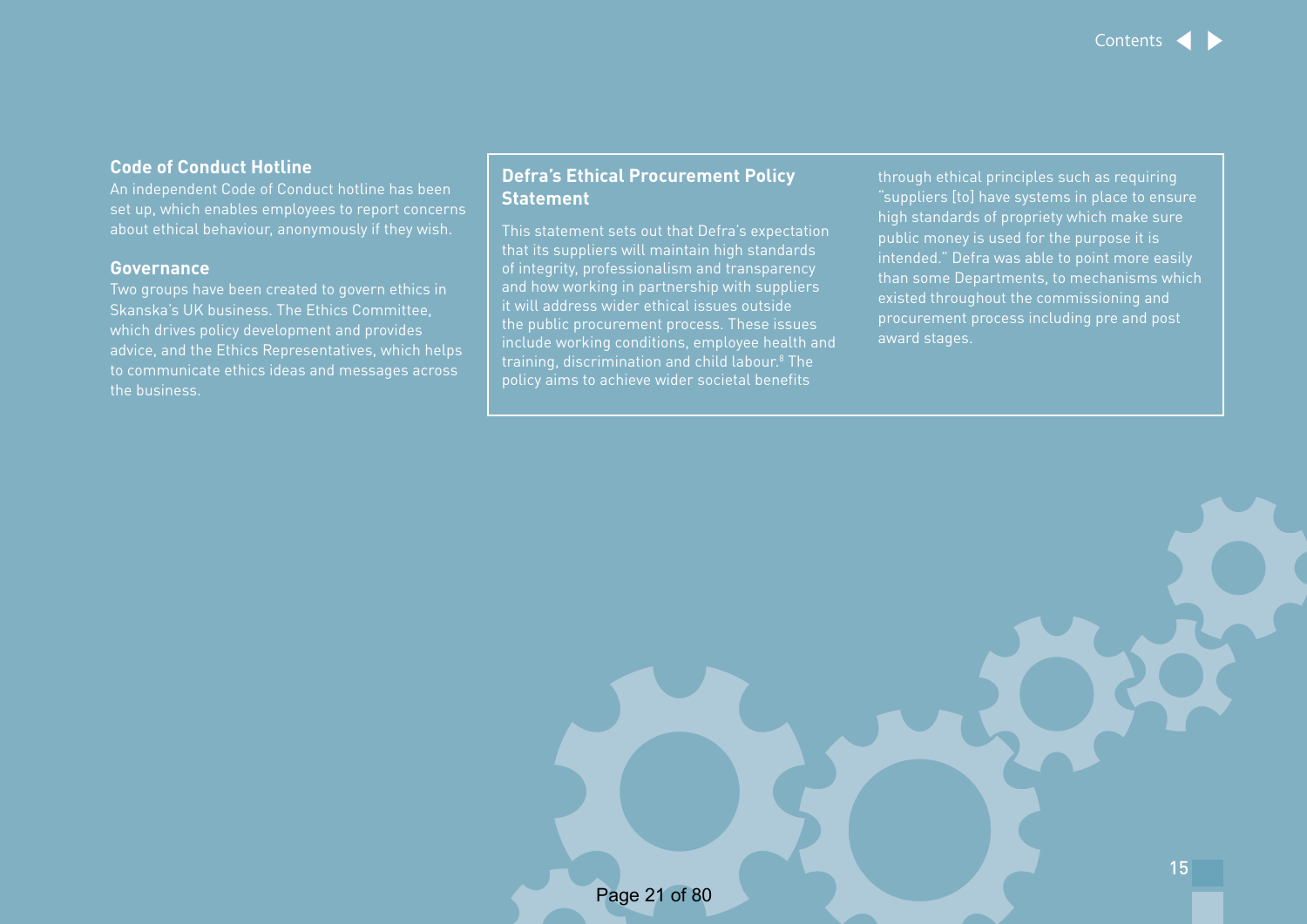### Code of Conduct Hotline

An independent Code of Conduct hotline has been set up, which enables employees to report concerns about ethical behaviour, anonymously if they wish.

### Governance

Two groups have been created to govern ethics in Skanska's UK business. The Ethics Committee, which drives policy development and provides advice, and the Ethics Representatives, which helps to communicate ethics ideas and messages across the business.

### Defra's Ethical Procurement Policy Statement

This statement sets out that Defra's expectation that its suppliers will maintain high standards of integrity, professionalism and transparency and how working in partnership with suppliers it will address wider ethical issues outside the public procurement process. These issues include working conditions, employee health and training, discrimination and child labour.[8] The policy aims to achieve wider societal benefits through ethical principles such as requiring "suppliers [to] have systems in place to ensure high standards of propriety which make sure public money is used for the purpose it is intended." Defra was able to point more easily than some Departments, to mechanisms which existed throughout the commissioning and procurement process including pre and post award stages.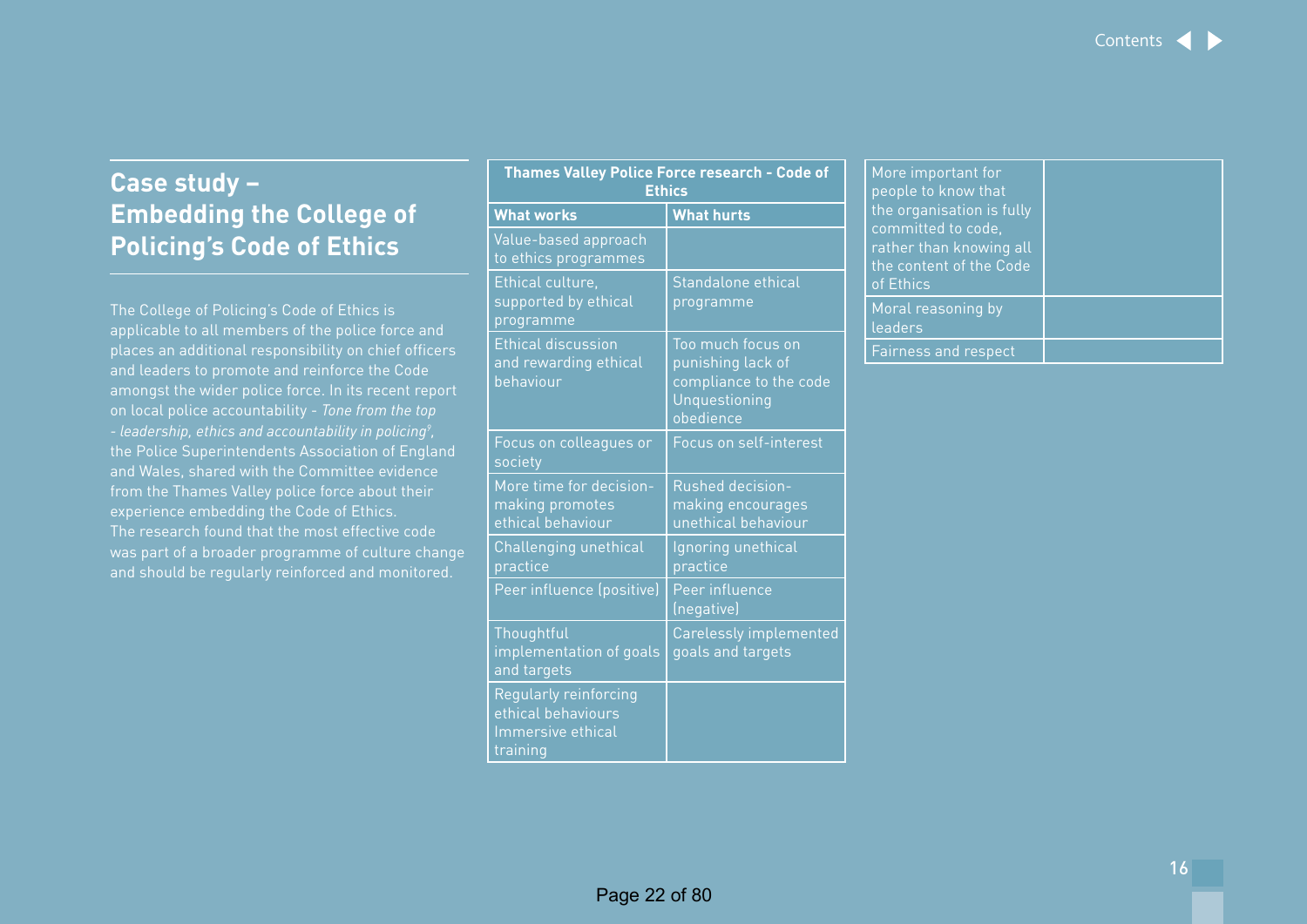## Case study – Embedding the College of Policing's Code of Ethics

The College of Policing's Code of Ethics is applicable to all members of the police force and places an additional responsibility on chief officers and leaders to promote and reinforce the Code amongst the wider police force. In its recent report on local police accountability - *Tone from the top - leadership, ethics and accountability in policing*[9], the Police Superintendents Association of England and Wales, shared with the Committee evidence from the Thames Valley police force about their experience embedding the Code of Ethics. The research found that the most effective code was part of a broader programme of culture change and should be regularly reinforced and monitored.

| Thames Valley Police Force research - Code of Ethics | |
|---|---|
| **What works** | **What hurts** |
| Value-based approach to ethics programmes | |
| Ethical culture, supported by ethical programme | Standalone ethical programme |
| Ethical discussion and rewarding ethical behaviour | Too much focus on punishing lack of compliance to the code Unquestioning obedience |
| Focus on colleagues or society | Focus on self-interest |
| More time for decision-making promotes ethical behaviour | Rushed decision-making encourages unethical behaviour |
| Challenging unethical practice | Ignoring unethical practice |
| Peer influence (positive) | Peer influence (negative) |
| Thoughtful implementation of goals and targets | Carelessly implemented goals and targets |
| Regularly reinforcing ethical behaviours Immersive ethical training | |
| More important for people to know that the organisation is fully committed to code, rather than knowing all the content of the Code of Ethics | |
| Moral reasoning by leaders | |
| Fairness and respect | |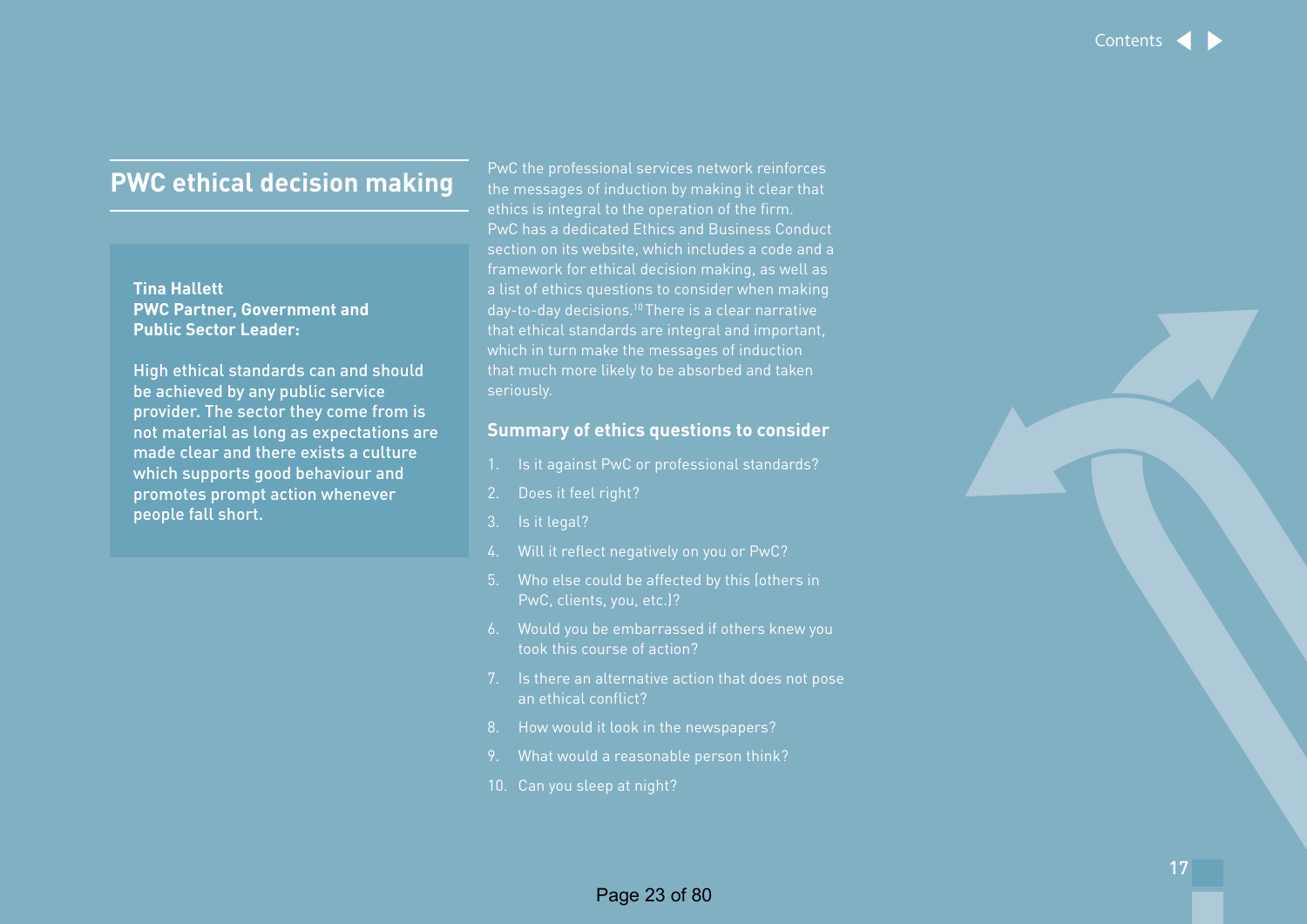## PWC ethical decision making

**Tina Hallett**
**PWC Partner, Government and Public Sector Leader:**

High ethical standards can and should be achieved by any public service provider. The sector they come from is not material as long as expectations are made clear and there exists a culture which supports good behaviour and promotes prompt action whenever people fall short.

PwC the professional services network reinforces the messages of induction by making it clear that ethics is integral to the operation of the firm. PwC has a dedicated Ethics and Business Conduct section on its website, which includes a code and a framework for ethical decision making, as well as a list of ethics questions to consider when making day-to-day decisions.[10] There is a clear narrative that ethical standards are integral and important, which in turn make the messages of induction that much more likely to be absorbed and taken seriously.

### Summary of ethics questions to consider

1. Is it against PwC or professional standards?
2. Does it feel right?
3. Is it legal?
4. Will it reflect negatively on you or PwC?
5. Who else could be affected by this (others in PwC, clients, you, etc.)?
6. Would you be embarrassed if others knew you took this course of action?
7. Is there an alternative action that does not pose an ethical conflict?
8. How would it look in the newspapers?
9. What would a reasonable person think?
10. Can you sleep at night?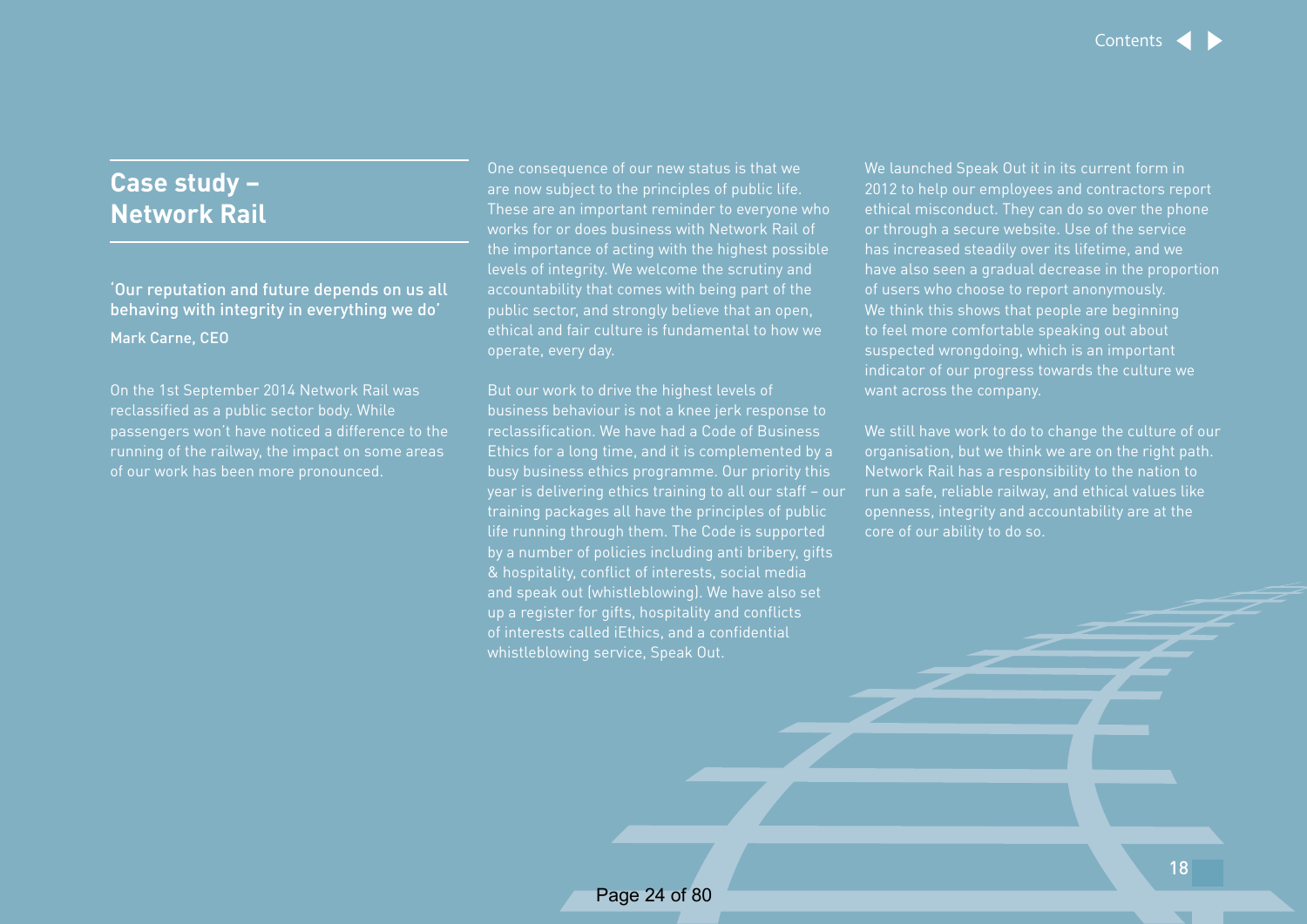## Case study – Network Rail

'Our reputation and future depends on us all behaving with integrity in everything we do'

Mark Carne, CEO

On the 1st September 2014 Network Rail was reclassified as a public sector body. While passengers won't have noticed a difference to the running of the railway, the impact on some areas of our work has been more pronounced.

One consequence of our new status is that we are now subject to the principles of public life. These are an important reminder to everyone who works for or does business with Network Rail of the importance of acting with the highest possible levels of integrity. We welcome the scrutiny and accountability that comes with being part of the public sector, and strongly believe that an open, ethical and fair culture is fundamental to how we operate, every day.

But our work to drive the highest levels of business behaviour is not a knee jerk response to reclassification. We have had a Code of Business Ethics for a long time, and it is complemented by a busy business ethics programme. Our priority this year is delivering ethics training to all our staff – our training packages all have the principles of public life running through them. The Code is supported by a number of policies including anti bribery, gifts & hospitality, conflict of interests, social media and speak out (whistleblowing). We have also set up a register for gifts, hospitality and conflicts of interests called iEthics, and a confidential whistleblowing service, Speak Out.

We launched Speak Out it in its current form in 2012 to help our employees and contractors report ethical misconduct. They can do so over the phone or through a secure website. Use of the service has increased steadily over its lifetime, and we have also seen a gradual decrease in the proportion of users who choose to report anonymously. We think this shows that people are beginning to feel more comfortable speaking out about suspected wrongdoing, which is an important indicator of our progress towards the culture we want across the company.

We still have work to do to change the culture of our organisation, but we think we are on the right path. Network Rail has a responsibility to the nation to run a safe, reliable railway, and ethical values like openness, integrity and accountability are at the core of our ability to do so.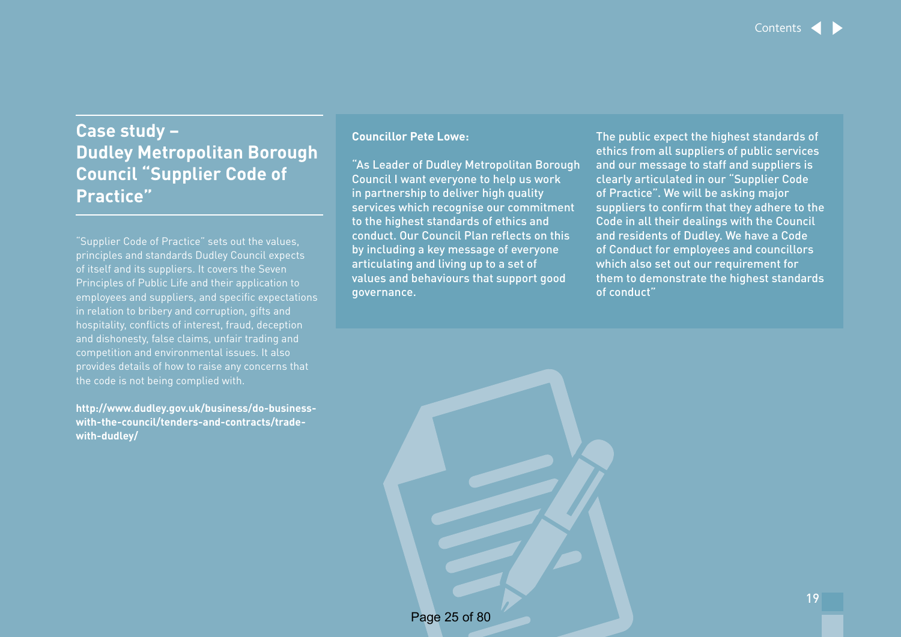## Case study – Dudley Metropolitan Borough Council "Supplier Code of Practice"

"Supplier Code of Practice" sets out the values, principles and standards Dudley Council expects of itself and its suppliers. It covers the Seven Principles of Public Life and their application to employees and suppliers, and specific expectations in relation to bribery and corruption, gifts and hospitality, conflicts of interest, fraud, deception and dishonesty, false claims, unfair trading and competition and environmental issues. It also provides details of how to raise any concerns that the code is not being complied with.

**http://www.dudley.gov.uk/business/do-business-with-the-council/tenders-and-contracts/trade-with-dudley/**

**Councillor Pete Lowe:**

"As Leader of Dudley Metropolitan Borough Council I want everyone to help us work in partnership to deliver high quality services which recognise our commitment to the highest standards of ethics and conduct. Our Council Plan reflects on this by including a key message of everyone articulating and living up to a set of values and behaviours that support good governance.

The public expect the highest standards of ethics from all suppliers of public services and our message to staff and suppliers is clearly articulated in our "Supplier Code of Practice". We will be asking major suppliers to confirm that they adhere to the Code in all their dealings with the Council and residents of Dudley. We have a Code of Conduct for employees and councillors which also set out our requirement for them to demonstrate the highest standards of conduct"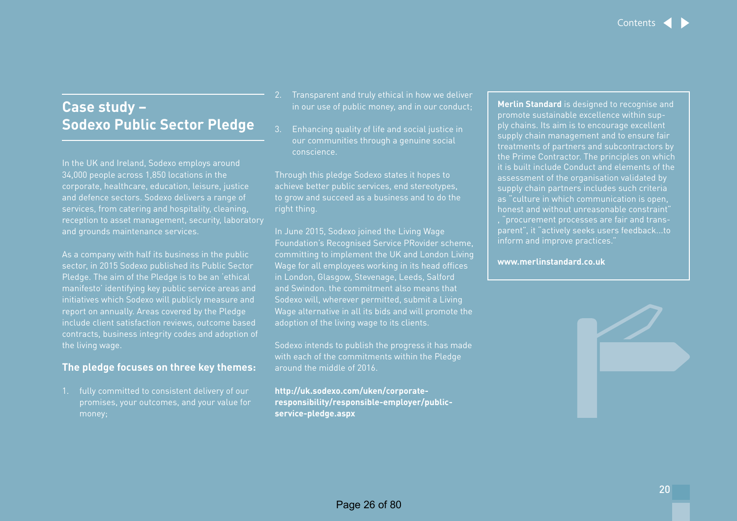## Case study – Sodexo Public Sector Pledge

In the UK and Ireland, Sodexo employs around 34,000 people across 1,850 locations in the corporate, healthcare, education, leisure, justice and defence sectors. Sodexo delivers a range of services, from catering and hospitality, cleaning, reception to asset management, security, laboratory and grounds maintenance services.

As a company with half its business in the public sector, in 2015 Sodexo published its Public Sector Pledge. The aim of the Pledge is to be an 'ethical manifesto' identifying key public service areas and initiatives which Sodexo will publicly measure and report on annually. Areas covered by the Pledge include client satisfaction reviews, outcome based contracts, business integrity codes and adoption of the living wage.

### The pledge focuses on three key themes:

1. fully committed to consistent delivery of our promises, your outcomes, and your value for money;
2. Transparent and truly ethical in how we deliver in our use of public money, and in our conduct;
3. Enhancing quality of life and social justice in our communities through a genuine social conscience.

Through this pledge Sodexo states it hopes to achieve better public services, end stereotypes, to grow and succeed as a business and to do the right thing.

In June 2015, Sodexo joined the Living Wage Foundation's Recognised Service PRovider scheme, committing to implement the UK and London Living Wage for all employees working in its head offices in London, Glasgow, Stevenage, Leeds, Salford and Swindon. the commitment also means that Sodexo will, wherever permitted, submit a Living Wage alternative in all its bids and will promote the adoption of the living wage to its clients.

Sodexo intends to publish the progress it has made with each of the commitments within the Pledge around the middle of 2016.

**http://uk.sodexo.com/uken/corporate-responsibility/responsible-employer/public-service-pledge.aspx**

**Merlin Standard** is designed to recognise and promote sustainable excellence within supply chains. Its aim is to encourage excellent supply chain management and to ensure fair treatments of partners and subcontractors by the Prime Contractor. The principles on which it is built include Conduct and elements of the assessment of the organisation validated by supply chain partners includes such criteria as "culture in which communication is open, honest and without unreasonable constraint" , "procurement processes are fair and transparent", it "actively seeks users feedback...to inform and improve practices."

**www.merlinstandard.co.uk**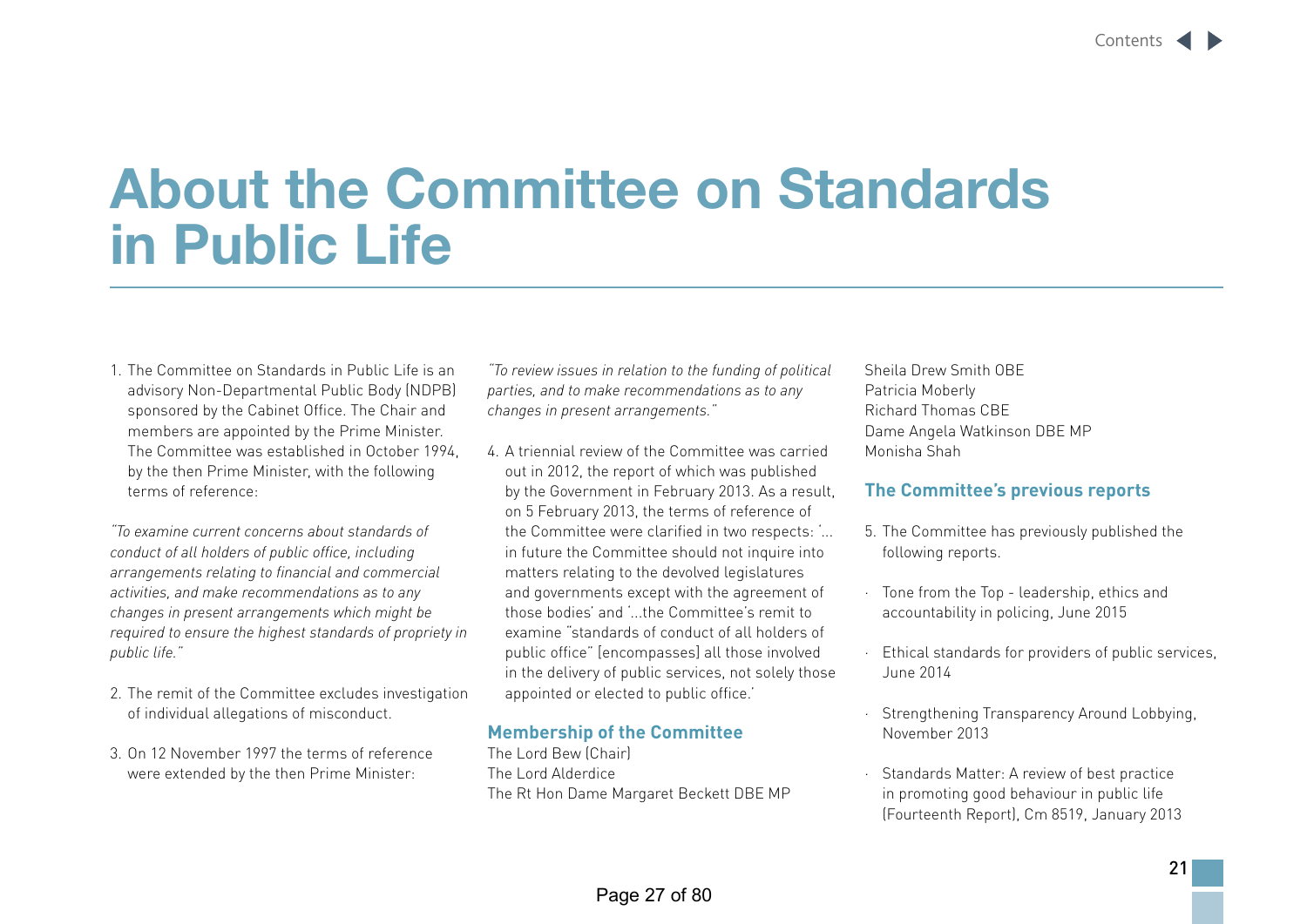# About the Committee on Standards in Public Life

1. The Committee on Standards in Public Life is an advisory Non-Departmental Public Body (NDPB) sponsored by the Cabinet Office. The Chair and members are appointed by the Prime Minister. The Committee was established in October 1994, by the then Prime Minister, with the following terms of reference:

*"To examine current concerns about standards of conduct of all holders of public office, including arrangements relating to financial and commercial activities, and make recommendations as to any changes in present arrangements which might be required to ensure the highest standards of propriety in public life."*

2. The remit of the Committee excludes investigation of individual allegations of misconduct.

3. On 12 November 1997 the terms of reference were extended by the then Prime Minister:

*"To review issues in relation to the funding of political parties, and to make recommendations as to any changes in present arrangements."*

4. A triennial review of the Committee was carried out in 2012, the report of which was published by the Government in February 2013. As a result, on 5 February 2013, the terms of reference of the Committee were clarified in two respects: '... in future the Committee should not inquire into matters relating to the devolved legislatures and governments except with the agreement of those bodies' and '...the Committee's remit to examine "standards of conduct of all holders of public office" [encompasses] all those involved in the delivery of public services, not solely those appointed or elected to public office.'

## Membership of the Committee

The Lord Bew (Chair)
The Lord Alderdice
The Rt Hon Dame Margaret Beckett DBE MP
Sheila Drew Smith OBE
Patricia Moberly
Richard Thomas CBE
Dame Angela Watkinson DBE MP
Monisha Shah

## The Committee's previous reports

5. The Committee has previously published the following reports.

- Tone from the Top - leadership, ethics and accountability in policing, June 2015
- Ethical standards for providers of public services, June 2014
- Strengthening Transparency Around Lobbying, November 2013
- Standards Matter: A review of best practice in promoting good behaviour in public life (Fourteenth Report), Cm 8519, January 2013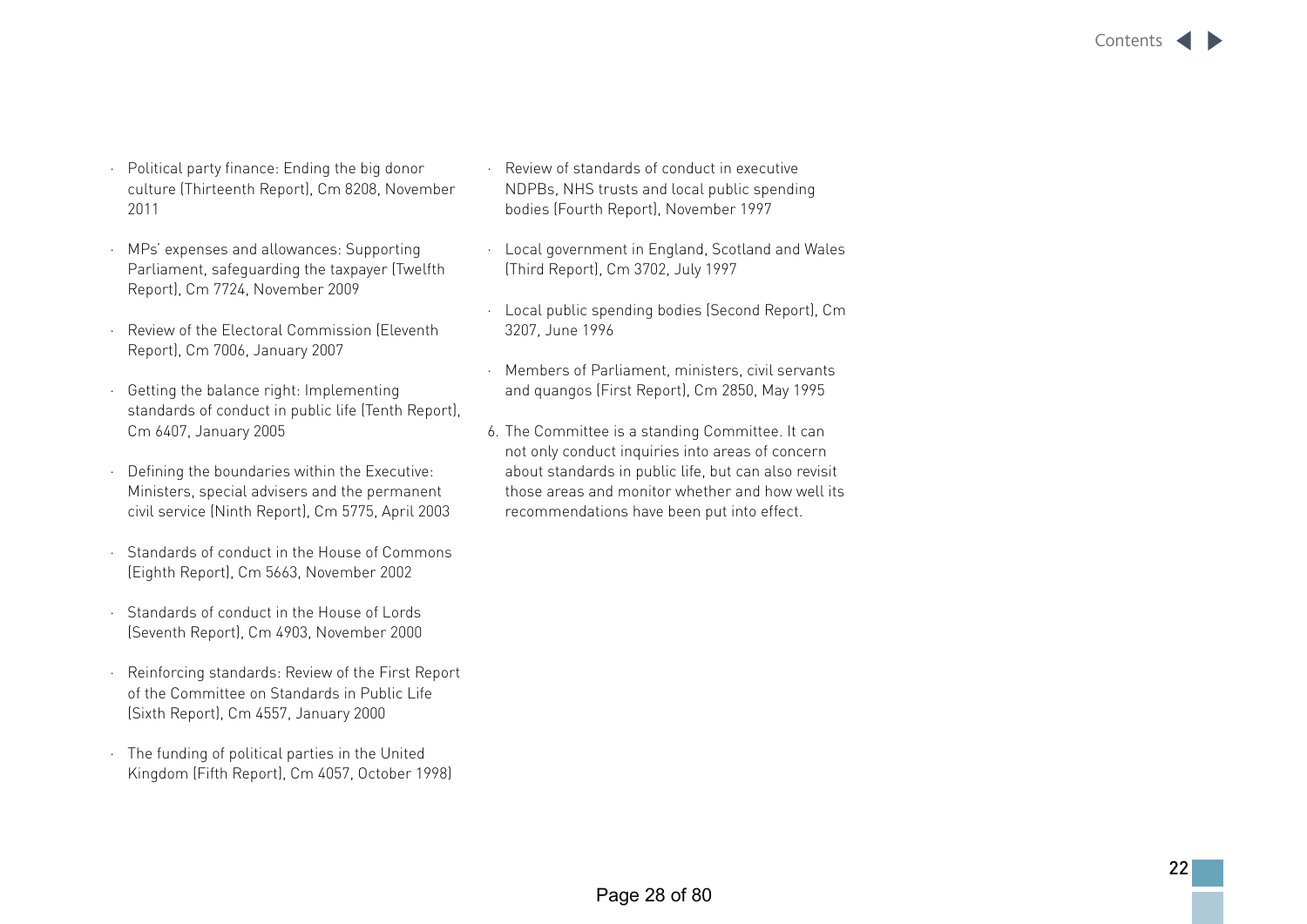- Political party finance: Ending the big donor culture (Thirteenth Report), Cm 8208, November 2011
- MPs' expenses and allowances: Supporting Parliament, safeguarding the taxpayer (Twelfth Report), Cm 7724, November 2009
- Review of the Electoral Commission (Eleventh Report), Cm 7006, January 2007
- Getting the balance right: Implementing standards of conduct in public life (Tenth Report), Cm 6407, January 2005
- Defining the boundaries within the Executive: Ministers, special advisers and the permanent civil service (Ninth Report), Cm 5775, April 2003
- Standards of conduct in the House of Commons (Eighth Report), Cm 5663, November 2002
- Standards of conduct in the House of Lords (Seventh Report), Cm 4903, November 2000
- Reinforcing standards: Review of the First Report of the Committee on Standards in Public Life (Sixth Report), Cm 4557, January 2000
- The funding of political parties in the United Kingdom (Fifth Report), Cm 4057, October 1998)
- Review of standards of conduct in executive NDPBs, NHS trusts and local public spending bodies (Fourth Report), November 1997
- Local government in England, Scotland and Wales (Third Report), Cm 3702, July 1997
- Local public spending bodies (Second Report), Cm 3207, June 1996
- Members of Parliament, ministers, civil servants and quangos (First Report), Cm 2850, May 1995

6. The Committee is a standing Committee. It can not only conduct inquiries into areas of concern about standards in public life, but can also revisit those areas and monitor whether and how well its recommendations have been put into effect.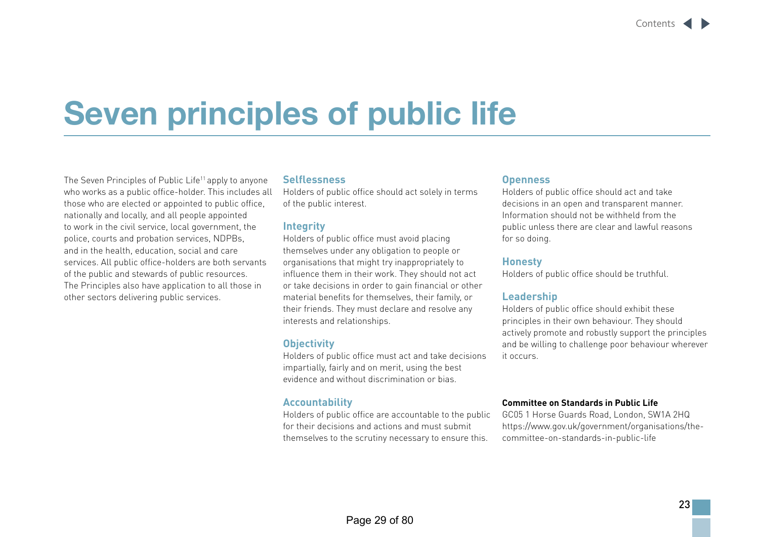# Seven principles of public life

The Seven Principles of Public Life[11] apply to anyone who works as a public office-holder. This includes all those who are elected or appointed to public office, nationally and locally, and all people appointed to work in the civil service, local government, the police, courts and probation services, NDPBs, and in the health, education, social and care services. All public office-holders are both servants of the public and stewards of public resources. The Principles also have application to all those in other sectors delivering public services.

### Selflessness

Holders of public office should act solely in terms of the public interest.

### Integrity

Holders of public office must avoid placing themselves under any obligation to people or organisations that might try inappropriately to influence them in their work. They should not act or take decisions in order to gain financial or other material benefits for themselves, their family, or their friends. They must declare and resolve any interests and relationships.

### Objectivity

Holders of public office must act and take decisions impartially, fairly and on merit, using the best evidence and without discrimination or bias.

### Accountability

Holders of public office are accountable to the public for their decisions and actions and must submit themselves to the scrutiny necessary to ensure this.

### Openness

Holders of public office should act and take decisions in an open and transparent manner. Information should not be withheld from the public unless there are clear and lawful reasons for so doing.

### Honesty

Holders of public office should be truthful.

### Leadership

Holders of public office should exhibit these principles in their own behaviour. They should actively promote and robustly support the principles and be willing to challenge poor behaviour wherever it occurs.

**Committee on Standards in Public Life**
GC05 1 Horse Guards Road, London, SW1A 2HQ
https://www.gov.uk/government/organisations/the-committee-on-standards-in-public-life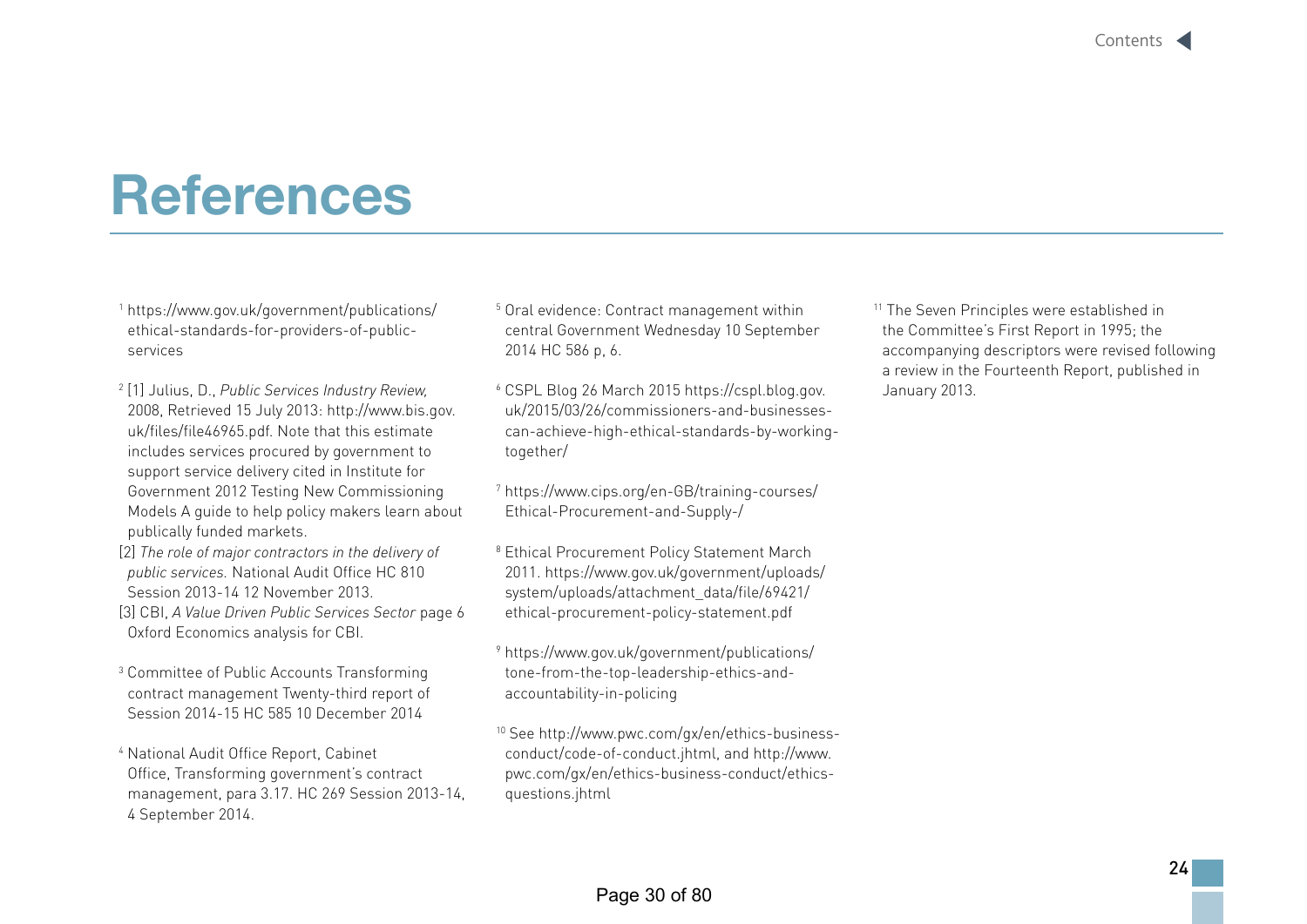# References

[1] https://www.gov.uk/government/publications/ethical-standards-for-providers-of-public-services

[2] [1] Julius, D., *Public Services Industry Review,* 2008, Retrieved 15 July 2013: http://www.bis.gov.uk/files/file46965.pdf. Note that this estimate includes services procured by government to support service delivery cited in Institute for Government 2012 Testing New Commissioning Models A guide to help policy makers learn about publically funded markets.
[2] *The role of major contractors in the delivery of public services.* National Audit Office HC 810 Session 2013-14 12 November 2013.
[3] CBI, *A Value Driven Public Services Sector* page 6 Oxford Economics analysis for CBI.

[3] Committee of Public Accounts Transforming contract management Twenty-third report of Session 2014-15 HC 585 10 December 2014

[4] National Audit Office Report, Cabinet Office, Transforming government's contract management, para 3.17. HC 269 Session 2013-14, 4 September 2014.

[5] Oral evidence: Contract management within central Government Wednesday 10 September 2014 HC 586 p, 6.

[6] CSPL Blog 26 March 2015 https://cspl.blog.gov.uk/2015/03/26/commissioners-and-businesses-can-achieve-high-ethical-standards-by-working-together/

[7] https://www.cips.org/en-GB/training-courses/Ethical-Procurement-and-Supply-/

[8] Ethical Procurement Policy Statement March 2011. https://www.gov.uk/government/uploads/system/uploads/attachment_data/file/69421/ethical-procurement-policy-statement.pdf

[9] https://www.gov.uk/government/publications/tone-from-the-top-leadership-ethics-and-accountability-in-policing

[10] See http://www.pwc.com/gx/en/ethics-business-conduct/code-of-conduct.jhtml, and http://www.pwc.com/gx/en/ethics-business-conduct/ethics-questions.jhtml

[11] The Seven Principles were established in the Committee's First Report in 1995; the accompanying descriptors were revised following a review in the Fourteenth Report, published in January 2013.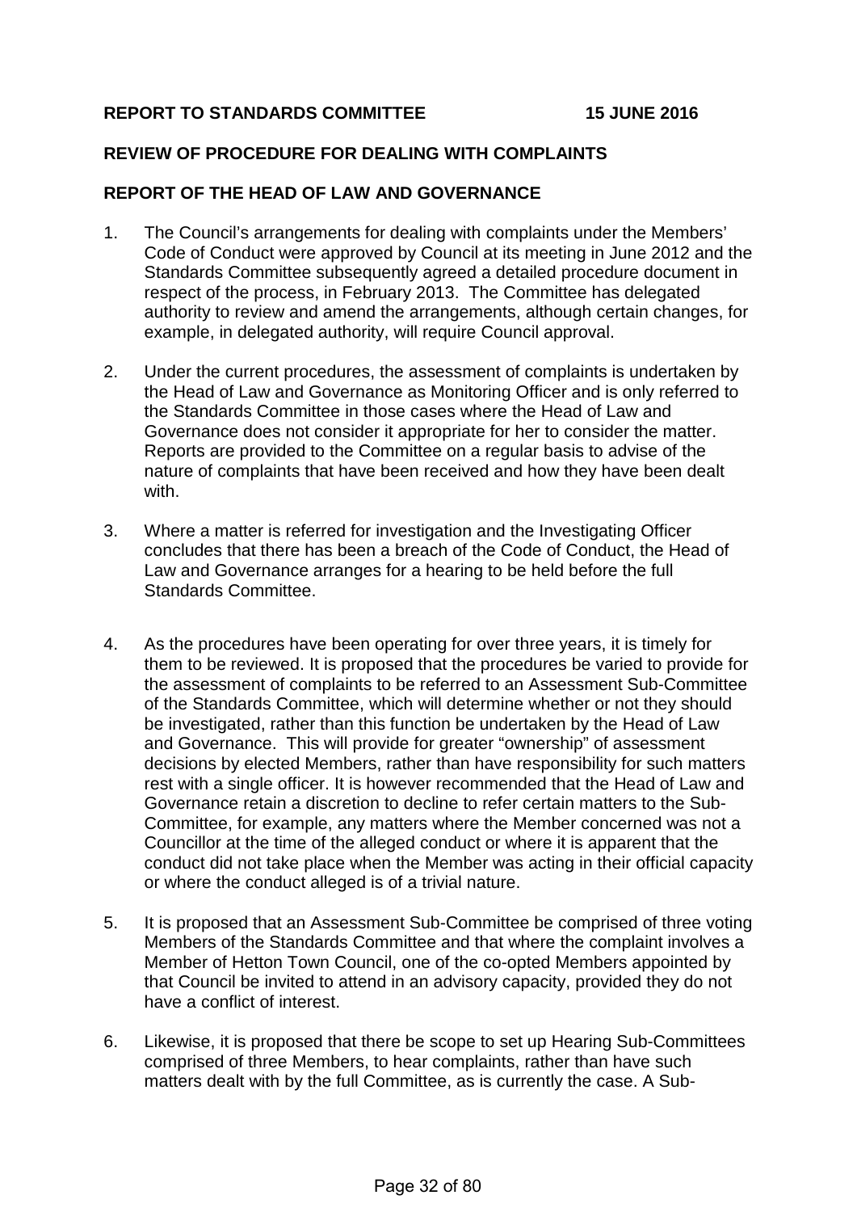**REPORT TO STANDARDS COMMITTEE 15 JUNE 2016**

**REVIEW OF PROCEDURE FOR DEALING WITH COMPLAINTS**

**REPORT OF THE HEAD OF LAW AND GOVERNANCE**

1. The Council's arrangements for dealing with complaints under the Members' Code of Conduct were approved by Council at its meeting in June 2012 and the Standards Committee subsequently agreed a detailed procedure document in respect of the process, in February 2013. The Committee has delegated authority to review and amend the arrangements, although certain changes, for example, in delegated authority, will require Council approval.

2. Under the current procedures, the assessment of complaints is undertaken by the Head of Law and Governance as Monitoring Officer and is only referred to the Standards Committee in those cases where the Head of Law and Governance does not consider it appropriate for her to consider the matter. Reports are provided to the Committee on a regular basis to advise of the nature of complaints that have been received and how they have been dealt with.

3. Where a matter is referred for investigation and the Investigating Officer concludes that there has been a breach of the Code of Conduct, the Head of Law and Governance arranges for a hearing to be held before the full Standards Committee.

4. As the procedures have been operating for over three years, it is timely for them to be reviewed. It is proposed that the procedures be varied to provide for the assessment of complaints to be referred to an Assessment Sub-Committee of the Standards Committee, which will determine whether or not they should be investigated, rather than this function be undertaken by the Head of Law and Governance. This will provide for greater "ownership" of assessment decisions by elected Members, rather than have responsibility for such matters rest with a single officer. It is however recommended that the Head of Law and Governance retain a discretion to decline to refer certain matters to the Sub-Committee, for example, any matters where the Member concerned was not a Councillor at the time of the alleged conduct or where it is apparent that the conduct did not take place when the Member was acting in their official capacity or where the conduct alleged is of a trivial nature.

5. It is proposed that an Assessment Sub-Committee be comprised of three voting Members of the Standards Committee and that where the complaint involves a Member of Hetton Town Council, one of the co-opted Members appointed by that Council be invited to attend in an advisory capacity, provided they do not have a conflict of interest.

6. Likewise, it is proposed that there be scope to set up Hearing Sub-Committees comprised of three Members, to hear complaints, rather than have such matters dealt with by the full Committee, as is currently the case. A Sub-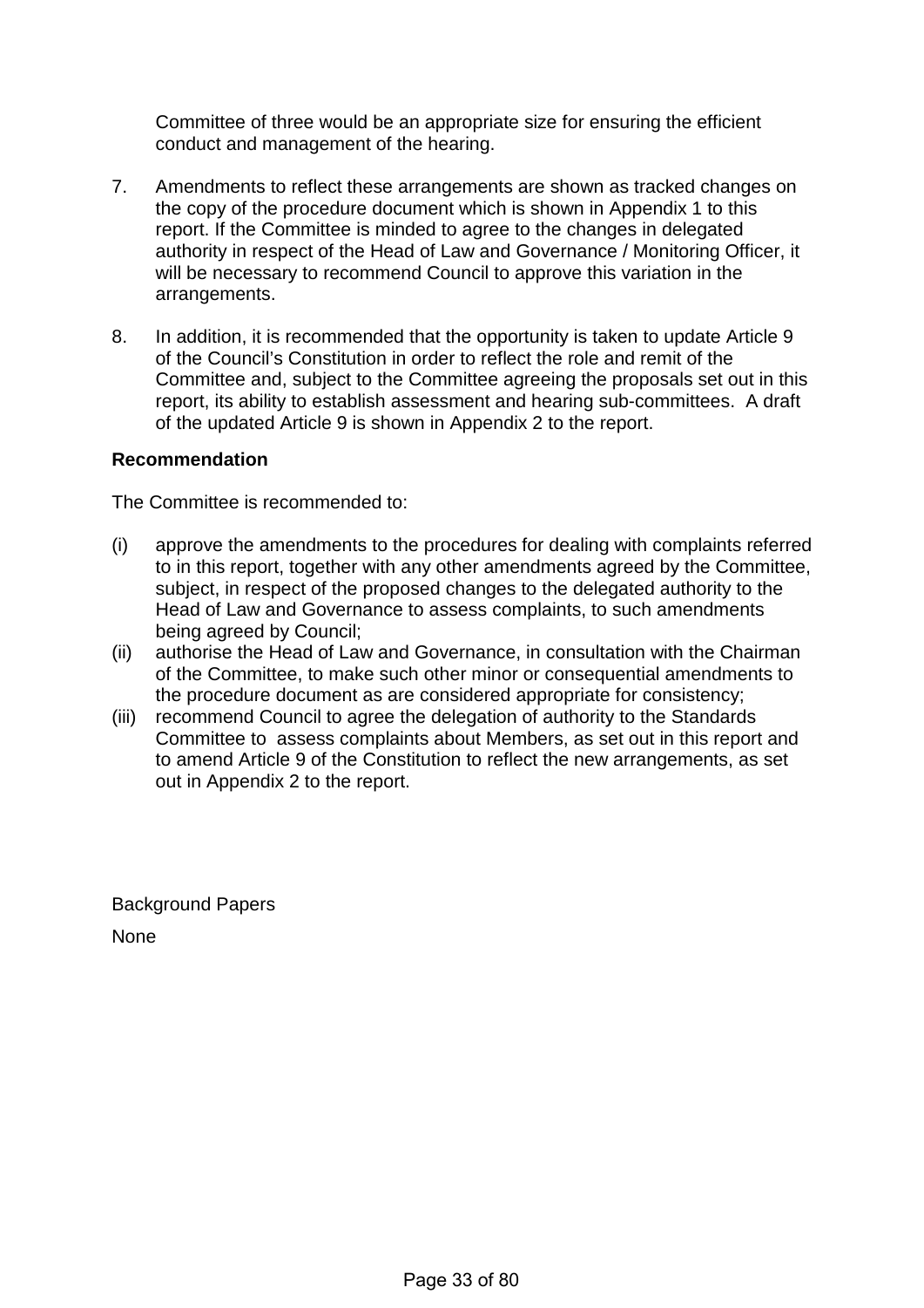Committee of three would be an appropriate size for ensuring the efficient conduct and management of the hearing.

7. Amendments to reflect these arrangements are shown as tracked changes on the copy of the procedure document which is shown in Appendix 1 to this report. If the Committee is minded to agree to the changes in delegated authority in respect of the Head of Law and Governance / Monitoring Officer, it will be necessary to recommend Council to approve this variation in the arrangements.

8. In addition, it is recommended that the opportunity is taken to update Article 9 of the Council's Constitution in order to reflect the role and remit of the Committee and, subject to the Committee agreeing the proposals set out in this report, its ability to establish assessment and hearing sub-committees. A draft of the updated Article 9 is shown in Appendix 2 to the report.

**Recommendation**

The Committee is recommended to:

(i) approve the amendments to the procedures for dealing with complaints referred to in this report, together with any other amendments agreed by the Committee, subject, in respect of the proposed changes to the delegated authority to the Head of Law and Governance to assess complaints, to such amendments being agreed by Council;

(ii) authorise the Head of Law and Governance, in consultation with the Chairman of the Committee, to make such other minor or consequential amendments to the procedure document as are considered appropriate for consistency;

(iii) recommend Council to agree the delegation of authority to the Standards Committee to assess complaints about Members, as set out in this report and to amend Article 9 of the Constitution to reflect the new arrangements, as set out in Appendix 2 to the report.

Background Papers

None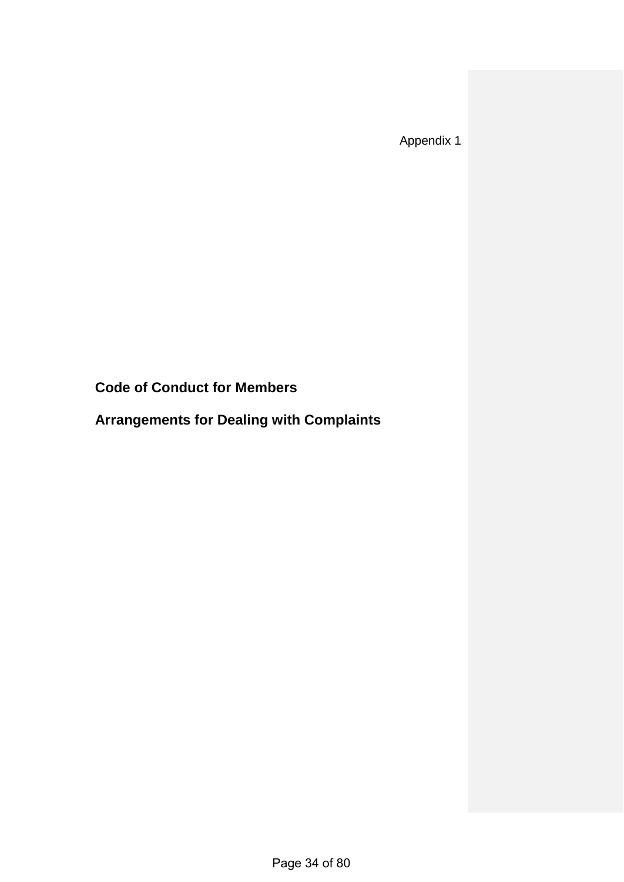Appendix 1

# Code of Conduct for Members

# Arrangements for Dealing with Complaints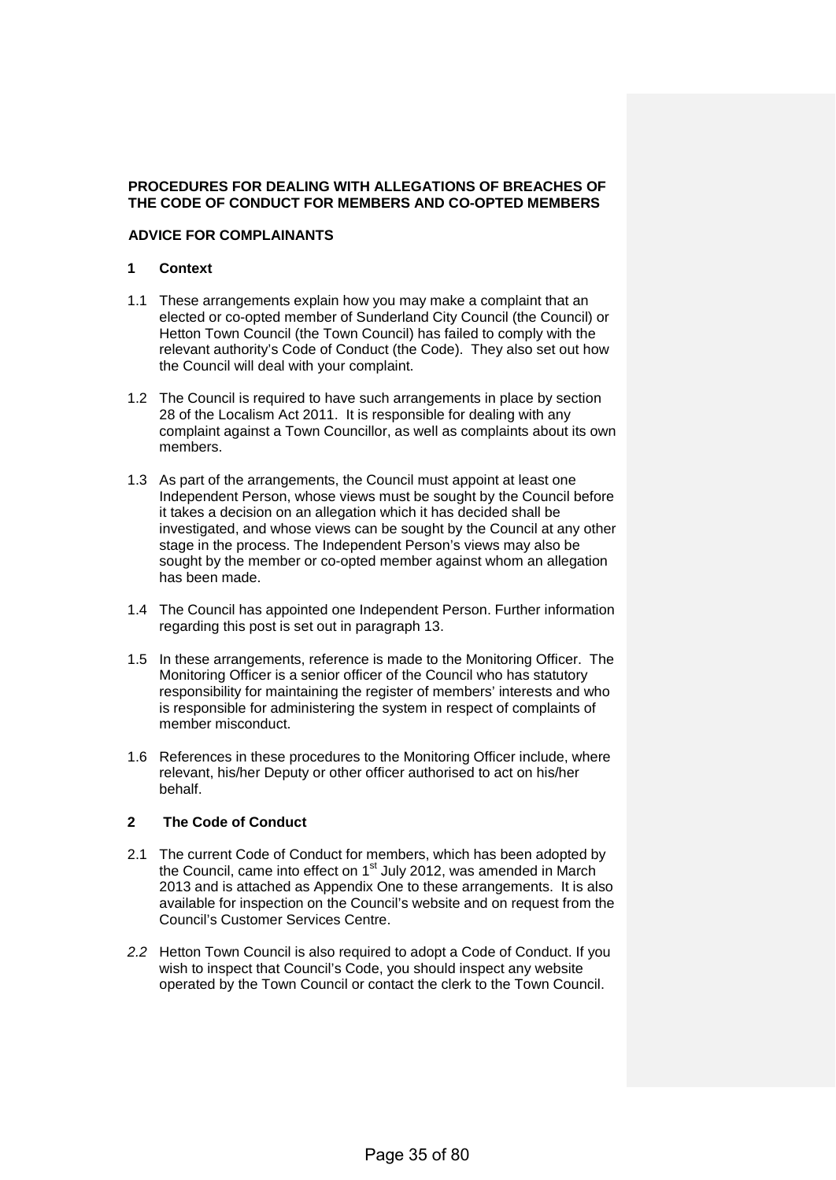**PROCEDURES FOR DEALING WITH ALLEGATIONS OF BREACHES OF THE CODE OF CONDUCT FOR MEMBERS AND CO-OPTED MEMBERS**

**ADVICE FOR COMPLAINANTS**

**1 Context**

1.1 These arrangements explain how you may make a complaint that an elected or co-opted member of Sunderland City Council (the Council) or Hetton Town Council (the Town Council) has failed to comply with the relevant authority's Code of Conduct (the Code). They also set out how the Council will deal with your complaint.

1.2 The Council is required to have such arrangements in place by section 28 of the Localism Act 2011. It is responsible for dealing with any complaint against a Town Councillor, as well as complaints about its own members.

1.3 As part of the arrangements, the Council must appoint at least one Independent Person, whose views must be sought by the Council before it takes a decision on an allegation which it has decided shall be investigated, and whose views can be sought by the Council at any other stage in the process. The Independent Person's views may also be sought by the member or co-opted member against whom an allegation has been made.

1.4 The Council has appointed one Independent Person. Further information regarding this post is set out in paragraph 13.

1.5 In these arrangements, reference is made to the Monitoring Officer. The Monitoring Officer is a senior officer of the Council who has statutory responsibility for maintaining the register of members' interests and who is responsible for administering the system in respect of complaints of member misconduct.

1.6 References in these procedures to the Monitoring Officer include, where relevant, his/her Deputy or other officer authorised to act on his/her behalf.

**2 The Code of Conduct**

2.1 The current Code of Conduct for members, which has been adopted by the Council, came into effect on 1st July 2012, was amended in March 2013 and is attached as Appendix One to these arrangements. It is also available for inspection on the Council's website and on request from the Council's Customer Services Centre.

*2.2* Hetton Town Council is also required to adopt a Code of Conduct. If you wish to inspect that Council's Code, you should inspect any website operated by the Town Council or contact the clerk to the Town Council.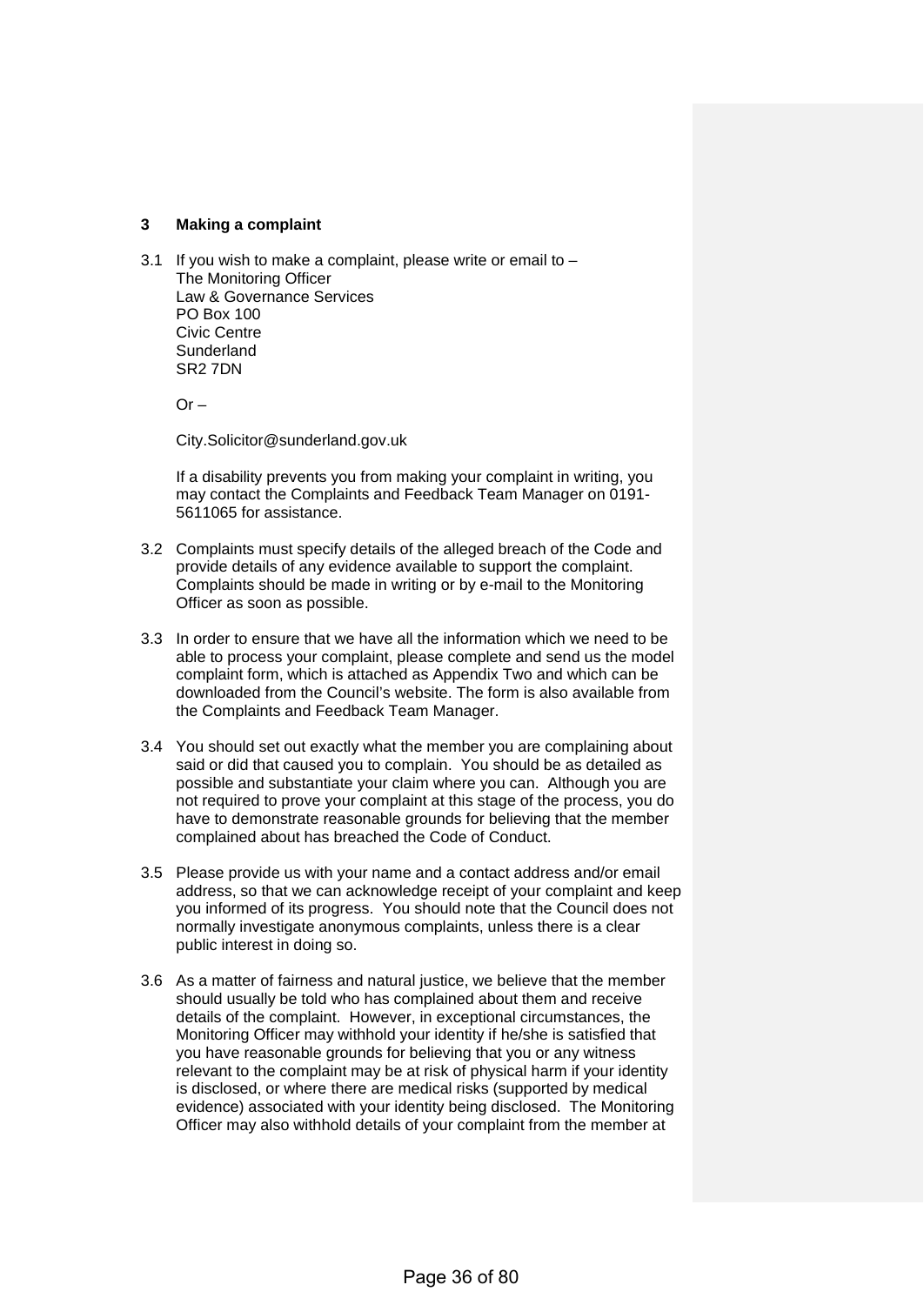## 3 Making a complaint

3.1 If you wish to make a complaint, please write or email to –
The Monitoring Officer
Law & Governance Services
PO Box 100
Civic Centre
Sunderland
SR2 7DN

Or –

City.Solicitor@sunderland.gov.uk

If a disability prevents you from making your complaint in writing, you may contact the Complaints and Feedback Team Manager on 0191-5611065 for assistance.

3.2 Complaints must specify details of the alleged breach of the Code and provide details of any evidence available to support the complaint. Complaints should be made in writing or by e-mail to the Monitoring Officer as soon as possible.

3.3 In order to ensure that we have all the information which we need to be able to process your complaint, please complete and send us the model complaint form, which is attached as Appendix Two and which can be downloaded from the Council's website. The form is also available from the Complaints and Feedback Team Manager.

3.4 You should set out exactly what the member you are complaining about said or did that caused you to complain. You should be as detailed as possible and substantiate your claim where you can. Although you are not required to prove your complaint at this stage of the process, you do have to demonstrate reasonable grounds for believing that the member complained about has breached the Code of Conduct.

3.5 Please provide us with your name and a contact address and/or email address, so that we can acknowledge receipt of your complaint and keep you informed of its progress. You should note that the Council does not normally investigate anonymous complaints, unless there is a clear public interest in doing so.

3.6 As a matter of fairness and natural justice, we believe that the member should usually be told who has complained about them and receive details of the complaint. However, in exceptional circumstances, the Monitoring Officer may withhold your identity if he/she is satisfied that you have reasonable grounds for believing that you or any witness relevant to the complaint may be at risk of physical harm if your identity is disclosed, or where there are medical risks (supported by medical evidence) associated with your identity being disclosed. The Monitoring Officer may also withhold details of your complaint from the member at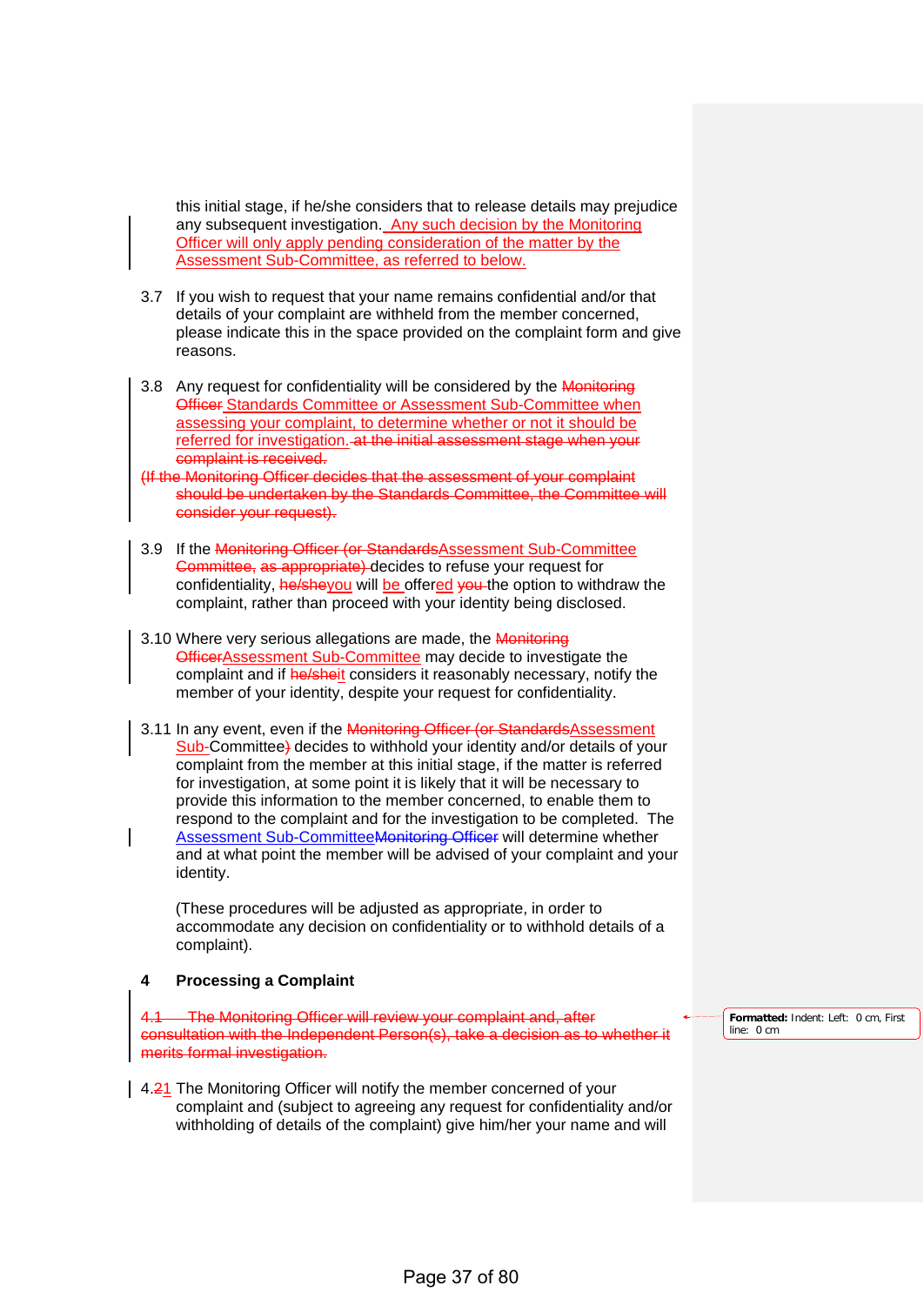this initial stage, if he/she considers that to release details may prejudice any subsequent investigation. Any such decision by the Monitoring Officer will only apply pending consideration of the matter by the Assessment Sub-Committee, as referred to below.

3.7 If you wish to request that your name remains confidential and/or that details of your complaint are withheld from the member concerned, please indicate this in the space provided on the complaint form and give reasons.

3.8 Any request for confidentiality will be considered by the ~~Monitoring Officer~~ Standards Committee or Assessment Sub-Committee when assessing your complaint, to determine whether or not it should be referred for investigation. ~~at the initial assessment stage when your complaint is received.~~

~~(If the Monitoring Officer decides that the assessment of your complaint should be undertaken by the Standards Committee, the Committee will consider your request).~~

3.9 If the ~~Monitoring Officer (or Standards~~Assessment Sub-Committee ~~Committee, as appropriate)~~ decides to refuse your request for confidentiality, ~~he/she~~you will be offered ~~you~~ the option to withdraw the complaint, rather than proceed with your identity being disclosed.

3.10 Where very serious allegations are made, the ~~Monitoring Officer~~Assessment Sub-Committee may decide to investigate the complaint and if ~~he/she~~it considers it reasonably necessary, notify the member of your identity, despite your request for confidentiality.

3.11 In any event, even if the ~~Monitoring Officer (or Standards~~Assessment Sub-Committee~~)~~ decides to withhold your identity and/or details of your complaint from the member at this initial stage, if the matter is referred for investigation, at some point it is likely that it will be necessary to provide this information to the member concerned, to enable them to respond to the complaint and for the investigation to be completed. The Assessment Sub-Committee~~Monitoring Officer~~ will determine whether and at what point the member will be advised of your complaint and your identity.

(These procedures will be adjusted as appropriate, in order to accommodate any decision on confidentiality or to withhold details of a complaint).

## 4 Processing a Complaint

~~4.1 The Monitoring Officer will review your complaint and, after consultation with the Independent Person(s), take a decision as to whether it merits formal investigation.~~

4.~~2~~1 The Monitoring Officer will notify the member concerned of your complaint and (subject to agreeing any request for confidentiality and/or withholding of details of the complaint) give him/her your name and will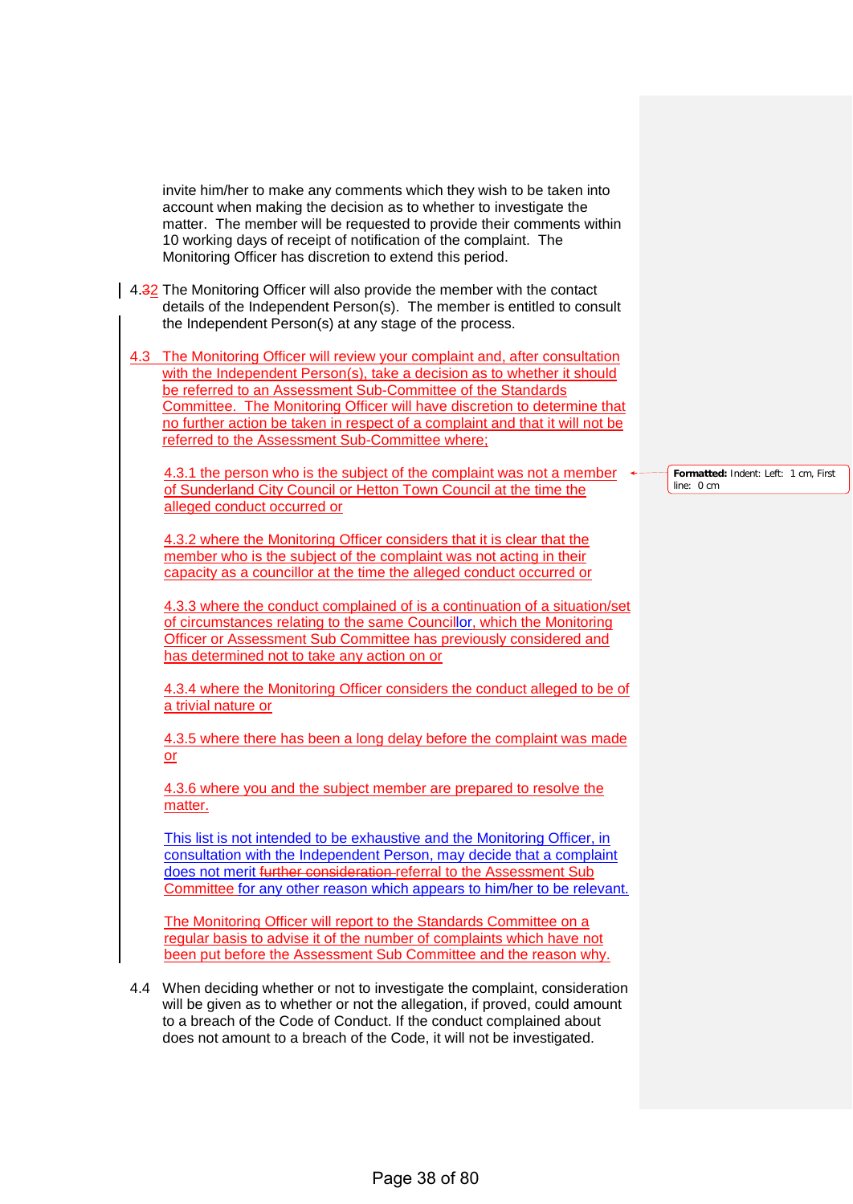invite him/her to make any comments which they wish to be taken into account when making the decision as to whether to investigate the matter. The member will be requested to provide their comments within 10 working days of receipt of notification of the complaint. The Monitoring Officer has discretion to extend this period.

4.~~3~~2 The Monitoring Officer will also provide the member with the contact details of the Independent Person(s). The member is entitled to consult the Independent Person(s) at any stage of the process.

4.3 The Monitoring Officer will review your complaint and, after consultation with the Independent Person(s), take a decision as to whether it should be referred to an Assessment Sub-Committee of the Standards Committee. The Monitoring Officer will have discretion to determine that no further action be taken in respect of a complaint and that it will not be referred to the Assessment Sub-Committee where;

4.3.1 the person who is the subject of the complaint was not a member of Sunderland City Council or Hetton Town Council at the time the alleged conduct occurred or

4.3.2 where the Monitoring Officer considers that it is clear that the member who is the subject of the complaint was not acting in their capacity as a councillor at the time the alleged conduct occurred or

4.3.3 where the conduct complained of is a continuation of a situation/set of circumstances relating to the same Councillor, which the Monitoring Officer or Assessment Sub Committee has previously considered and has determined not to take any action on or

4.3.4 where the Monitoring Officer considers the conduct alleged to be of a trivial nature or

4.3.5 where there has been a long delay before the complaint was made or

4.3.6 where you and the subject member are prepared to resolve the matter.

This list is not intended to be exhaustive and the Monitoring Officer, in consultation with the Independent Person, may decide that a complaint does not merit ~~further consideration~~ referral to the Assessment Sub Committee for any other reason which appears to him/her to be relevant.

The Monitoring Officer will report to the Standards Committee on a regular basis to advise it of the number of complaints which have not been put before the Assessment Sub Committee and the reason why.

4.4 When deciding whether or not to investigate the complaint, consideration will be given as to whether or not the allegation, if proved, could amount to a breach of the Code of Conduct. If the conduct complained about does not amount to a breach of the Code, it will not be investigated.

**Formatted:** Indent: Left: 1 cm, First line: 0 cm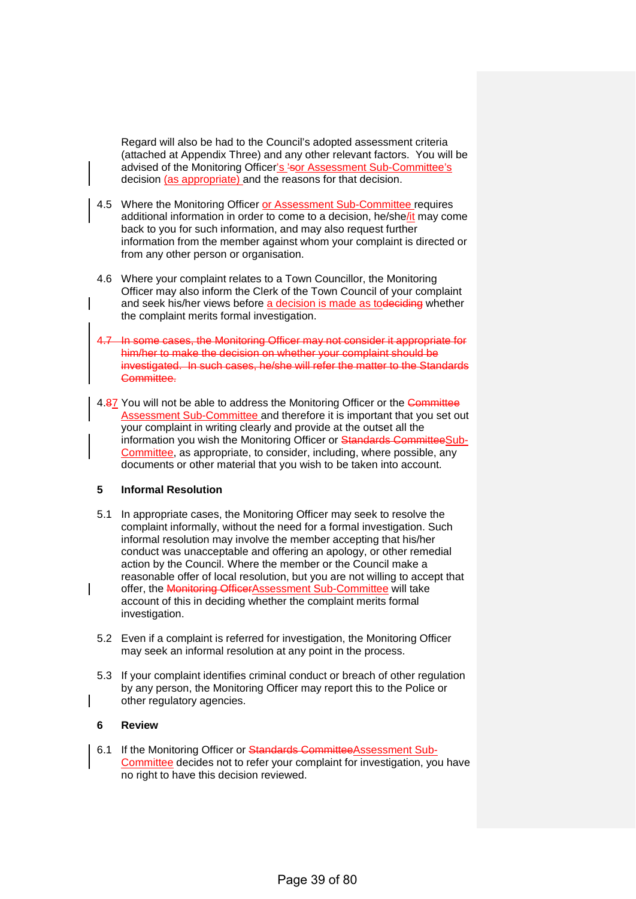Regard will also be had to the Council's adopted assessment criteria (attached at Appendix Three) and any other relevant factors. You will be advised of the Monitoring Officer's ~~'s~~or Assessment Sub-Committee's decision (as appropriate) and the reasons for that decision.

4.5 Where the Monitoring Officer or Assessment Sub-Committee requires additional information in order to come to a decision, he/she/it may come back to you for such information, and may also request further information from the member against whom your complaint is directed or from any other person or organisation.

4.6 Where your complaint relates to a Town Councillor, the Monitoring Officer may also inform the Clerk of the Town Council of your complaint and seek his/her views before a decision is made as to~~deciding~~ whether the complaint merits formal investigation.

~~4.7 In some cases, the Monitoring Officer may not consider it appropriate for him/her to make the decision on whether your complaint should be investigated. In such cases, he/she will refer the matter to the Standards Committee.~~

4.~~8~~7 You will not be able to address the Monitoring Officer or the ~~Committee~~ Assessment Sub-Committee and therefore it is important that you set out your complaint in writing clearly and provide at the outset all the information you wish the Monitoring Officer or ~~Standards Committee~~Sub-Committee, as appropriate, to consider, including, where possible, any documents or other material that you wish to be taken into account.

**5 Informal Resolution**

5.1 In appropriate cases, the Monitoring Officer may seek to resolve the complaint informally, without the need for a formal investigation. Such informal resolution may involve the member accepting that his/her conduct was unacceptable and offering an apology, or other remedial action by the Council. Where the member or the Council make a reasonable offer of local resolution, but you are not willing to accept that offer, the ~~Monitoring Officer~~Assessment Sub-Committee will take account of this in deciding whether the complaint merits formal investigation.

5.2 Even if a complaint is referred for investigation, the Monitoring Officer may seek an informal resolution at any point in the process.

5.3 If your complaint identifies criminal conduct or breach of other regulation by any person, the Monitoring Officer may report this to the Police or other regulatory agencies.

**6 Review**

6.1 If the Monitoring Officer or ~~Standards Committee~~Assessment Sub-Committee decides not to refer your complaint for investigation, you have no right to have this decision reviewed.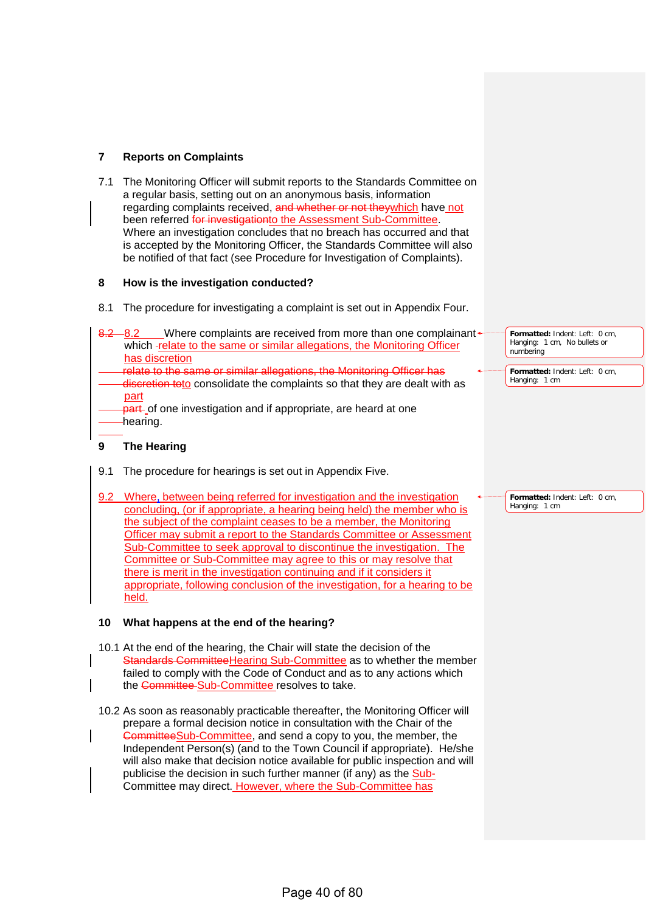## 7 Reports on Complaints

7.1 The Monitoring Officer will submit reports to the Standards Committee on a regular basis, setting out on an anonymous basis, information regarding complaints received, ~~and whether or not they~~which have not been referred ~~for investigation~~to the Assessment Sub-Committee. Where an investigation concludes that no breach has occurred and that is accepted by the Monitoring Officer, the Standards Committee will also be notified of that fact (see Procedure for Investigation of Complaints).

## 8 How is the investigation conducted?

8.1 The procedure for investigating a complaint is set out in Appendix Four.

~~8.2~~ 8.2 Where complaints are received from more than one complainant which relate to the same or similar allegations, the Monitoring Officer has discretion ~~relate to the same or similar allegations, the Monitoring Officer has discretion to~~to consolidate the complaints so that they are dealt with as part ~~part~~ of one investigation and if appropriate, are heard at one hearing.

## 9 The Hearing

9.1 The procedure for hearings is set out in Appendix Five.

9.2 Where, between being referred for investigation and the investigation concluding, (or if appropriate, a hearing being held) the member who is the subject of the complaint ceases to be a member, the Monitoring Officer may submit a report to the Standards Committee or Assessment Sub-Committee to seek approval to discontinue the investigation. The Committee or Sub-Committee may agree to this or may resolve that there is merit in the investigation continuing and if it considers it appropriate, following conclusion of the investigation, for a hearing to be held.

## 10 What happens at the end of the hearing?

10.1 At the end of the hearing, the Chair will state the decision of the ~~Standards Committee~~Hearing Sub-Committee as to whether the member failed to comply with the Code of Conduct and as to any actions which the ~~Committee~~ Sub-Committee resolves to take.

10.2 As soon as reasonably practicable thereafter, the Monitoring Officer will prepare a formal decision notice in consultation with the Chair of the ~~Committee~~Sub-Committee, and send a copy to you, the member, the Independent Person(s) (and to the Town Council if appropriate). He/she will also make that decision notice available for public inspection and will publicise the decision in such further manner (if any) as the Sub-Committee may direct. However, where the Sub-Committee has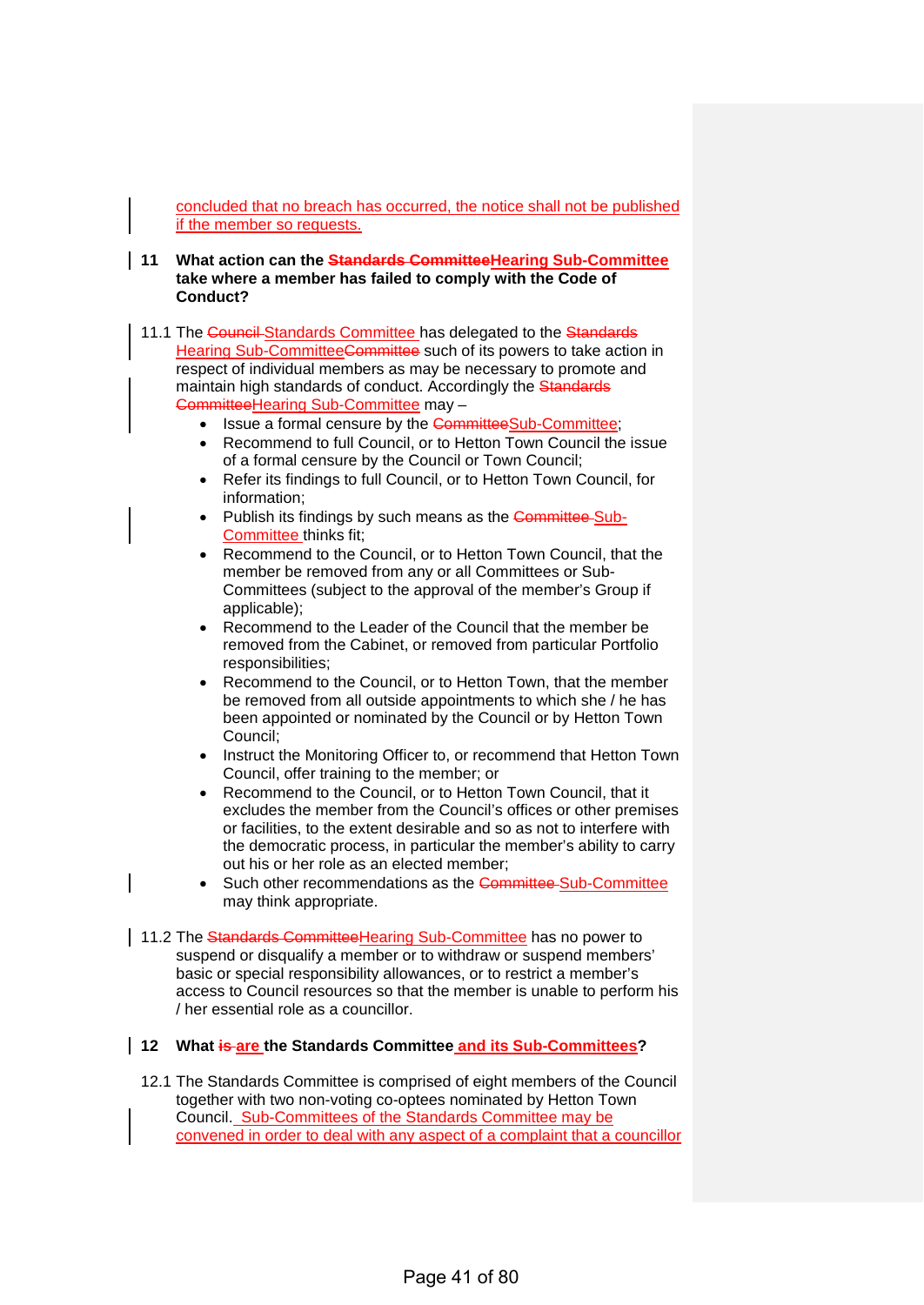concluded that no breach has occurred, the notice shall not be published if the member so requests.

## 11 What action can the ~~Standards Committee~~Hearing Sub-Committee take where a member has failed to comply with the Code of Conduct?

11.1 The ~~Council~~ Standards Committee has delegated to the ~~Standards~~ Hearing Sub-Committee~~Committee~~ such of its powers to take action in respect of individual members as may be necessary to promote and maintain high standards of conduct. Accordingly the ~~Standards Committee~~Hearing Sub-Committee may –

- Issue a formal censure by the ~~Committee~~Sub-Committee;
- Recommend to full Council, or to Hetton Town Council the issue of a formal censure by the Council or Town Council;
- Refer its findings to full Council, or to Hetton Town Council, for information;
- Publish its findings by such means as the ~~Committee~~ Sub-Committee thinks fit;
- Recommend to the Council, or to Hetton Town Council, that the member be removed from any or all Committees or Sub-Committees (subject to the approval of the member's Group if applicable);
- Recommend to the Leader of the Council that the member be removed from the Cabinet, or removed from particular Portfolio responsibilities;
- Recommend to the Council, or to Hetton Town, that the member be removed from all outside appointments to which she / he has been appointed or nominated by the Council or by Hetton Town Council;
- Instruct the Monitoring Officer to, or recommend that Hetton Town Council, offer training to the member; or
- Recommend to the Council, or to Hetton Town Council, that it excludes the member from the Council's offices or other premises or facilities, to the extent desirable and so as not to interfere with the democratic process, in particular the member's ability to carry out his or her role as an elected member;
- Such other recommendations as the ~~Committee~~ Sub-Committee may think appropriate.

11.2 The ~~Standards Committee~~Hearing Sub-Committee has no power to suspend or disqualify a member or to withdraw or suspend members' basic or special responsibility allowances, or to restrict a member's access to Council resources so that the member is unable to perform his / her essential role as a councillor.

## 12 What ~~is~~ are the Standards Committee and its Sub-Committees?

12.1 The Standards Committee is comprised of eight members of the Council together with two non-voting co-optees nominated by Hetton Town Council. Sub-Committees of the Standards Committee may be convened in order to deal with any aspect of a complaint that a councillor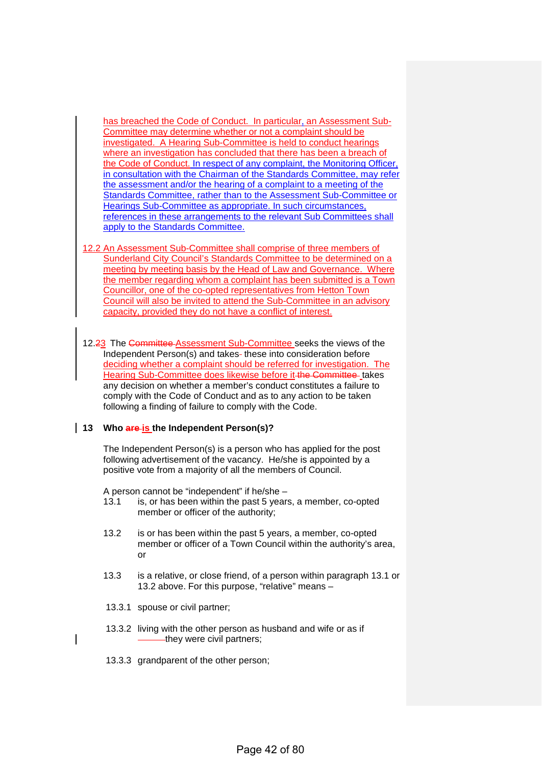has breached the Code of Conduct. In particular, an Assessment Sub-Committee may determine whether or not a complaint should be investigated. A Hearing Sub-Committee is held to conduct hearings where an investigation has concluded that there has been a breach of the Code of Conduct. In respect of any complaint, the Monitoring Officer, in consultation with the Chairman of the Standards Committee, may refer the assessment and/or the hearing of a complaint to a meeting of the Standards Committee, rather than to the Assessment Sub-Committee or Hearings Sub-Committee as appropriate. In such circumstances, references in these arrangements to the relevant Sub Committees shall apply to the Standards Committee.

12.2 An Assessment Sub-Committee shall comprise of three members of Sunderland City Council's Standards Committee to be determined on a meeting by meeting basis by the Head of Law and Governance. Where the member regarding whom a complaint has been submitted is a Town Councillor, one of the co-opted representatives from Hetton Town Council will also be invited to attend the Sub-Committee in an advisory capacity, provided they do not have a conflict of interest.

12.~~2~~3 The ~~Committee~~ Assessment Sub-Committee seeks the views of the Independent Person(s) and takes these into consideration before deciding whether a complaint should be referred for investigation. The Hearing Sub-Committee does likewise before it ~~the Committee~~ takes any decision on whether a member's conduct constitutes a failure to comply with the Code of Conduct and as to any action to be taken following a finding of failure to comply with the Code.

## 13 Who ~~are~~ is the Independent Person(s)?

The Independent Person(s) is a person who has applied for the post following advertisement of the vacancy. He/she is appointed by a positive vote from a majority of all the members of Council.

A person cannot be "independent" if he/she –

13.1 is, or has been within the past 5 years, a member, co-opted member or officer of the authority;

13.2 is or has been within the past 5 years, a member, co-opted member or officer of a Town Council within the authority's area, or

13.3 is a relative, or close friend, of a person within paragraph 13.1 or 13.2 above. For this purpose, "relative" means –

13.3.1 spouse or civil partner;

13.3.2 living with the other person as husband and wife or as if they were civil partners;

13.3.3 grandparent of the other person;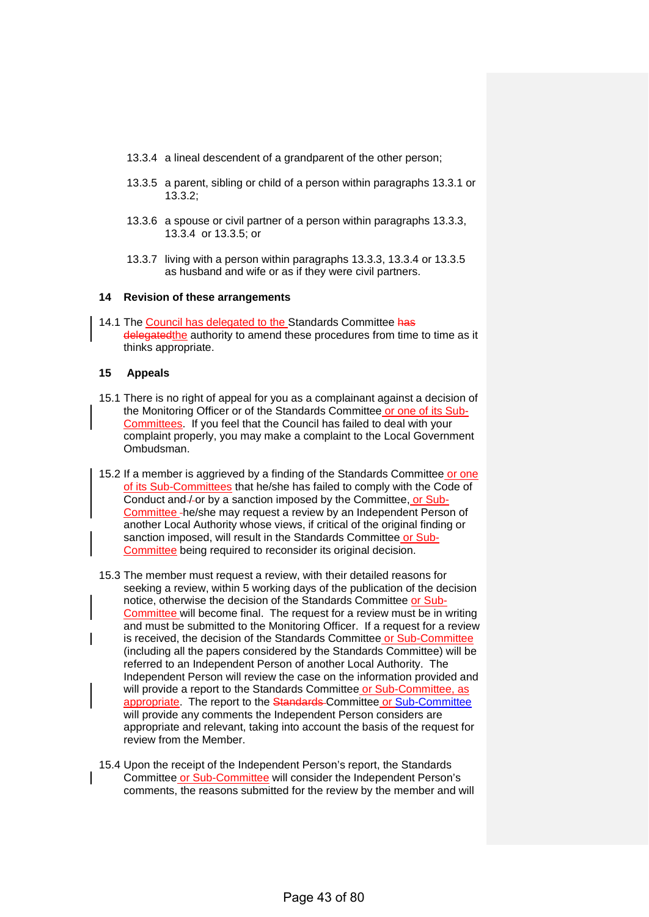13.3.4 a lineal descendent of a grandparent of the other person;

13.3.5 a parent, sibling or child of a person within paragraphs 13.3.1 or 13.3.2;

13.3.6 a spouse or civil partner of a person within paragraphs 13.3.3, 13.3.4 or 13.3.5; or

13.3.7 living with a person within paragraphs 13.3.3, 13.3.4 or 13.3.5 as husband and wife or as if they were civil partners.

## 14 Revision of these arrangements

14.1 The Council has delegated to the Standards Committee ~~has delegated~~the authority to amend these procedures from time to time as it thinks appropriate.

## 15 Appeals

15.1 There is no right of appeal for you as a complainant against a decision of the Monitoring Officer or of the Standards Committee or one of its Sub-Committees. If you feel that the Council has failed to deal with your complaint properly, you may make a complaint to the Local Government Ombudsman.

15.2 If a member is aggrieved by a finding of the Standards Committee or one of its Sub-Committees that he/she has failed to comply with the Code of Conduct and ~~/~~ or by a sanction imposed by the Committee, or Sub-Committee he/she may request a review by an Independent Person of another Local Authority whose views, if critical of the original finding or sanction imposed, will result in the Standards Committee or Sub-Committee being required to reconsider its original decision.

15.3 The member must request a review, with their detailed reasons for seeking a review, within 5 working days of the publication of the decision notice, otherwise the decision of the Standards Committee or Sub-Committee will become final. The request for a review must be in writing and must be submitted to the Monitoring Officer. If a request for a review is received, the decision of the Standards Committee or Sub-Committee (including all the papers considered by the Standards Committee) will be referred to an Independent Person of another Local Authority. The Independent Person will review the case on the information provided and will provide a report to the Standards Committee or Sub-Committee, as appropriate. The report to the ~~Standards~~ Committee or Sub-Committee will provide any comments the Independent Person considers are appropriate and relevant, taking into account the basis of the request for review from the Member.

15.4 Upon the receipt of the Independent Person's report, the Standards Committee or Sub-Committee will consider the Independent Person's comments, the reasons submitted for the review by the member and will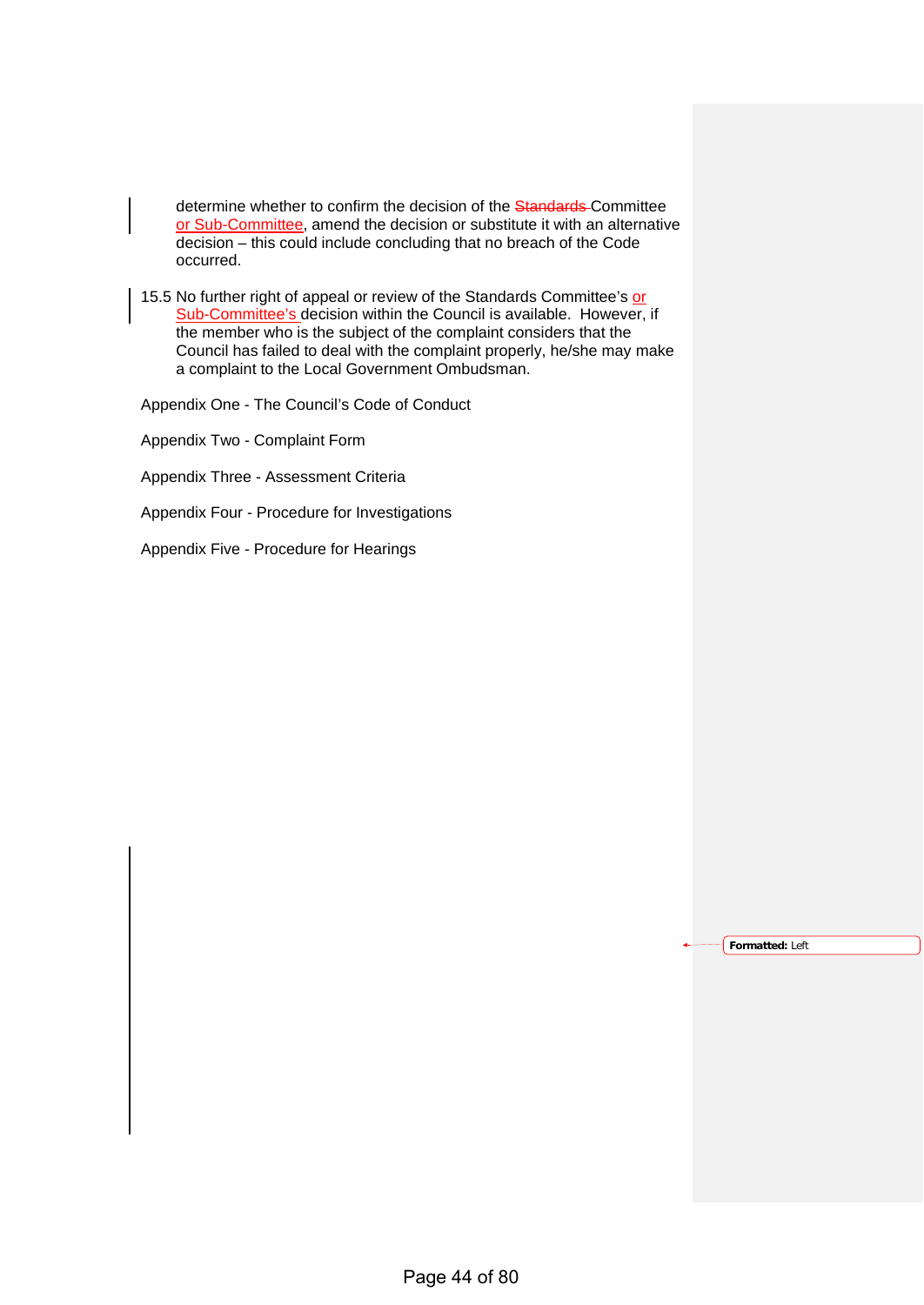determine whether to confirm the decision of the ~~Standards~~ Committee or Sub-Committee, amend the decision or substitute it with an alternative decision – this could include concluding that no breach of the Code occurred.

15.5 No further right of appeal or review of the Standards Committee's or Sub-Committee's decision within the Council is available. However, if the member who is the subject of the complaint considers that the Council has failed to deal with the complaint properly, he/she may make a complaint to the Local Government Ombudsman.

Appendix One - The Council's Code of Conduct

Appendix Two - Complaint Form

Appendix Three - Assessment Criteria

Appendix Four - Procedure for Investigations

Appendix Five - Procedure for Hearings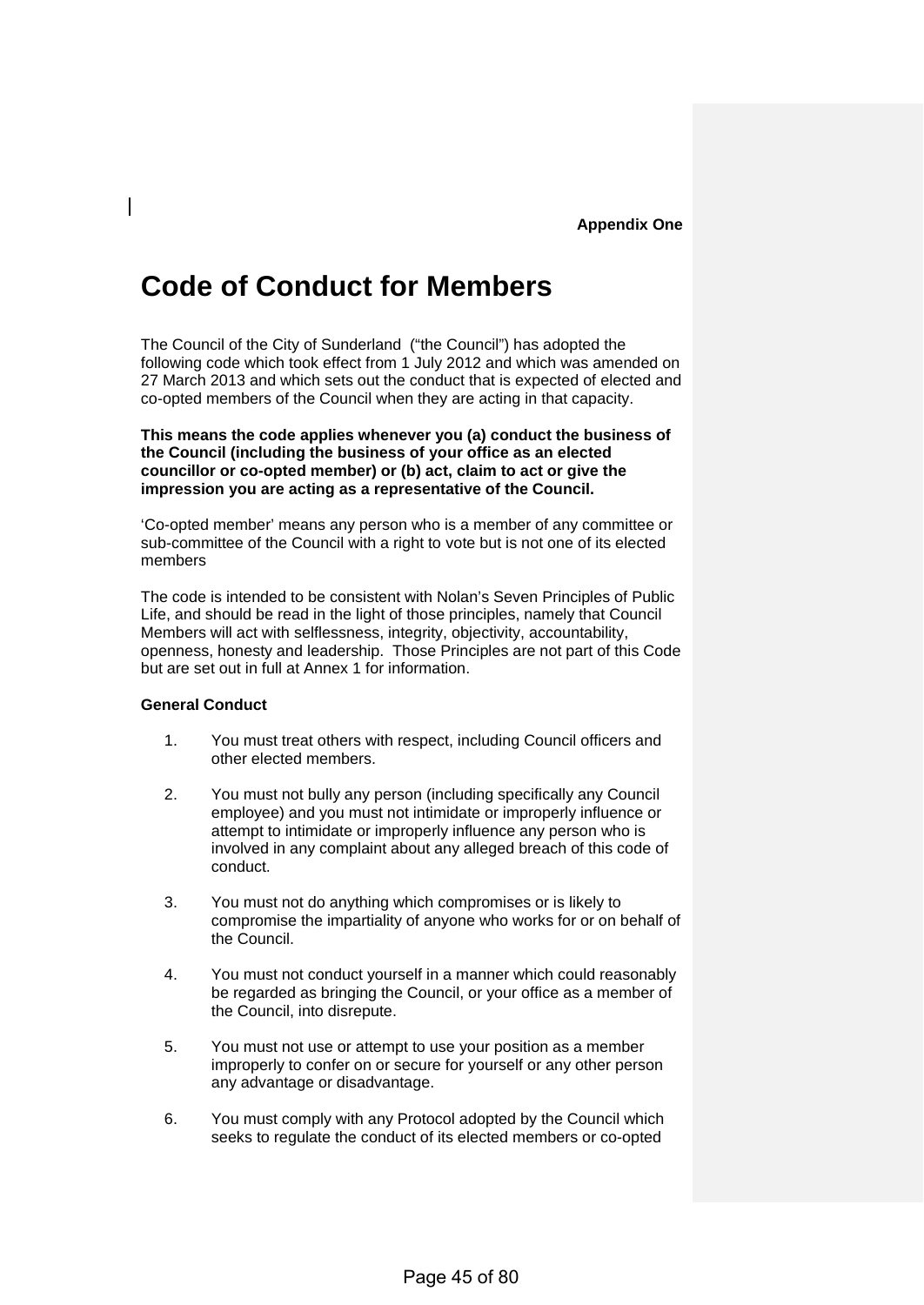**Appendix One**

# Code of Conduct for Members

The Council of the City of Sunderland ("the Council") has adopted the following code which took effect from 1 July 2012 and which was amended on 27 March 2013 and which sets out the conduct that is expected of elected and co-opted members of the Council when they are acting in that capacity.

**This means the code applies whenever you (a) conduct the business of the Council (including the business of your office as an elected councillor or co-opted member) or (b) act, claim to act or give the impression you are acting as a representative of the Council.**

'Co-opted member' means any person who is a member of any committee or sub-committee of the Council with a right to vote but is not one of its elected members

The code is intended to be consistent with Nolan's Seven Principles of Public Life, and should be read in the light of those principles, namely that Council Members will act with selflessness, integrity, objectivity, accountability, openness, honesty and leadership. Those Principles are not part of this Code but are set out in full at Annex 1 for information.

**General Conduct**

1. You must treat others with respect, including Council officers and other elected members.

2. You must not bully any person (including specifically any Council employee) and you must not intimidate or improperly influence or attempt to intimidate or improperly influence any person who is involved in any complaint about any alleged breach of this code of conduct.

3. You must not do anything which compromises or is likely to compromise the impartiality of anyone who works for or on behalf of the Council.

4. You must not conduct yourself in a manner which could reasonably be regarded as bringing the Council, or your office as a member of the Council, into disrepute.

5. You must not use or attempt to use your position as a member improperly to confer on or secure for yourself or any other person any advantage or disadvantage.

6. You must comply with any Protocol adopted by the Council which seeks to regulate the conduct of its elected members or co-opted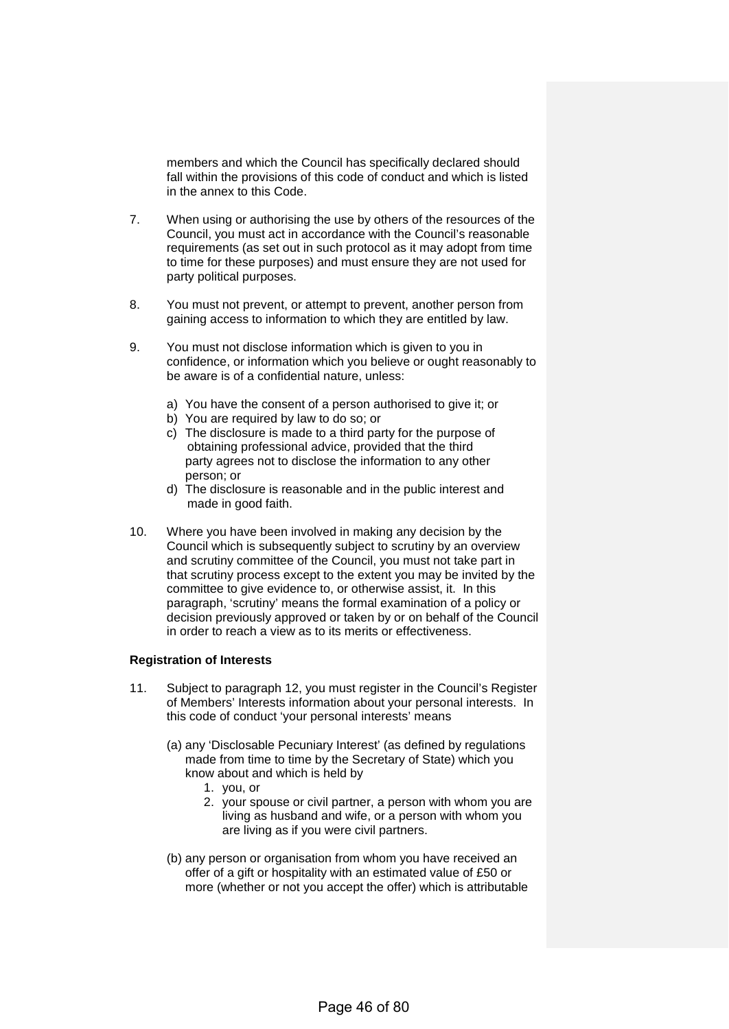members and which the Council has specifically declared should fall within the provisions of this code of conduct and which is listed in the annex to this Code.

7. When using or authorising the use by others of the resources of the Council, you must act in accordance with the Council's reasonable requirements (as set out in such protocol as it may adopt from time to time for these purposes) and must ensure they are not used for party political purposes.

8. You must not prevent, or attempt to prevent, another person from gaining access to information to which they are entitled by law.

9. You must not disclose information which is given to you in confidence, or information which you believe or ought reasonably to be aware is of a confidential nature, unless:

   a) You have the consent of a person authorised to give it; or
   b) You are required by law to do so; or
   c) The disclosure is made to a third party for the purpose of obtaining professional advice, provided that the third party agrees not to disclose the information to any other person; or
   d) The disclosure is reasonable and in the public interest and made in good faith.

10. Where you have been involved in making any decision by the Council which is subsequently subject to scrutiny by an overview and scrutiny committee of the Council, you must not take part in that scrutiny process except to the extent you may be invited by the committee to give evidence to, or otherwise assist, it. In this paragraph, 'scrutiny' means the formal examination of a policy or decision previously approved or taken by or on behalf of the Council in order to reach a view as to its merits or effectiveness.

**Registration of Interests**

11. Subject to paragraph 12, you must register in the Council's Register of Members' Interests information about your personal interests. In this code of conduct 'your personal interests' means

   (a) any 'Disclosable Pecuniary Interest' (as defined by regulations made from time to time by the Secretary of State) which you know about and which is held by
      1. you, or
      2. your spouse or civil partner, a person with whom you are living as husband and wife, or a person with whom you are living as if you were civil partners.

   (b) any person or organisation from whom you have received an offer of a gift or hospitality with an estimated value of £50 or more (whether or not you accept the offer) which is attributable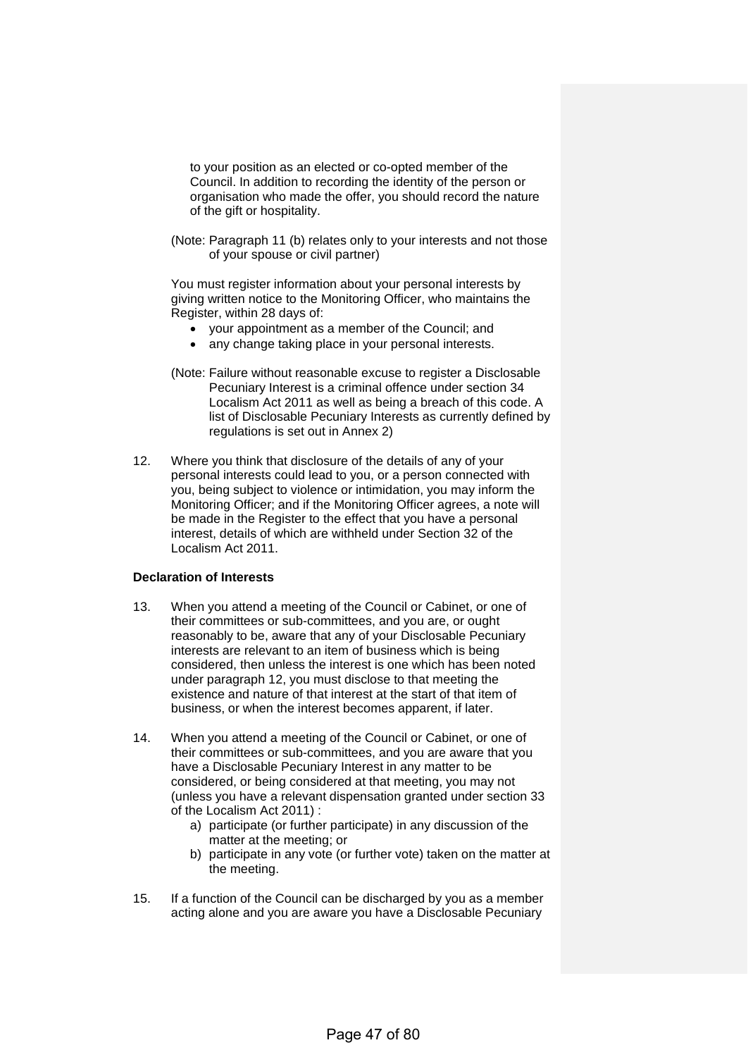to your position as an elected or co-opted member of the Council. In addition to recording the identity of the person or organisation who made the offer, you should record the nature of the gift or hospitality.

(Note: Paragraph 11 (b) relates only to your interests and not those of your spouse or civil partner)

You must register information about your personal interests by giving written notice to the Monitoring Officer, who maintains the Register, within 28 days of:

- your appointment as a member of the Council; and
- any change taking place in your personal interests.

(Note: Failure without reasonable excuse to register a Disclosable Pecuniary Interest is a criminal offence under section 34 Localism Act 2011 as well as being a breach of this code. A list of Disclosable Pecuniary Interests as currently defined by regulations is set out in Annex 2)

12. Where you think that disclosure of the details of any of your personal interests could lead to you, or a person connected with you, being subject to violence or intimidation, you may inform the Monitoring Officer; and if the Monitoring Officer agrees, a note will be made in the Register to the effect that you have a personal interest, details of which are withheld under Section 32 of the Localism Act 2011.

**Declaration of Interests**

13. When you attend a meeting of the Council or Cabinet, or one of their committees or sub-committees, and you are, or ought reasonably to be, aware that any of your Disclosable Pecuniary interests are relevant to an item of business which is being considered, then unless the interest is one which has been noted under paragraph 12, you must disclose to that meeting the existence and nature of that interest at the start of that item of business, or when the interest becomes apparent, if later.

14. When you attend a meeting of the Council or Cabinet, or one of their committees or sub-committees, and you are aware that you have a Disclosable Pecuniary Interest in any matter to be considered, or being considered at that meeting, you may not (unless you have a relevant dispensation granted under section 33 of the Localism Act 2011) :
    a) participate (or further participate) in any discussion of the matter at the meeting; or
    b) participate in any vote (or further vote) taken on the matter at the meeting.

15. If a function of the Council can be discharged by you as a member acting alone and you are aware you have a Disclosable Pecuniary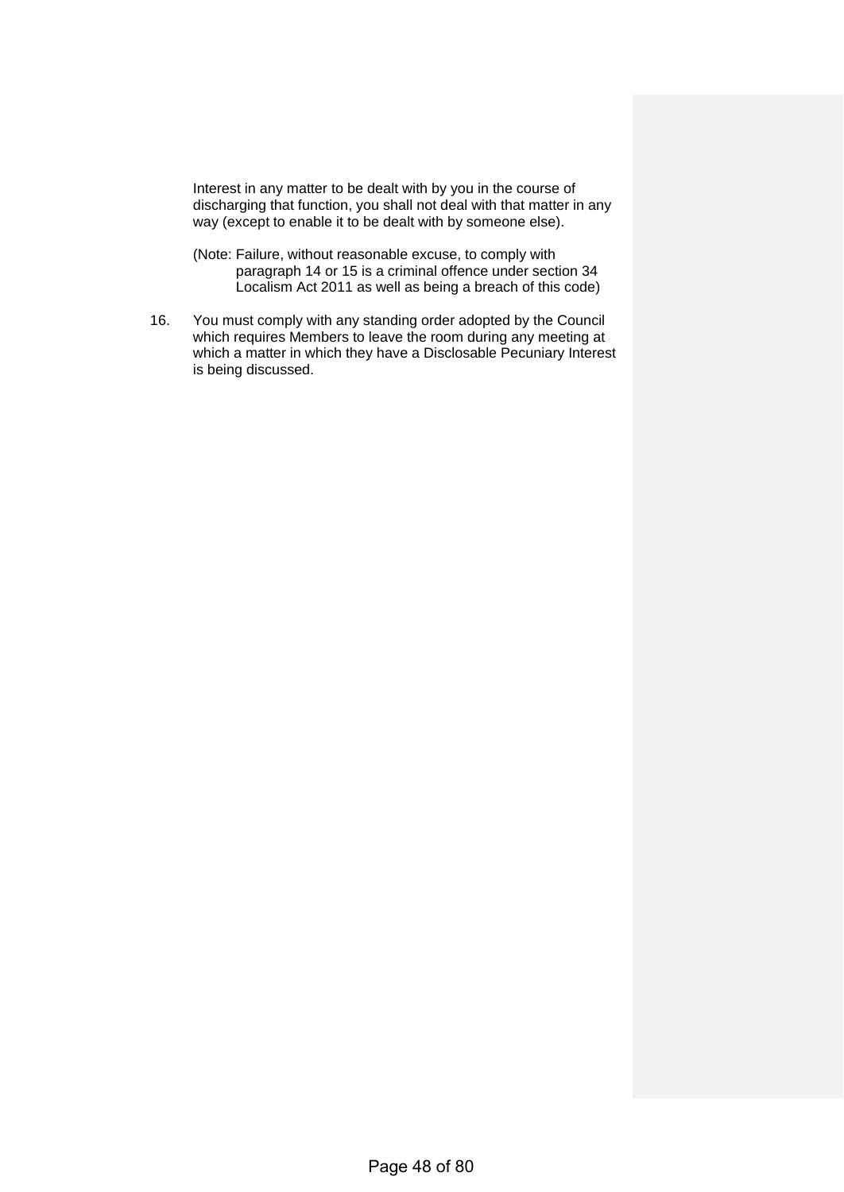Interest in any matter to be dealt with by you in the course of discharging that function, you shall not deal with that matter in any way (except to enable it to be dealt with by someone else).

(Note: Failure, without reasonable excuse, to comply with paragraph 14 or 15 is a criminal offence under section 34 Localism Act 2011 as well as being a breach of this code)

16. You must comply with any standing order adopted by the Council which requires Members to leave the room during any meeting at which a matter in which they have a Disclosable Pecuniary Interest is being discussed.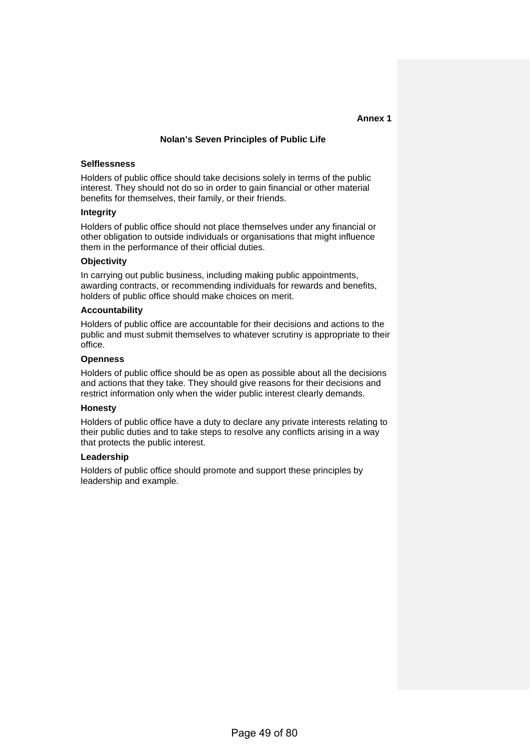**Annex 1**

## Nolan's Seven Principles of Public Life

### Selflessness

Holders of public office should take decisions solely in terms of the public interest. They should not do so in order to gain financial or other material benefits for themselves, their family, or their friends.

### Integrity

Holders of public office should not place themselves under any financial or other obligation to outside individuals or organisations that might influence them in the performance of their official duties.

### Objectivity

In carrying out public business, including making public appointments, awarding contracts, or recommending individuals for rewards and benefits, holders of public office should make choices on merit.

### Accountability

Holders of public office are accountable for their decisions and actions to the public and must submit themselves to whatever scrutiny is appropriate to their office.

### Openness

Holders of public office should be as open as possible about all the decisions and actions that they take. They should give reasons for their decisions and restrict information only when the wider public interest clearly demands.

### Honesty

Holders of public office have a duty to declare any private interests relating to their public duties and to take steps to resolve any conflicts arising in a way that protects the public interest.

### Leadership

Holders of public office should promote and support these principles by leadership and example.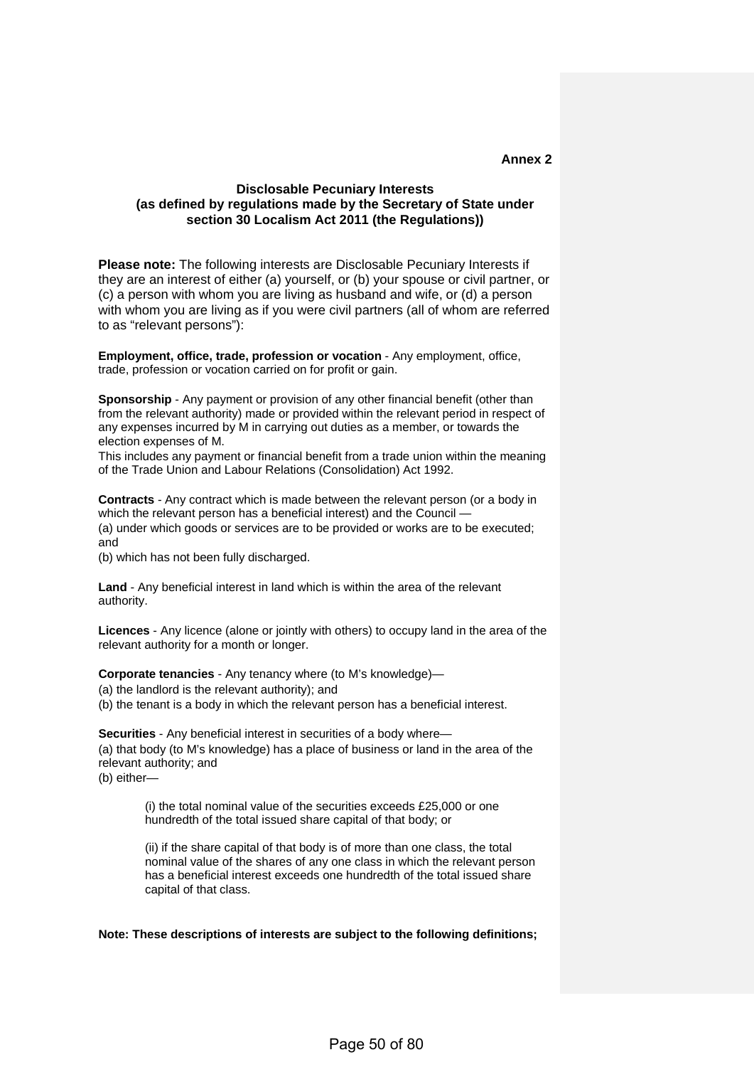**Annex 2**

## Disclosable Pecuniary Interests
## (as defined by regulations made by the Secretary of State under section 30 Localism Act 2011 (the Regulations))

**Please note:** The following interests are Disclosable Pecuniary Interests if they are an interest of either (a) yourself, or (b) your spouse or civil partner, or (c) a person with whom you are living as husband and wife, or (d) a person with whom you are living as if you were civil partners (all of whom are referred to as "relevant persons"):

**Employment, office, trade, profession or vocation** - Any employment, office, trade, profession or vocation carried on for profit or gain.

**Sponsorship** - Any payment or provision of any other financial benefit (other than from the relevant authority) made or provided within the relevant period in respect of any expenses incurred by M in carrying out duties as a member, or towards the election expenses of M.
This includes any payment or financial benefit from a trade union within the meaning of the Trade Union and Labour Relations (Consolidation) Act 1992.

**Contracts** - Any contract which is made between the relevant person (or a body in which the relevant person has a beneficial interest) and the Council —
(a) under which goods or services are to be provided or works are to be executed; and
(b) which has not been fully discharged.

**Land** - Any beneficial interest in land which is within the area of the relevant authority.

**Licences** - Any licence (alone or jointly with others) to occupy land in the area of the relevant authority for a month or longer.

**Corporate tenancies** - Any tenancy where (to M's knowledge)—
(a) the landlord is the relevant authority); and
(b) the tenant is a body in which the relevant person has a beneficial interest.

**Securities** - Any beneficial interest in securities of a body where—
(a) that body (to M's knowledge) has a place of business or land in the area of the relevant authority; and
(b) either—

(i) the total nominal value of the securities exceeds £25,000 or one hundredth of the total issued share capital of that body; or

(ii) if the share capital of that body is of more than one class, the total nominal value of the shares of any one class in which the relevant person has a beneficial interest exceeds one hundredth of the total issued share capital of that class.

**Note: These descriptions of interests are subject to the following definitions;**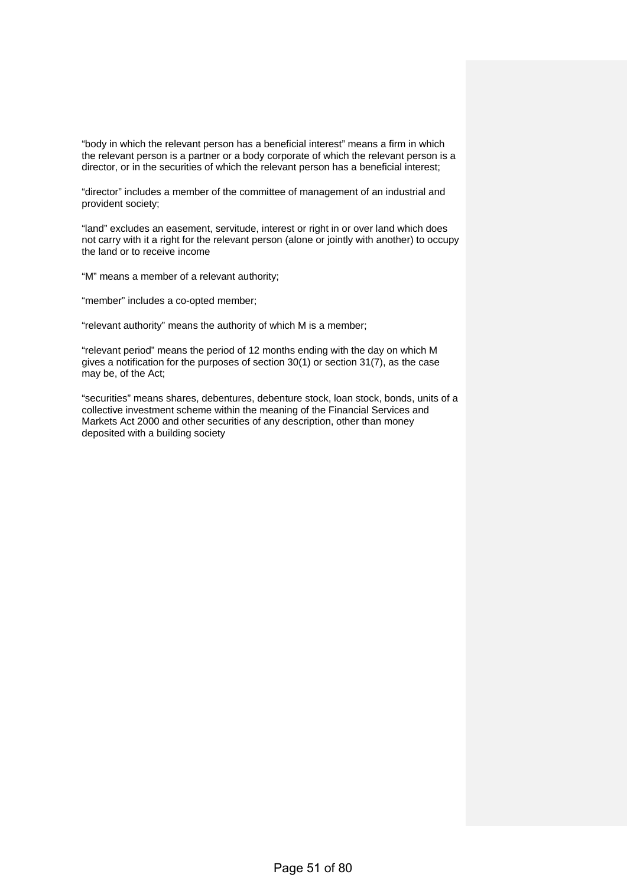"body in which the relevant person has a beneficial interest" means a firm in which the relevant person is a partner or a body corporate of which the relevant person is a director, or in the securities of which the relevant person has a beneficial interest;

"director" includes a member of the committee of management of an industrial and provident society;

"land" excludes an easement, servitude, interest or right in or over land which does not carry with it a right for the relevant person (alone or jointly with another) to occupy the land or to receive income

"M" means a member of a relevant authority;

"member" includes a co-opted member;

"relevant authority" means the authority of which M is a member;

"relevant period" means the period of 12 months ending with the day on which M gives a notification for the purposes of section 30(1) or section 31(7), as the case may be, of the Act;

"securities" means shares, debentures, debenture stock, loan stock, bonds, units of a collective investment scheme within the meaning of the Financial Services and Markets Act 2000 and other securities of any description, other than money deposited with a building society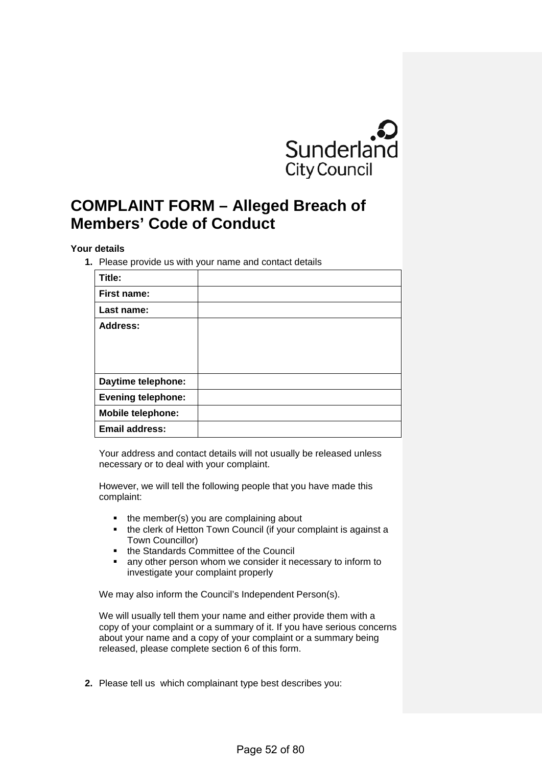Sunderland City Council

# COMPLAINT FORM – Alleged Breach of Members' Code of Conduct

**Your details**

1. Please provide us with your name and contact details

| **Title:** | |
|---|---|
| **First name:** | |
| **Last name:** | |
| **Address:** | |
| **Daytime telephone:** | |
| **Evening telephone:** | |
| **Mobile telephone:** | |
| **Email address:** | |

Your address and contact details will not usually be released unless necessary or to deal with your complaint.

However, we will tell the following people that you have made this complaint:

- the member(s) you are complaining about
- the clerk of Hetton Town Council (if your complaint is against a Town Councillor)
- the Standards Committee of the Council
- any other person whom we consider it necessary to inform to investigate your complaint properly

We may also inform the Council's Independent Person(s).

We will usually tell them your name and either provide them with a copy of your complaint or a summary of it. If you have serious concerns about your name and a copy of your complaint or a summary being released, please complete section 6 of this form.

2. Please tell us which complainant type best describes you: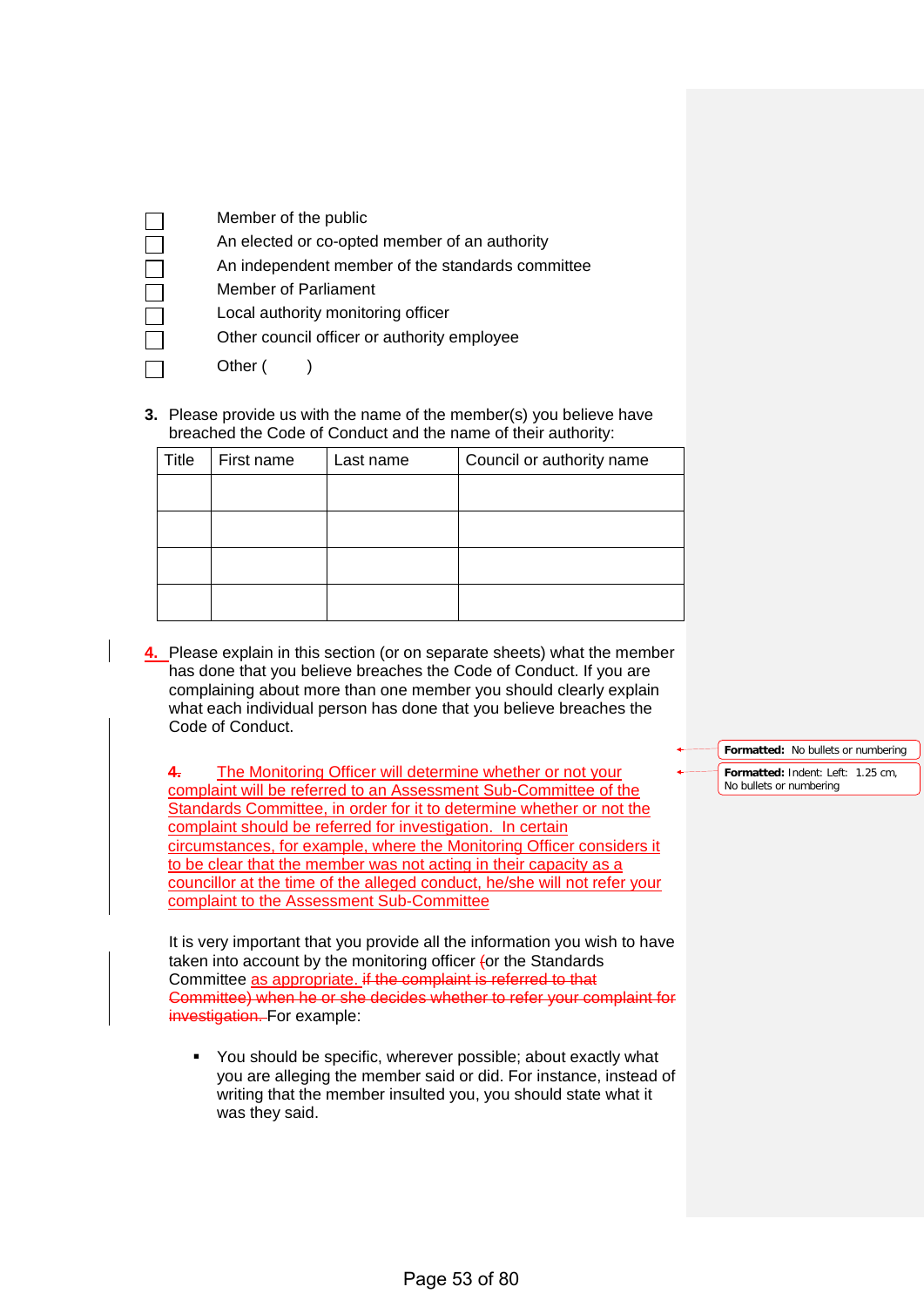- ☐ Member of the public
- ☐ An elected or co-opted member of an authority
- ☐ An independent member of the standards committee
- ☐ Member of Parliament
- ☐ Local authority monitoring officer
- ☐ Other council officer or authority employee
- ☐ Other (        )

**3.** Please provide us with the name of the member(s) you believe have breached the Code of Conduct and the name of their authority:

| Title | First name | Last name | Council or authority name |
|---|---|---|---|
| | | | |
| | | | |
| | | | |
| | | | |

**4.** Please explain in this section (or on separate sheets) what the member has done that you believe breaches the Code of Conduct. If you are complaining about more than one member you should clearly explain what each individual person has done that you believe breaches the Code of Conduct.

~~4.~~ The Monitoring Officer will determine whether or not your complaint will be referred to an Assessment Sub-Committee of the Standards Committee, in order for it to determine whether or not the complaint should be referred for investigation. In certain circumstances, for example, where the Monitoring Officer considers it to be clear that the member was not acting in their capacity as a councillor at the time of the alleged conduct, he/she will not refer your complaint to the Assessment Sub-Committee

It is very important that you provide all the information you wish to have taken into account by the monitoring officer ~~(~~or the Standards Committee as appropriate. ~~if the complaint is referred to that Committee) when he or she decides whether to refer your complaint for investigation.~~ For example:

- You should be specific, wherever possible; about exactly what you are alleging the member said or did. For instance, instead of writing that the member insulted you, you should state what it was they said.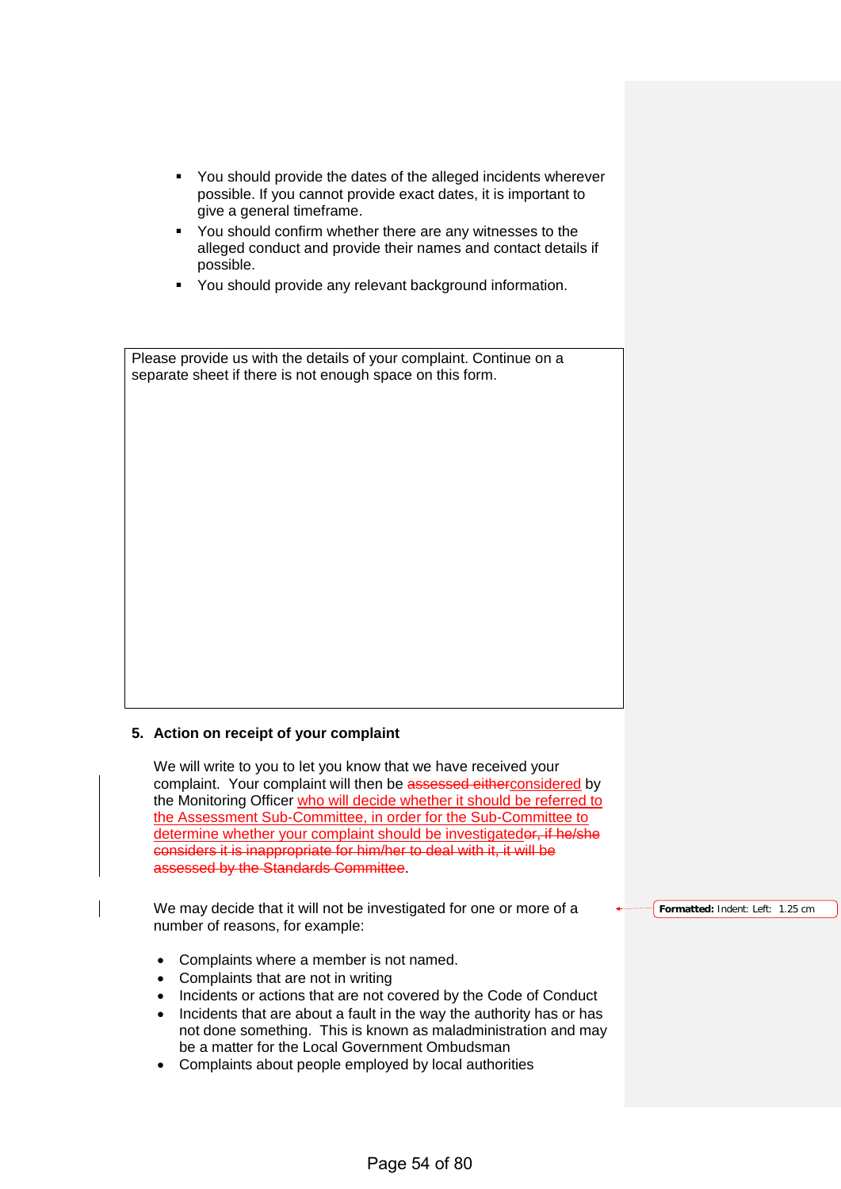- You should provide the dates of the alleged incidents wherever possible. If you cannot provide exact dates, it is important to give a general timeframe.
- You should confirm whether there are any witnesses to the alleged conduct and provide their names and contact details if possible.
- You should provide any relevant background information.

| Please provide us with the details of your complaint. Continue on a separate sheet if there is not enough space on this form. |
|---|
| |

**5. Action on receipt of your complaint**

We will write to you to let you know that we have received your complaint. Your complaint will then be ~~assessed either~~considered by the Monitoring Officer who will decide whether it should be referred to the Assessment Sub-Committee, in order for the Sub-Committee to determine whether your complaint should be investigated~~or, if he/she considers it is inappropriate for him/her to deal with it, it will be assessed by the Standards Committee~~.

We may decide that it will not be investigated for one or more of a number of reasons, for example:

- Complaints where a member is not named.
- Complaints that are not in writing
- Incidents or actions that are not covered by the Code of Conduct
- Incidents that are about a fault in the way the authority has or has not done something. This is known as maladministration and may be a matter for the Local Government Ombudsman
- Complaints about people employed by local authorities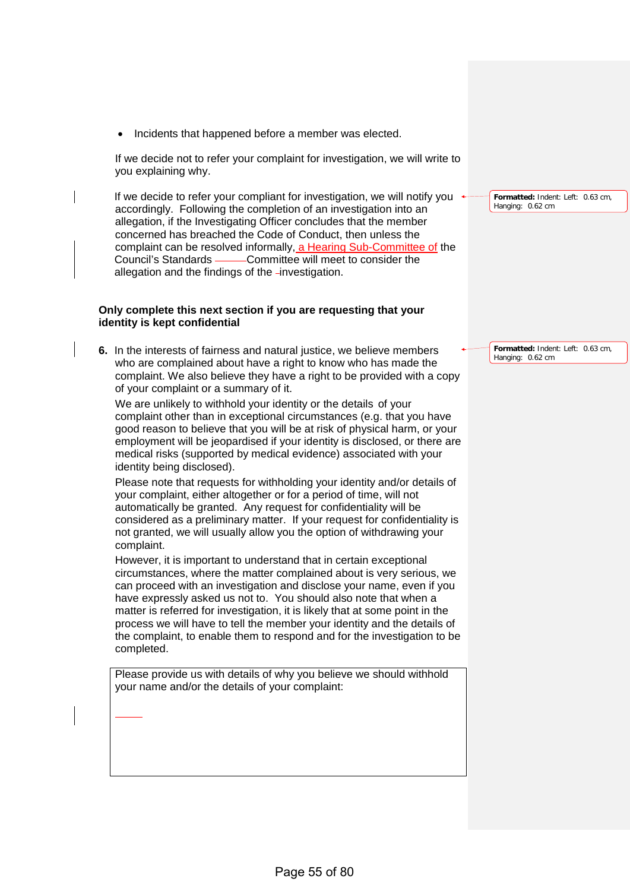- Incidents that happened before a member was elected.

If we decide not to refer your complaint for investigation, we will write to you explaining why.

If we decide to refer your compliant for investigation, we will notify you accordingly. Following the completion of an investigation into an allegation, if the Investigating Officer concludes that the member concerned has breached the Code of Conduct, then unless the complaint can be resolved informally, a Hearing Sub-Committee of the Council's Standards Committee will meet to consider the allegation and the findings of the investigation.

**Only complete this next section if you are requesting that your identity is kept confidential**

**6.** In the interests of fairness and natural justice, we believe members who are complained about have a right to know who has made the complaint. We also believe they have a right to be provided with a copy of your complaint or a summary of it.

We are unlikely to withhold your identity or the details of your complaint other than in exceptional circumstances (e.g. that you have good reason to believe that you will be at risk of physical harm, or your employment will be jeopardised if your identity is disclosed, or there are medical risks (supported by medical evidence) associated with your identity being disclosed).

Please note that requests for withholding your identity and/or details of your complaint, either altogether or for a period of time, will not automatically be granted. Any request for confidentiality will be considered as a preliminary matter. If your request for confidentiality is not granted, we will usually allow you the option of withdrawing your complaint.

However, it is important to understand that in certain exceptional circumstances, where the matter complained about is very serious, we can proceed with an investigation and disclose your name, even if you have expressly asked us not to. You should also note that when a matter is referred for investigation, it is likely that at some point in the process we will have to tell the member your identity and the details of the complaint, to enable them to respond and for the investigation to be completed.

| Please provide us with details of why you believe we should withhold your name and/or the details of your complaint: |
| --- |
| |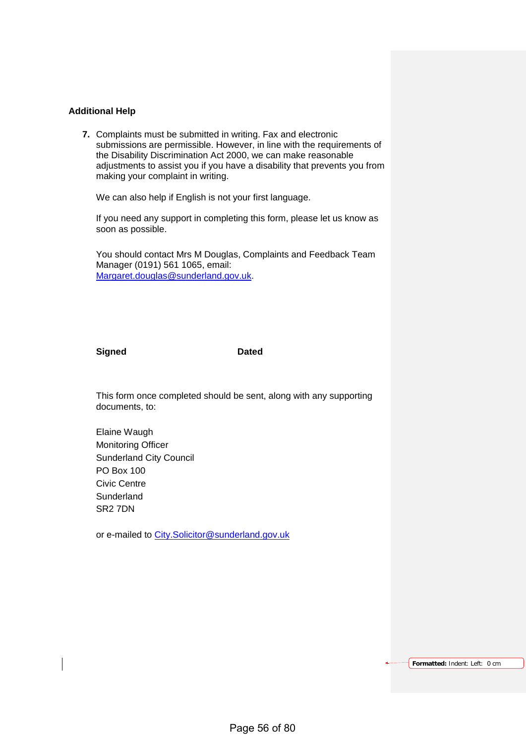**Additional Help**

7. Complaints must be submitted in writing. Fax and electronic submissions are permissible. However, in line with the requirements of the Disability Discrimination Act 2000, we can make reasonable adjustments to assist you if you have a disability that prevents you from making your complaint in writing.

   We can also help if English is not your first language.

   If you need any support in completing this form, please let us know as soon as possible.

   You should contact Mrs M Douglas, Complaints and Feedback Team Manager (0191) 561 1065, email: Margaret.douglas@sunderland.gov.uk.

**Signed** **Dated**

This form once completed should be sent, along with any supporting documents, to:

Elaine Waugh
Monitoring Officer
Sunderland City Council
PO Box 100
Civic Centre
Sunderland
SR2 7DN

or e-mailed to City.Solicitor@sunderland.gov.uk

**Formatted:** Indent: Left: 0 cm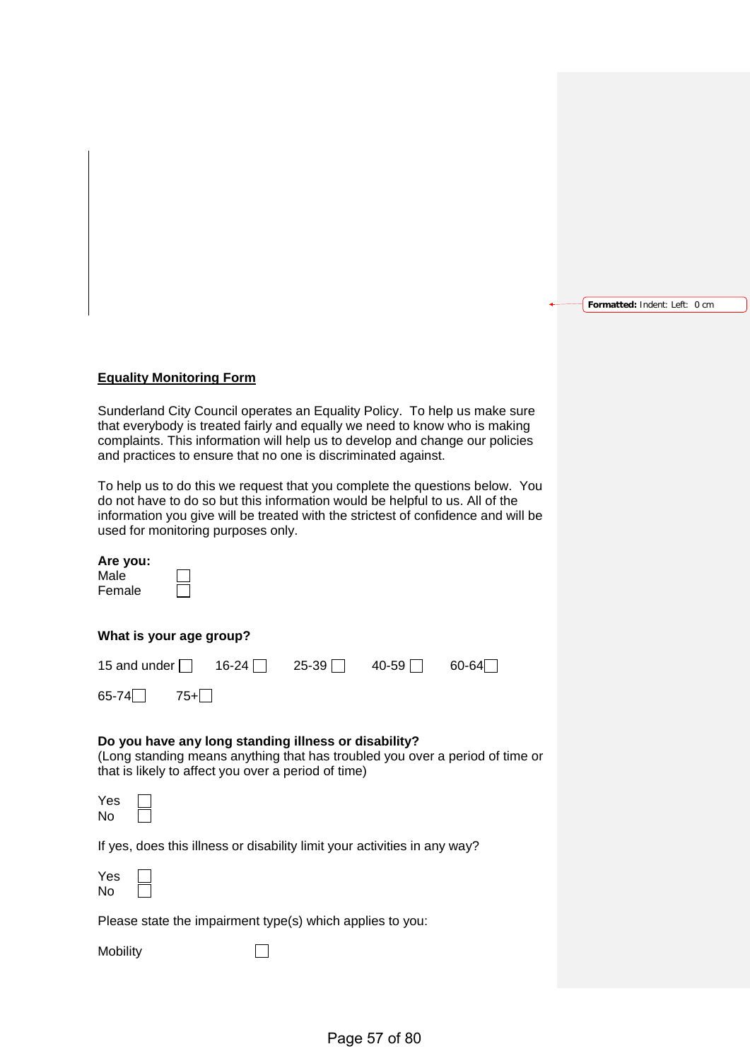## Equality Monitoring Form

Sunderland City Council operates an Equality Policy. To help us make sure that everybody is treated fairly and equally we need to know who is making complaints. This information will help us to develop and change our policies and practices to ensure that no one is discriminated against.

To help us to do this we request that you complete the questions below. You do not have to do so but this information would be helpful to us. All of the information you give will be treated with the strictest of confidence and will be used for monitoring purposes only.

**Are you:**

Male ☐
Female ☐

**What is your age group?**

15 and under ☐ 16-24 ☐ 25-39 ☐ 40-59 ☐ 60-64 ☐

65-74 ☐ 75+ ☐

**Do you have any long standing illness or disability?**
(Long standing means anything that has troubled you over a period of time or that is likely to affect you over a period of time)

Yes ☐
No ☐

If yes, does this illness or disability limit your activities in any way?

Yes ☐
No ☐

Please state the impairment type(s) which applies to you:

Mobility ☐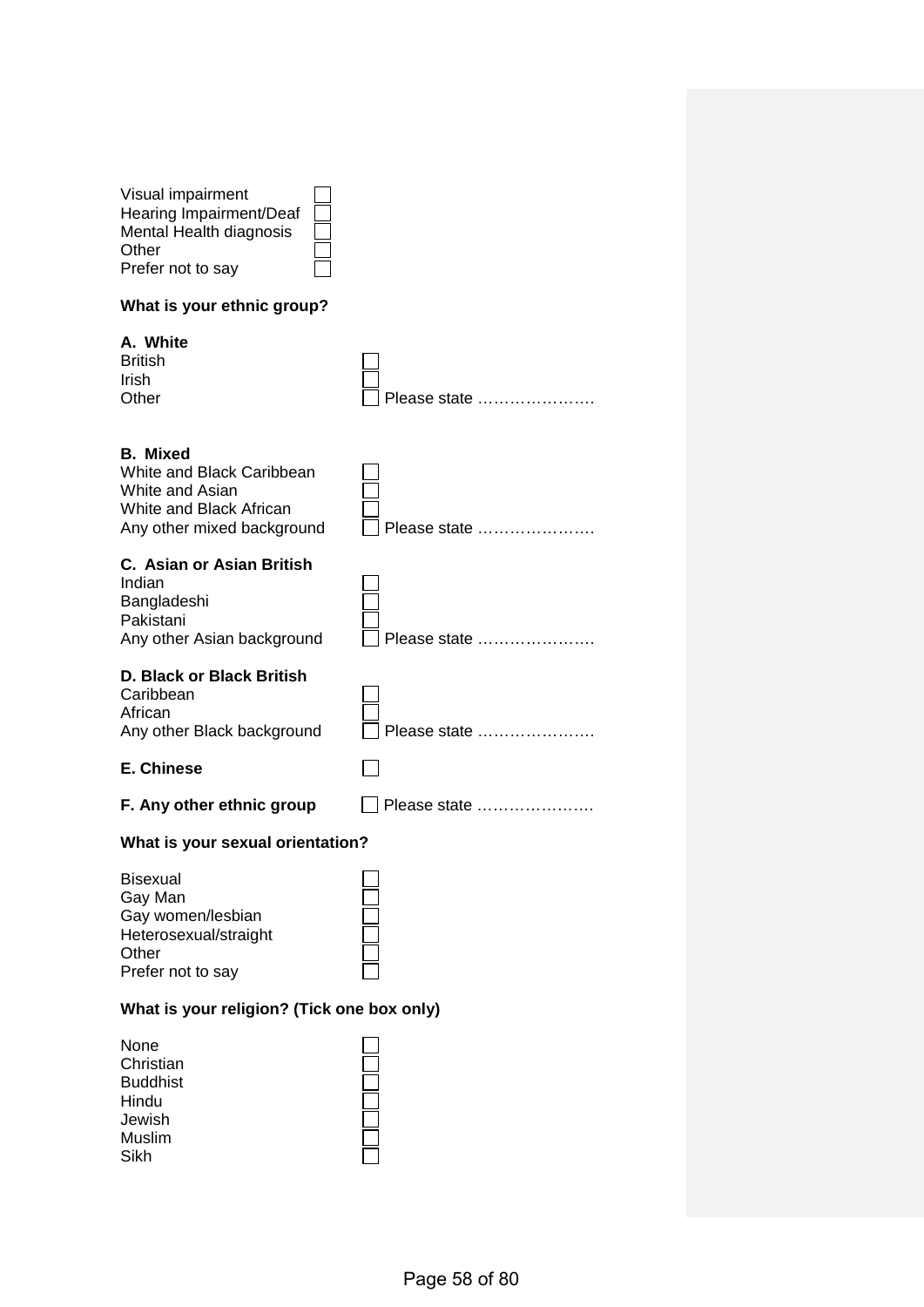Visual impairment ☐
Hearing Impairment/Deaf ☐
Mental Health diagnosis ☐
Other ☐
Prefer not to say ☐

**What is your ethnic group?**

**A. White**
British ☐
Irish ☐
Other ☐ Please state ………………….

**B. Mixed**
White and Black Caribbean ☐
White and Asian ☐
White and Black African ☐
Any other mixed background ☐ Please state ………………….

**C. Asian or Asian British**
Indian ☐
Bangladeshi ☐
Pakistani ☐
Any other Asian background ☐ Please state ………………….

**D. Black or Black British**
Caribbean ☐
African ☐
Any other Black background ☐ Please state ………………….

**E. Chinese** ☐

**F. Any other ethnic group** ☐ Please state ………………….

**What is your sexual orientation?**

Bisexual ☐
Gay Man ☐
Gay women/lesbian ☐
Heterosexual/straight ☐
Other ☐
Prefer not to say ☐

**What is your religion? (Tick one box only)**

None ☐
Christian ☐
Buddhist ☐
Hindu ☐
Jewish ☐
Muslim ☐
Sikh ☐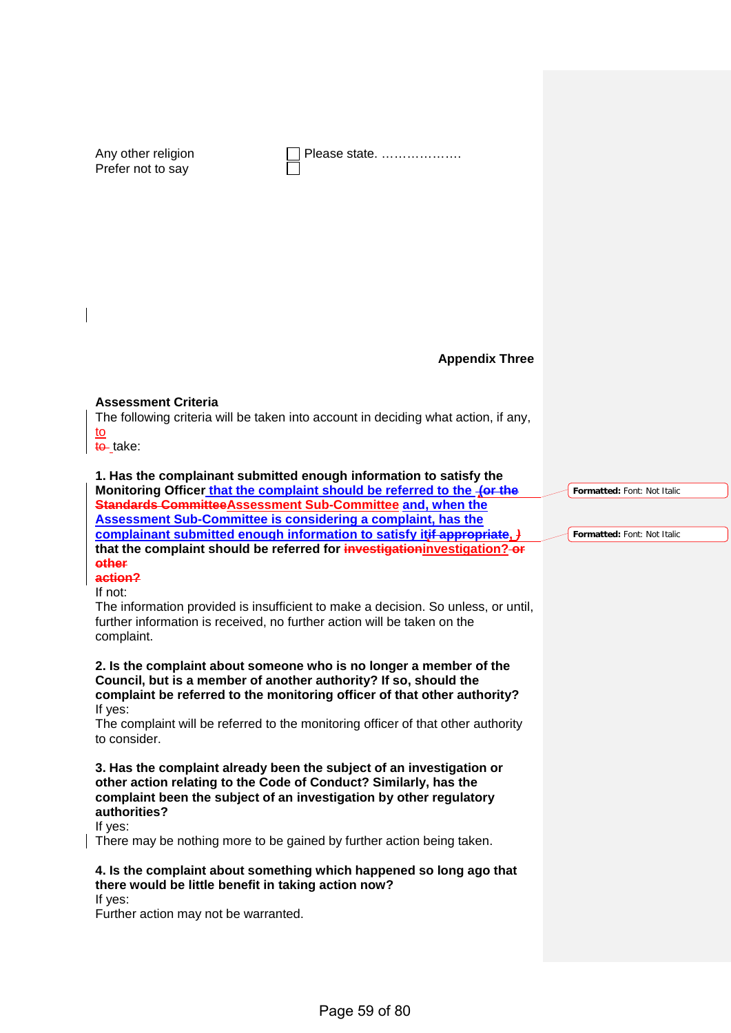Any other religion ☐ Please state. ………………

Prefer not to say ☐

**Appendix Three**

**Assessment Criteria**

The following criteria will be taken into account in deciding what action, if any, to to take:

**1. Has the complainant submitted enough information to satisfy the Monitoring Officer that the complaint should be referred to the (or the Standards CommitteeAssessment Sub-Committee and, when the Assessment Sub-Committee is considering a complaint, has the complainant submitted enough information to satisfy itif appropriate, ) that the complaint should be referred for investigationinvestigation? or other action?**

Formatted: Font: Not Italic

Formatted: Font: Not Italic

If not:

The information provided is insufficient to make a decision. So unless, or until, further information is received, no further action will be taken on the complaint.

**2. Is the complaint about someone who is no longer a member of the Council, but is a member of another authority? If so, should the complaint be referred to the monitoring officer of that other authority?**

If yes:

The complaint will be referred to the monitoring officer of that other authority to consider.

**3. Has the complaint already been the subject of an investigation or other action relating to the Code of Conduct? Similarly, has the complaint been the subject of an investigation by other regulatory authorities?**

If yes:

There may be nothing more to be gained by further action being taken.

**4. Is the complaint about something which happened so long ago that there would be little benefit in taking action now?**

If yes:

Further action may not be warranted.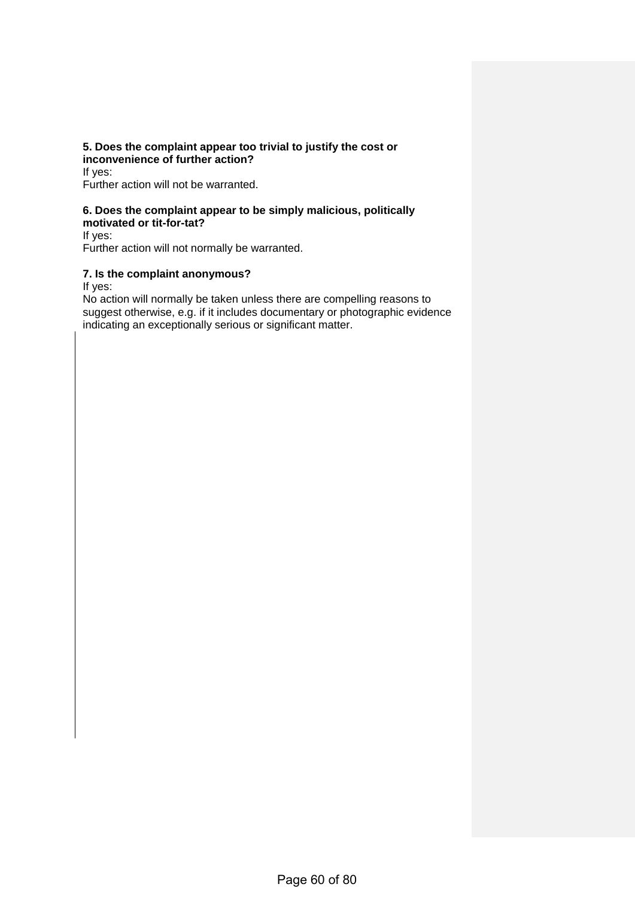**5. Does the complaint appear too trivial to justify the cost or inconvenience of further action?**

If yes:

Further action will not be warranted.

**6. Does the complaint appear to be simply malicious, politically motivated or tit-for-tat?**

If yes:

Further action will not normally be warranted.

**7. Is the complaint anonymous?**

If yes:

No action will normally be taken unless there are compelling reasons to suggest otherwise, e.g. if it includes documentary or photographic evidence indicating an exceptionally serious or significant matter.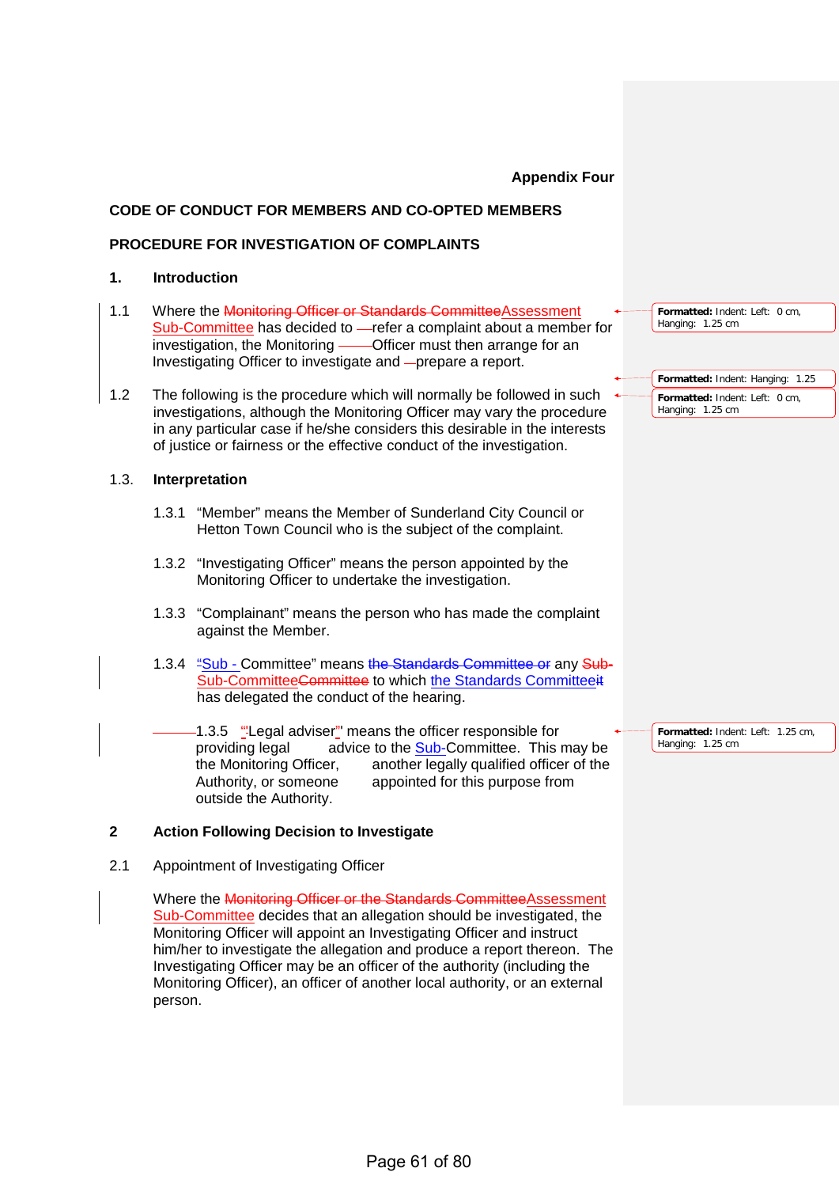Appendix Four

**CODE OF CONDUCT FOR MEMBERS AND CO-OPTED MEMBERS**

**PROCEDURE FOR INVESTIGATION OF COMPLAINTS**

## 1. Introduction

1.1 Where the ~~Monitoring Officer or Standards Committee~~Assessment Sub-Committee has decided to refer a complaint about a member for investigation, the Monitoring Officer must then arrange for an Investigating Officer to investigate and prepare a report.

1.2 The following is the procedure which will normally be followed in such investigations, although the Monitoring Officer may vary the procedure in any particular case if he/she considers this desirable in the interests of justice or fairness or the effective conduct of the investigation.

1.3. **Interpretation**

1.3.1 "Member" means the Member of Sunderland City Council or Hetton Town Council who is the subject of the complaint.

1.3.2 "Investigating Officer" means the person appointed by the Monitoring Officer to undertake the investigation.

1.3.3 "Complainant" means the person who has made the complaint against the Member.

1.3.4 "Sub - Committee" means ~~the Standards Committee or~~ any ~~Sub-~~ Sub-Committee~~Committee~~ to which the Standards Committee~~it~~ has delegated the conduct of the hearing.

1.3.5 "Legal adviser" means the officer responsible for providing legal advice to the Sub-Committee. This may be the Monitoring Officer, another legally qualified officer of the Authority, or someone appointed for this purpose from outside the Authority.

## 2 Action Following Decision to Investigate

2.1 Appointment of Investigating Officer

Where the ~~Monitoring Officer or the Standards Committee~~Assessment Sub-Committee decides that an allegation should be investigated, the Monitoring Officer will appoint an Investigating Officer and instruct him/her to investigate the allegation and produce a report thereon. The Investigating Officer may be an officer of the authority (including the Monitoring Officer), an officer of another local authority, or an external person.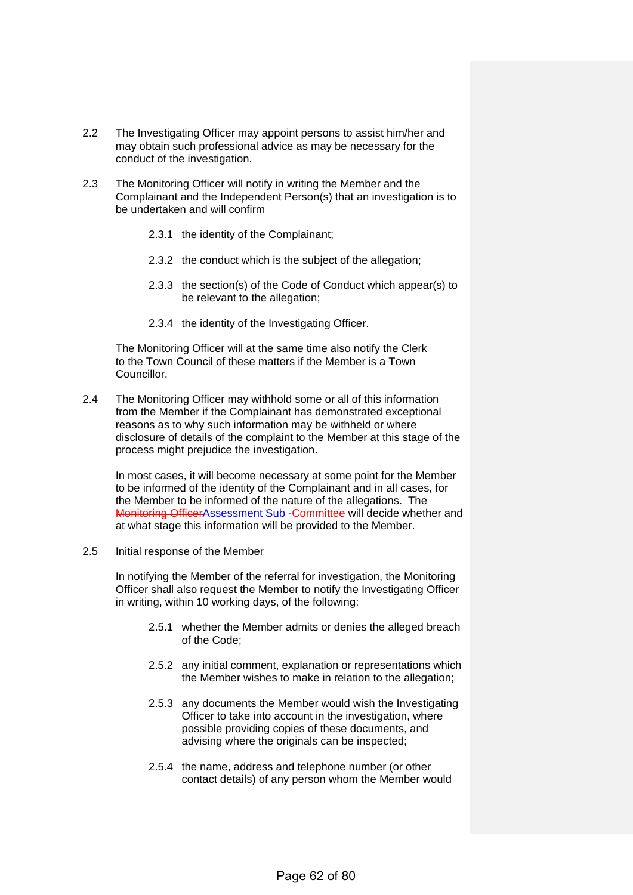2.2 The Investigating Officer may appoint persons to assist him/her and may obtain such professional advice as may be necessary for the conduct of the investigation.

2.3 The Monitoring Officer will notify in writing the Member and the Complainant and the Independent Person(s) that an investigation is to be undertaken and will confirm

2.3.1 the identity of the Complainant;

2.3.2 the conduct which is the subject of the allegation;

2.3.3 the section(s) of the Code of Conduct which appear(s) to be relevant to the allegation;

2.3.4 the identity of the Investigating Officer.

The Monitoring Officer will at the same time also notify the Clerk to the Town Council of these matters if the Member is a Town Councillor.

2.4 The Monitoring Officer may withhold some or all of this information from the Member if the Complainant has demonstrated exceptional reasons as to why such information may be withheld or where disclosure of details of the complaint to the Member at this stage of the process might prejudice the investigation.

In most cases, it will become necessary at some point for the Member to be informed of the identity of the Complainant and in all cases, for the Member to be informed of the nature of the allegations. The ~~Monitoring Officer~~Assessment Sub -Committee will decide whether and at what stage this information will be provided to the Member.

2.5 Initial response of the Member

In notifying the Member of the referral for investigation, the Monitoring Officer shall also request the Member to notify the Investigating Officer in writing, within 10 working days, of the following:

2.5.1 whether the Member admits or denies the alleged breach of the Code;

2.5.2 any initial comment, explanation or representations which the Member wishes to make in relation to the allegation;

2.5.3 any documents the Member would wish the Investigating Officer to take into account in the investigation, where possible providing copies of these documents, and advising where the originals can be inspected;

2.5.4 the name, address and telephone number (or other contact details) of any person whom the Member would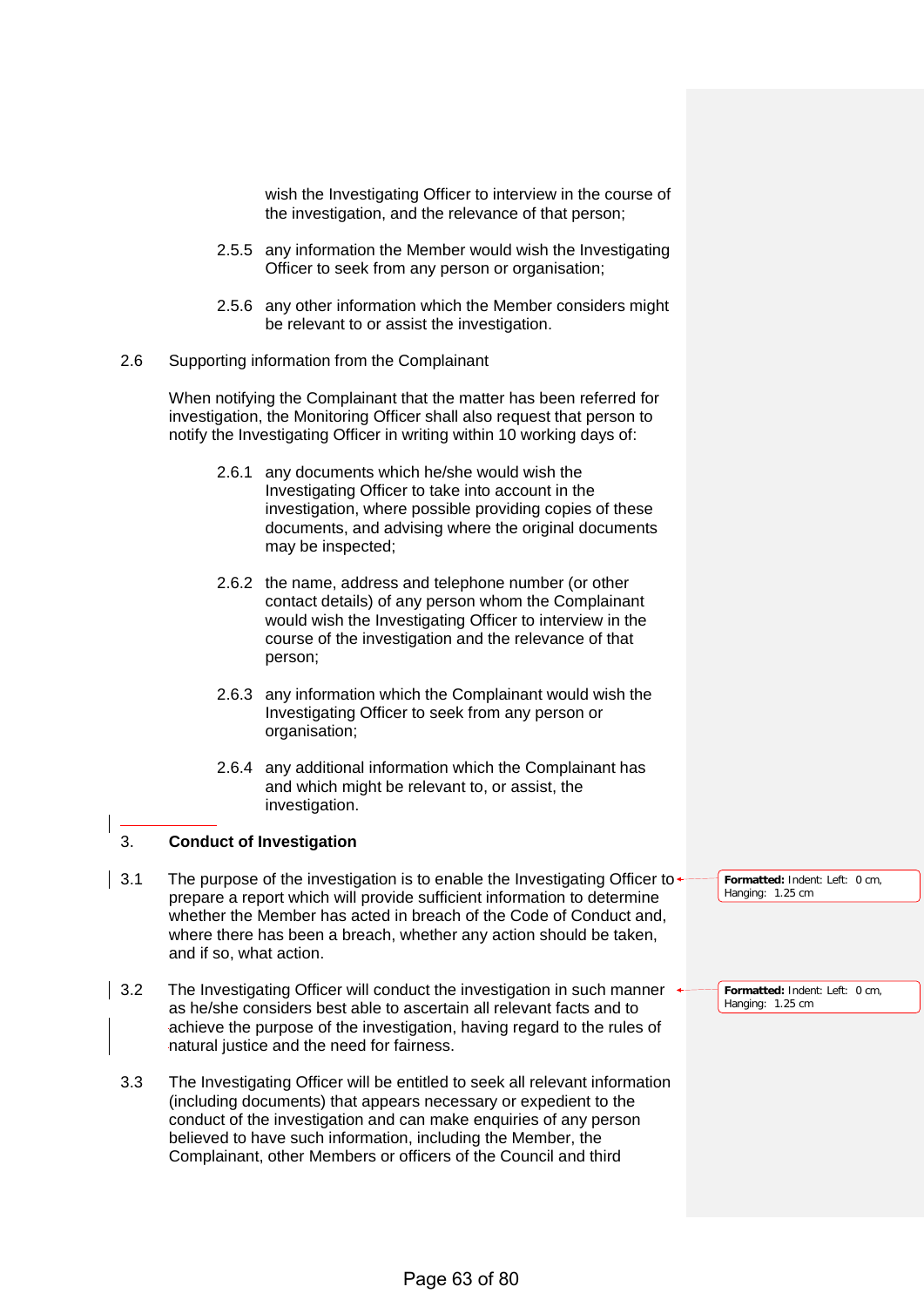wish the Investigating Officer to interview in the course of the investigation, and the relevance of that person;

2.5.5 any information the Member would wish the Investigating Officer to seek from any person or organisation;

2.5.6 any other information which the Member considers might be relevant to or assist the investigation.

2.6 Supporting information from the Complainant

When notifying the Complainant that the matter has been referred for investigation, the Monitoring Officer shall also request that person to notify the Investigating Officer in writing within 10 working days of:

2.6.1 any documents which he/she would wish the Investigating Officer to take into account in the investigation, where possible providing copies of these documents, and advising where the original documents may be inspected;

2.6.2 the name, address and telephone number (or other contact details) of any person whom the Complainant would wish the Investigating Officer to interview in the course of the investigation and the relevance of that person;

2.6.3 any information which the Complainant would wish the Investigating Officer to seek from any person or organisation;

2.6.4 any additional information which the Complainant has and which might be relevant to, or assist, the investigation.

## 3. Conduct of Investigation

3.1 The purpose of the investigation is to enable the Investigating Officer to prepare a report which will provide sufficient information to determine whether the Member has acted in breach of the Code of Conduct and, where there has been a breach, whether any action should be taken, and if so, what action.

3.2 The Investigating Officer will conduct the investigation in such manner as he/she considers best able to ascertain all relevant facts and to achieve the purpose of the investigation, having regard to the rules of natural justice and the need for fairness.

3.3 The Investigating Officer will be entitled to seek all relevant information (including documents) that appears necessary or expedient to the conduct of the investigation and can make enquiries of any person believed to have such information, including the Member, the Complainant, other Members or officers of the Council and third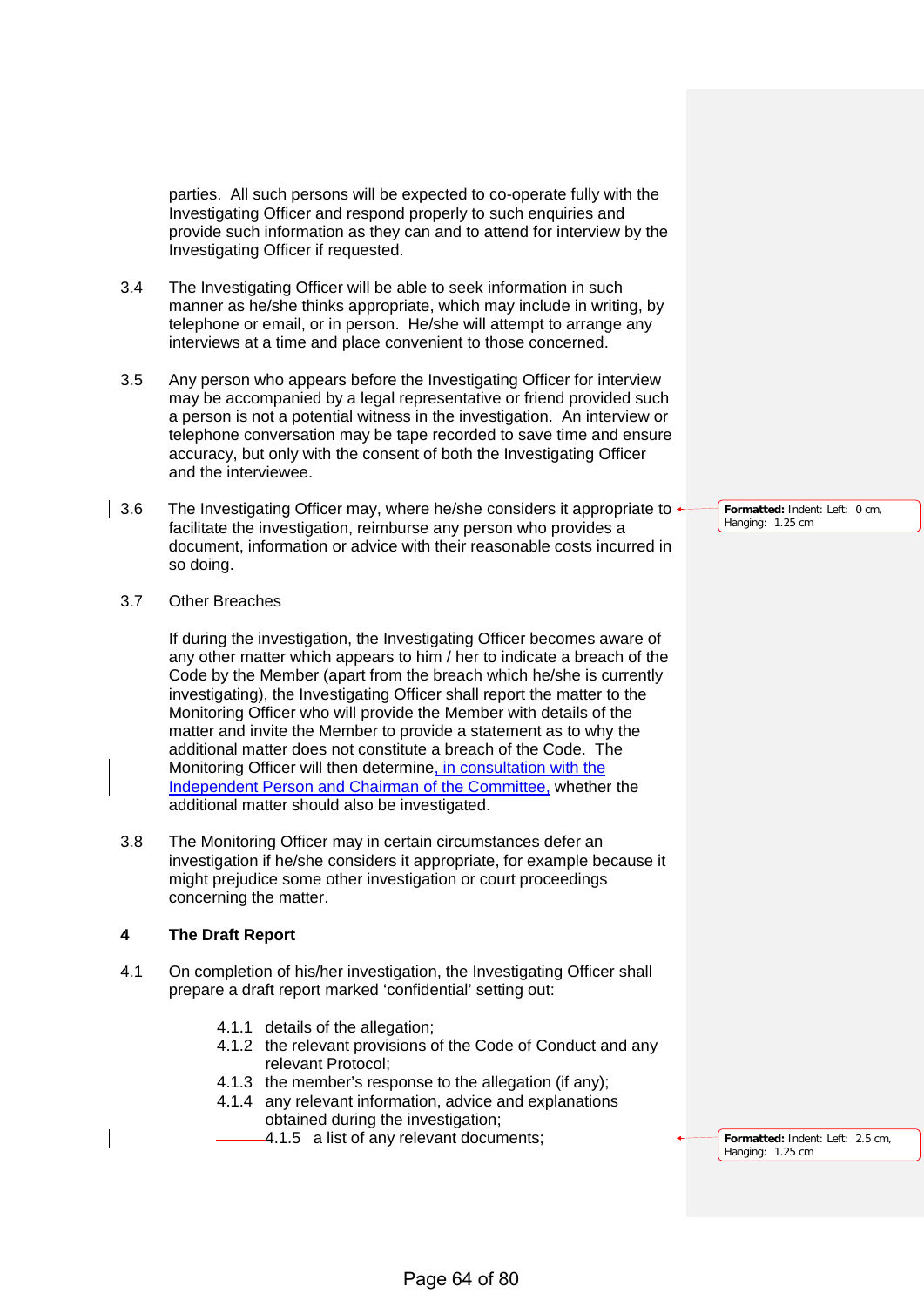parties. All such persons will be expected to co-operate fully with the Investigating Officer and respond properly to such enquiries and provide such information as they can and to attend for interview by the Investigating Officer if requested.

3.4 The Investigating Officer will be able to seek information in such manner as he/she thinks appropriate, which may include in writing, by telephone or email, or in person. He/she will attempt to arrange any interviews at a time and place convenient to those concerned.

3.5 Any person who appears before the Investigating Officer for interview may be accompanied by a legal representative or friend provided such a person is not a potential witness in the investigation. An interview or telephone conversation may be tape recorded to save time and ensure accuracy, but only with the consent of both the Investigating Officer and the interviewee.

3.6 The Investigating Officer may, where he/she considers it appropriate to facilitate the investigation, reimburse any person who provides a document, information or advice with their reasonable costs incurred in so doing.

3.7 Other Breaches

If during the investigation, the Investigating Officer becomes aware of any other matter which appears to him / her to indicate a breach of the Code by the Member (apart from the breach which he/she is currently investigating), the Investigating Officer shall report the matter to the Monitoring Officer who will provide the Member with details of the matter and invite the Member to provide a statement as to why the additional matter does not constitute a breach of the Code. The Monitoring Officer will then determine, in consultation with the Independent Person and Chairman of the Committee, whether the additional matter should also be investigated.

3.8 The Monitoring Officer may in certain circumstances defer an investigation if he/she considers it appropriate, for example because it might prejudice some other investigation or court proceedings concerning the matter.

## 4 The Draft Report

4.1 On completion of his/her investigation, the Investigating Officer shall prepare a draft report marked 'confidential' setting out:

4.1.1 details of the allegation;
4.1.2 the relevant provisions of the Code of Conduct and any relevant Protocol;
4.1.3 the member's response to the allegation (if any);
4.1.4 any relevant information, advice and explanations obtained during the investigation;
4.1.5 a list of any relevant documents;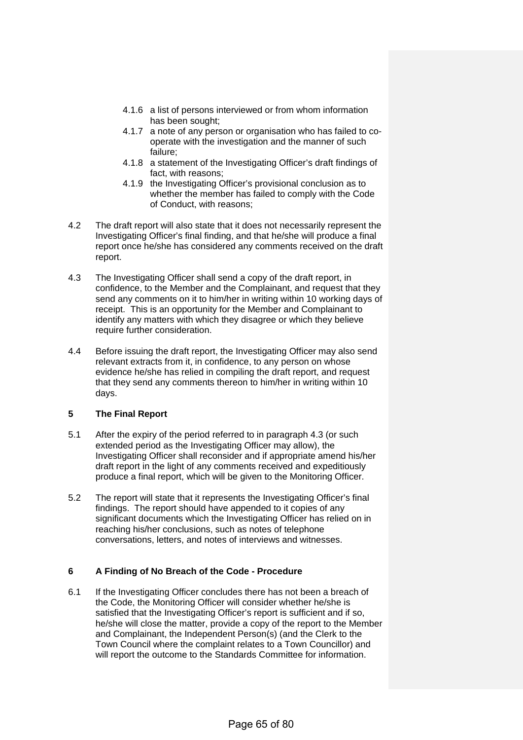- 4.1.6 a list of persons interviewed or from whom information has been sought;
- 4.1.7 a note of any person or organisation who has failed to co-operate with the investigation and the manner of such failure;
- 4.1.8 a statement of the Investigating Officer's draft findings of fact, with reasons;
- 4.1.9 the Investigating Officer's provisional conclusion as to whether the member has failed to comply with the Code of Conduct, with reasons;

4.2 The draft report will also state that it does not necessarily represent the Investigating Officer's final finding, and that he/she will produce a final report once he/she has considered any comments received on the draft report.

4.3 The Investigating Officer shall send a copy of the draft report, in confidence, to the Member and the Complainant, and request that they send any comments on it to him/her in writing within 10 working days of receipt. This is an opportunity for the Member and Complainant to identify any matters with which they disagree or which they believe require further consideration.

4.4 Before issuing the draft report, the Investigating Officer may also send relevant extracts from it, in confidence, to any person on whose evidence he/she has relied in compiling the draft report, and request that they send any comments thereon to him/her in writing within 10 days.

## 5 The Final Report

5.1 After the expiry of the period referred to in paragraph 4.3 (or such extended period as the Investigating Officer may allow), the Investigating Officer shall reconsider and if appropriate amend his/her draft report in the light of any comments received and expeditiously produce a final report, which will be given to the Monitoring Officer.

5.2 The report will state that it represents the Investigating Officer's final findings. The report should have appended to it copies of any significant documents which the Investigating Officer has relied on in reaching his/her conclusions, such as notes of telephone conversations, letters, and notes of interviews and witnesses.

## 6 A Finding of No Breach of the Code - Procedure

6.1 If the Investigating Officer concludes there has not been a breach of the Code, the Monitoring Officer will consider whether he/she is satisfied that the Investigating Officer's report is sufficient and if so, he/she will close the matter, provide a copy of the report to the Member and Complainant, the Independent Person(s) (and the Clerk to the Town Council where the complaint relates to a Town Councillor) and will report the outcome to the Standards Committee for information.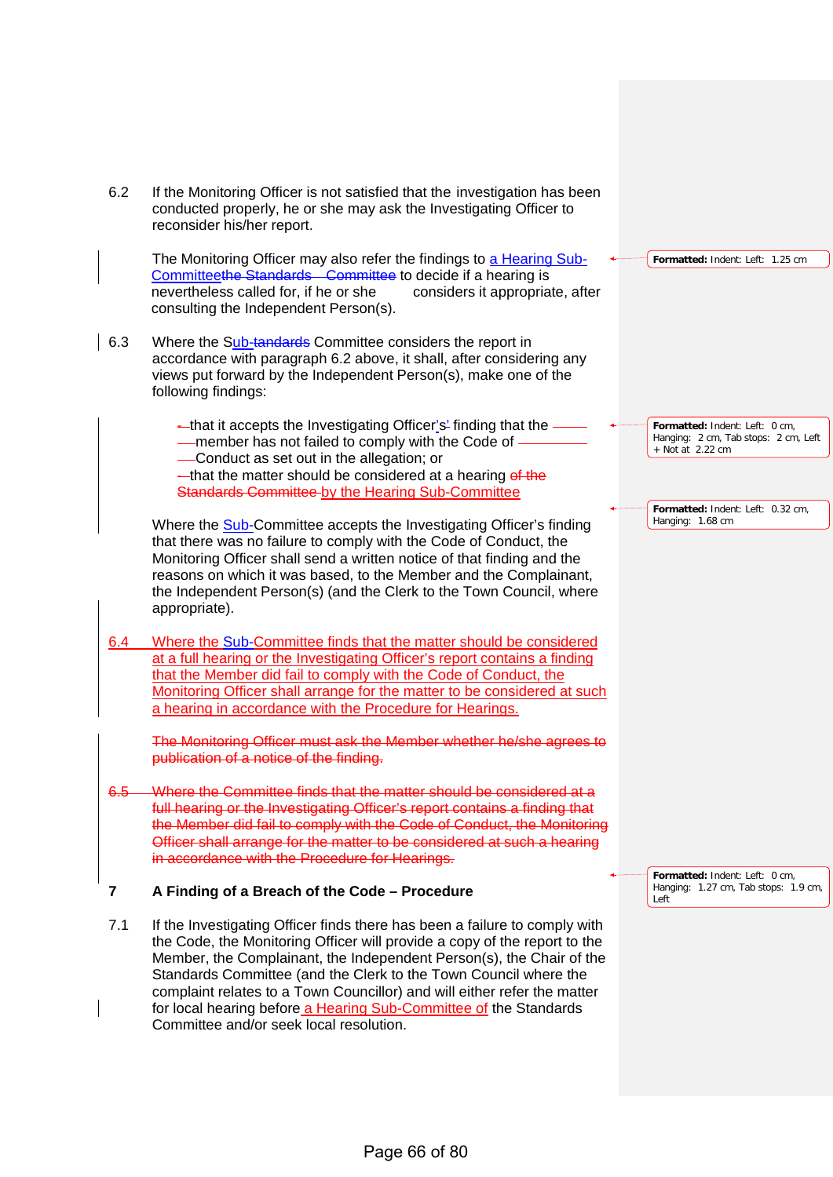6.2 If the Monitoring Officer is not satisfied that the investigation has been conducted properly, he or she may ask the Investigating Officer to reconsider his/her report.

The Monitoring Officer may also refer the findings to a Hearing Sub-Committee~~the Standards Committee~~ to decide if a hearing is nevertheless called for, if he or she considers it appropriate, after consulting the Independent Person(s).

6.3 Where the Sub-~~tandards~~ Committee considers the report in accordance with paragraph 6.2 above, it shall, after considering any views put forward by the Independent Person(s), make one of the following findings:

- that it accepts the Investigating Officer's~~'~~ finding that the member has not failed to comply with the Code of Conduct as set out in the allegation; or
- that the matter should be considered at a hearing ~~of the Standards Committee~~ by the Hearing Sub-Committee

Where the Sub-Committee accepts the Investigating Officer's finding that there was no failure to comply with the Code of Conduct, the Monitoring Officer shall send a written notice of that finding and the reasons on which it was based, to the Member and the Complainant, the Independent Person(s) (and the Clerk to the Town Council, where appropriate).

6.4 Where the Sub-Committee finds that the matter should be considered at a full hearing or the Investigating Officer's report contains a finding that the Member did fail to comply with the Code of Conduct, the Monitoring Officer shall arrange for the matter to be considered at such a hearing in accordance with the Procedure for Hearings.

~~The Monitoring Officer must ask the Member whether he/she agrees to publication of a notice of the finding.~~

~~6.5 Where the Committee finds that the matter should be considered at a full hearing or the Investigating Officer's report contains a finding that the Member did fail to comply with the Code of Conduct, the Monitoring Officer shall arrange for the matter to be considered at such a hearing in accordance with the Procedure for Hearings.~~

## 7 A Finding of a Breach of the Code – Procedure

7.1 If the Investigating Officer finds there has been a failure to comply with the Code, the Monitoring Officer will provide a copy of the report to the Member, the Complainant, the Independent Person(s), the Chair of the Standards Committee (and the Clerk to the Town Council where the complaint relates to a Town Councillor) and will either refer the matter for local hearing before a Hearing Sub-Committee of the Standards Committee and/or seek local resolution.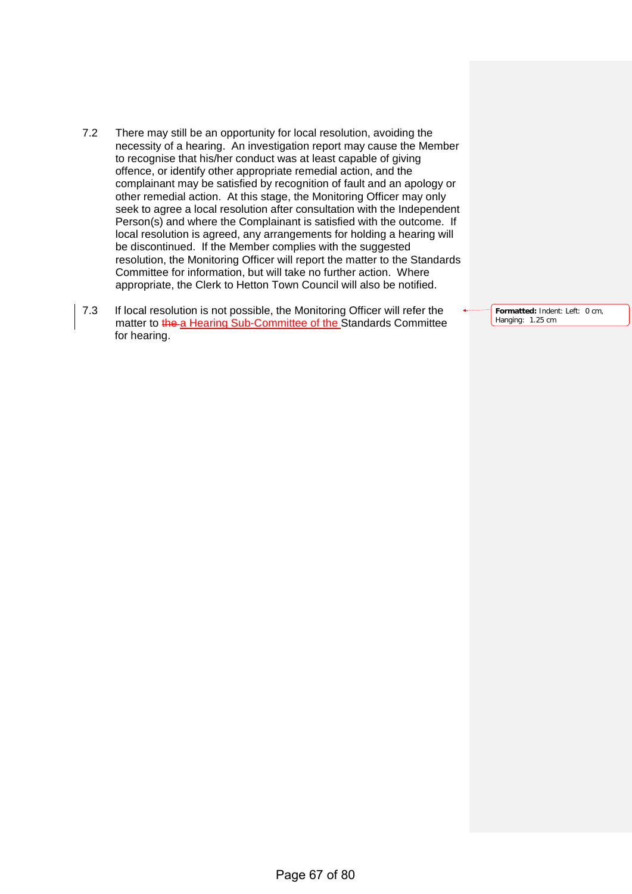7.2 There may still be an opportunity for local resolution, avoiding the necessity of a hearing. An investigation report may cause the Member to recognise that his/her conduct was at least capable of giving offence, or identify other appropriate remedial action, and the complainant may be satisfied by recognition of fault and an apology or other remedial action. At this stage, the Monitoring Officer may only seek to agree a local resolution after consultation with the Independent Person(s) and where the Complainant is satisfied with the outcome. If local resolution is agreed, any arrangements for holding a hearing will be discontinued. If the Member complies with the suggested resolution, the Monitoring Officer will report the matter to the Standards Committee for information, but will take no further action. Where appropriate, the Clerk to Hetton Town Council will also be notified.

7.3 If local resolution is not possible, the Monitoring Officer will refer the matter to ~~the~~ a Hearing Sub-Committee of the Standards Committee for hearing.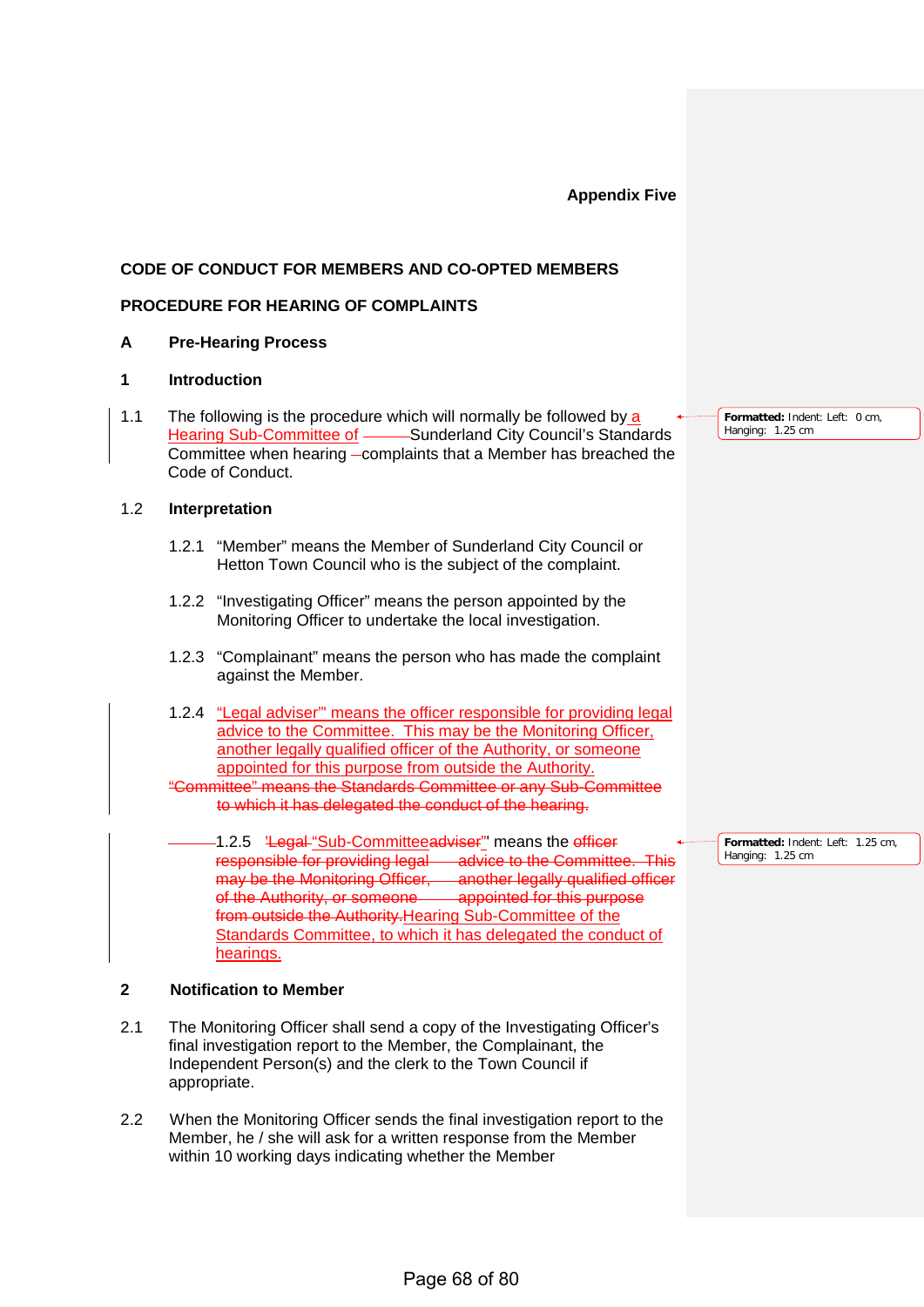**Appendix Five**

**CODE OF CONDUCT FOR MEMBERS AND CO-OPTED MEMBERS**

**PROCEDURE FOR HEARING OF COMPLAINTS**

## A Pre-Hearing Process

### 1 Introduction

1.1 The following is the procedure which will normally be followed by a Hearing Sub-Committee of Sunderland City Council's Standards Committee when hearing complaints that a Member has breached the Code of Conduct.

1.2 **Interpretation**

1.2.1 "Member" means the Member of Sunderland City Council or Hetton Town Council who is the subject of the complaint.

1.2.2 "Investigating Officer" means the person appointed by the Monitoring Officer to undertake the local investigation.

1.2.3 "Complainant" means the person who has made the complaint against the Member.

1.2.4 "Legal adviser" means the officer responsible for providing legal advice to the Committee. This may be the Monitoring Officer, another legally qualified officer of the Authority, or someone appointed for this purpose from outside the Authority.
~~"Committee" means the Standards Committee or any Sub-Committee to which it has delegated the conduct of the hearing.~~

1.2.5 ~~'Legal~~ "Sub-Committee~~adviser~~" means the ~~officer responsible for providing legal advice to the Committee. This may be the Monitoring Officer, another legally qualified officer of the Authority, or someone appointed for this purpose from outside the Authority.~~ Hearing Sub-Committee of the Standards Committee, to which it has delegated the conduct of hearings.

### 2 Notification to Member

2.1 The Monitoring Officer shall send a copy of the Investigating Officer's final investigation report to the Member, the Complainant, the Independent Person(s) and the clerk to the Town Council if appropriate.

2.2 When the Monitoring Officer sends the final investigation report to the Member, he / she will ask for a written response from the Member within 10 working days indicating whether the Member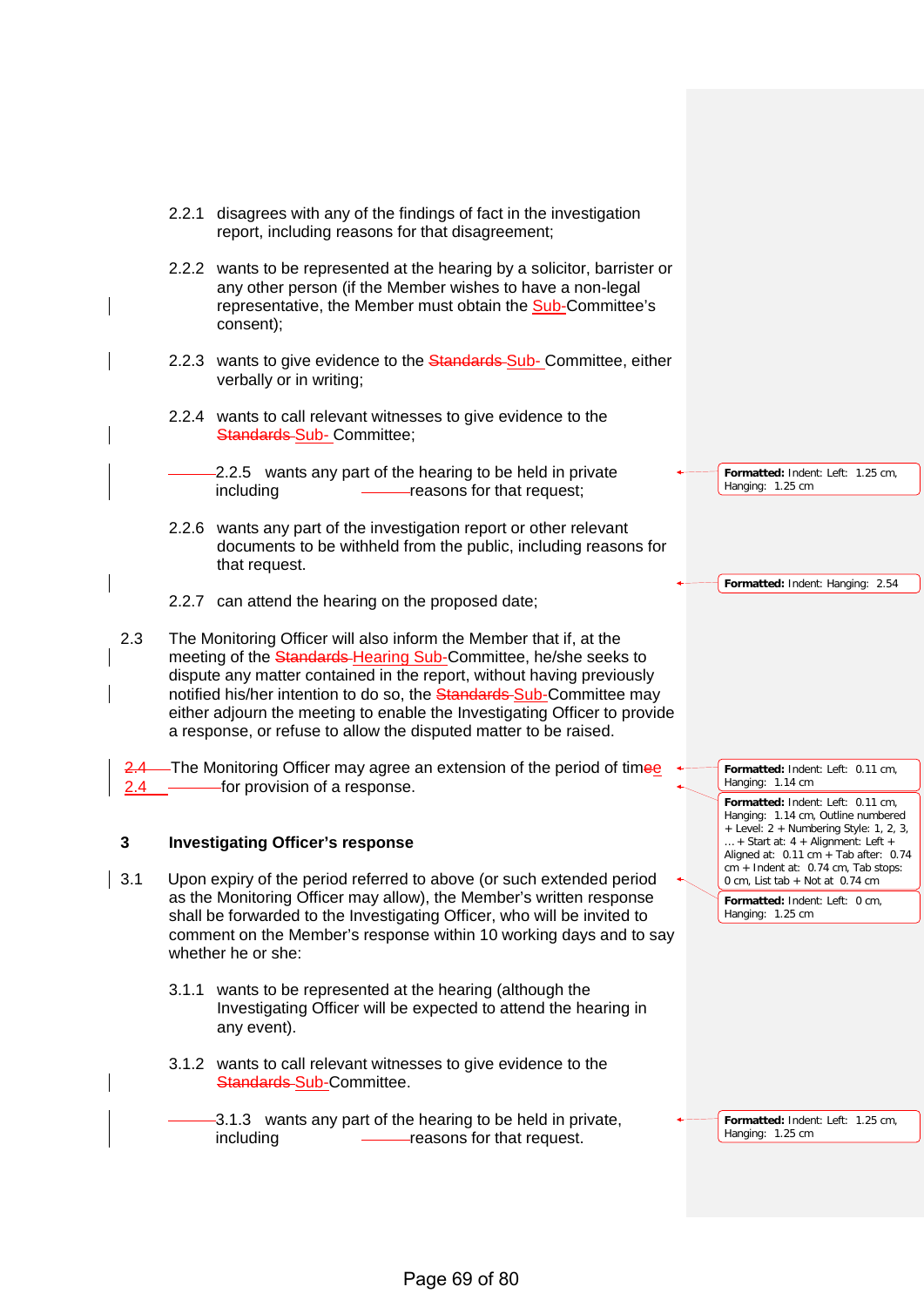2.2.1 disagrees with any of the findings of fact in the investigation report, including reasons for that disagreement;

2.2.2 wants to be represented at the hearing by a solicitor, barrister or any other person (if the Member wishes to have a non-legal representative, the Member must obtain the Sub-Committee's consent);

2.2.3 wants to give evidence to the Sub-Committee, either verbally or in writing;

2.2.4 wants to call relevant witnesses to give evidence to the Sub-Committee;

2.2.5 wants any part of the hearing to be held in private including reasons for that request;

2.2.6 wants any part of the investigation report or other relevant documents to be withheld from the public, including reasons for that request.

2.2.7 can attend the hearing on the proposed date;

2.3 The Monitoring Officer will also inform the Member that if, at the meeting of the Hearing Sub-Committee, he/she seeks to dispute any matter contained in the report, without having previously notified his/her intention to do so, the Sub-Committee may either adjourn the meeting to enable the Investigating Officer to provide a response, or refuse to allow the disputed matter to be raised.

2.4 The Monitoring Officer may agree an extension of the period of time for provision of a response.

## 3 Investigating Officer's response

3.1 Upon expiry of the period referred to above (or such extended period as the Monitoring Officer may allow), the Member's written response shall be forwarded to the Investigating Officer, who will be invited to comment on the Member's response within 10 working days and to say whether he or she:

3.1.1 wants to be represented at the hearing (although the Investigating Officer will be expected to attend the hearing in any event).

3.1.2 wants to call relevant witnesses to give evidence to the Sub-Committee.

3.1.3 wants any part of the hearing to be held in private, including reasons for that request.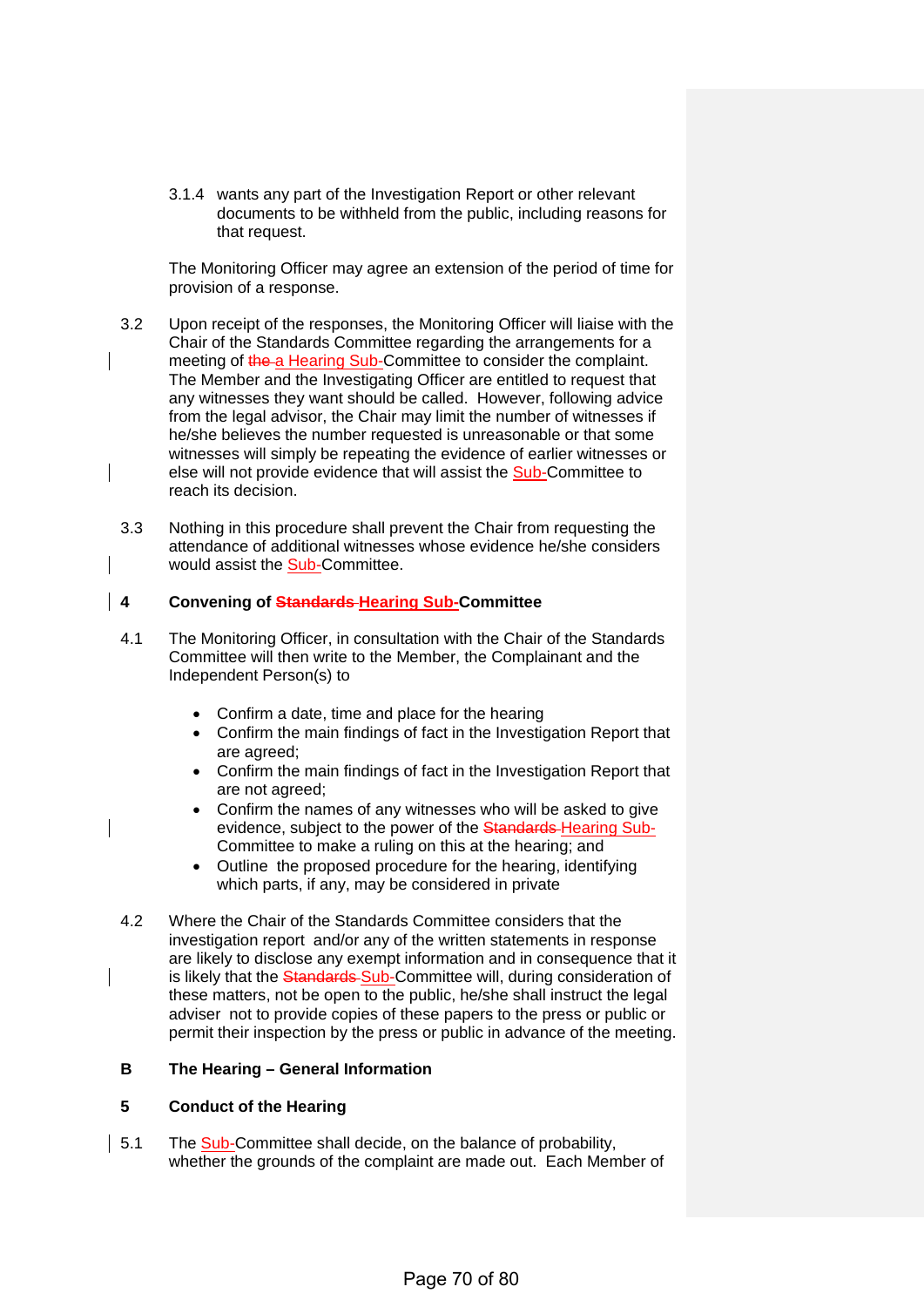3.1.4 wants any part of the Investigation Report or other relevant documents to be withheld from the public, including reasons for that request.

The Monitoring Officer may agree an extension of the period of time for provision of a response.

3.2 Upon receipt of the responses, the Monitoring Officer will liaise with the Chair of the Standards Committee regarding the arrangements for a meeting of ~~the~~ a Hearing Sub-Committee to consider the complaint. The Member and the Investigating Officer are entitled to request that any witnesses they want should be called. However, following advice from the legal advisor, the Chair may limit the number of witnesses if he/she believes the number requested is unreasonable or that some witnesses will simply be repeating the evidence of earlier witnesses or else will not provide evidence that will assist the Sub-Committee to reach its decision.

3.3 Nothing in this procedure shall prevent the Chair from requesting the attendance of additional witnesses whose evidence he/she considers would assist the Sub-Committee.

## 4 Convening of ~~Standards~~ Hearing Sub-Committee

4.1 The Monitoring Officer, in consultation with the Chair of the Standards Committee will then write to the Member, the Complainant and the Independent Person(s) to

- Confirm a date, time and place for the hearing
- Confirm the main findings of fact in the Investigation Report that are agreed;
- Confirm the main findings of fact in the Investigation Report that are not agreed;
- Confirm the names of any witnesses who will be asked to give evidence, subject to the power of the ~~Standards~~ Hearing Sub-Committee to make a ruling on this at the hearing; and
- Outline the proposed procedure for the hearing, identifying which parts, if any, may be considered in private

4.2 Where the Chair of the Standards Committee considers that the investigation report and/or any of the written statements in response are likely to disclose any exempt information and in consequence that it is likely that the ~~Standards~~ Sub-Committee will, during consideration of these matters, not be open to the public, he/she shall instruct the legal adviser not to provide copies of these papers to the press or public or permit their inspection by the press or public in advance of the meeting.

## B The Hearing – General Information

## 5 Conduct of the Hearing

5.1 The Sub-Committee shall decide, on the balance of probability, whether the grounds of the complaint are made out. Each Member of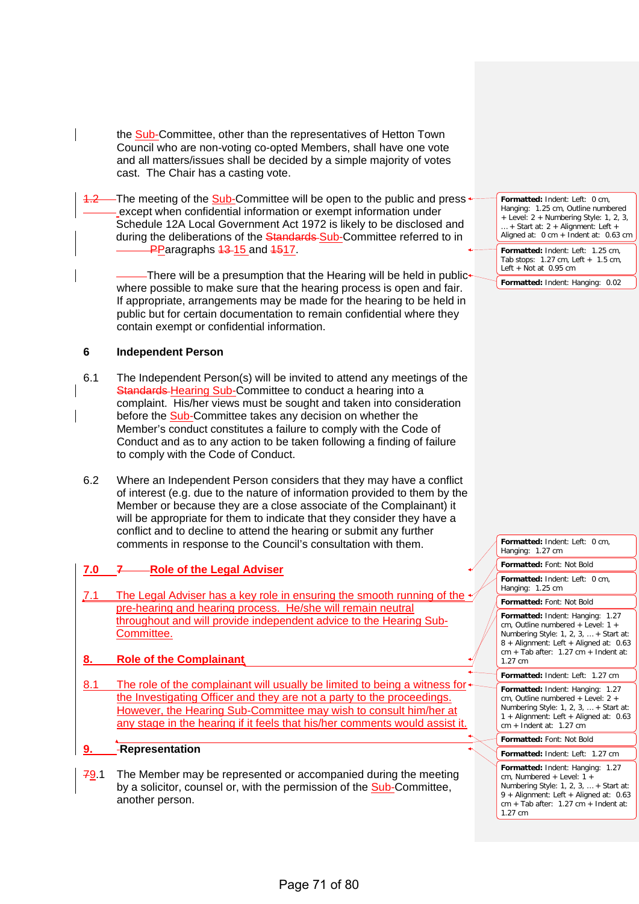the Sub-Committee, other than the representatives of Hetton Town Council who are non-voting co-opted Members, shall have one vote and all matters/issues shall be decided by a simple majority of votes cast. The Chair has a casting vote.

1.2 The meeting of the Sub-Committee will be open to the public and press except when confidential information or exempt information under Schedule 12A Local Government Act 1972 is likely to be disclosed and during the deliberations of the Standards Sub-Committee referred to in Paragraphs 13 15 and 15 17.

There will be a presumption that the Hearing will be held in public where possible to make sure that the hearing process is open and fair. If appropriate, arrangements may be made for the hearing to be held in public but for certain documentation to remain confidential where they contain exempt or confidential information.

**6 Independent Person**

6.1 The Independent Person(s) will be invited to attend any meetings of the Standards Hearing Sub-Committee to conduct a hearing into a complaint. His/her views must be sought and taken into consideration before the Sub-Committee takes any decision on whether the Member's conduct constitutes a failure to comply with the Code of Conduct and as to any action to be taken following a finding of failure to comply with the Code of Conduct.

6.2 Where an Independent Person considers that they may have a conflict of interest (e.g. due to the nature of information provided to them by the Member or because they are a close associate of the Complainant) it will be appropriate for them to indicate that they consider they have a conflict and to decline to attend the hearing or submit any further comments in response to the Council's consultation with them.

**7.0 Role of the Legal Adviser**

7.1 The Legal Adviser has a key role in ensuring the smooth running of the pre-hearing and hearing process. He/she will remain neutral throughout and will provide independent advice to the Hearing Sub-Committee.

**8. Role of the Complainant**

8.1 The role of the complainant will usually be limited to being a witness for the Investigating Officer and they are not a party to the proceedings. However, the Hearing Sub-Committee may wish to consult him/her at any stage in the hearing if it feels that his/her comments would assist it.

**9. Representation**

9.1 The Member may be represented or accompanied during the meeting by a solicitor, counsel or, with the permission of the Sub-Committee, another person.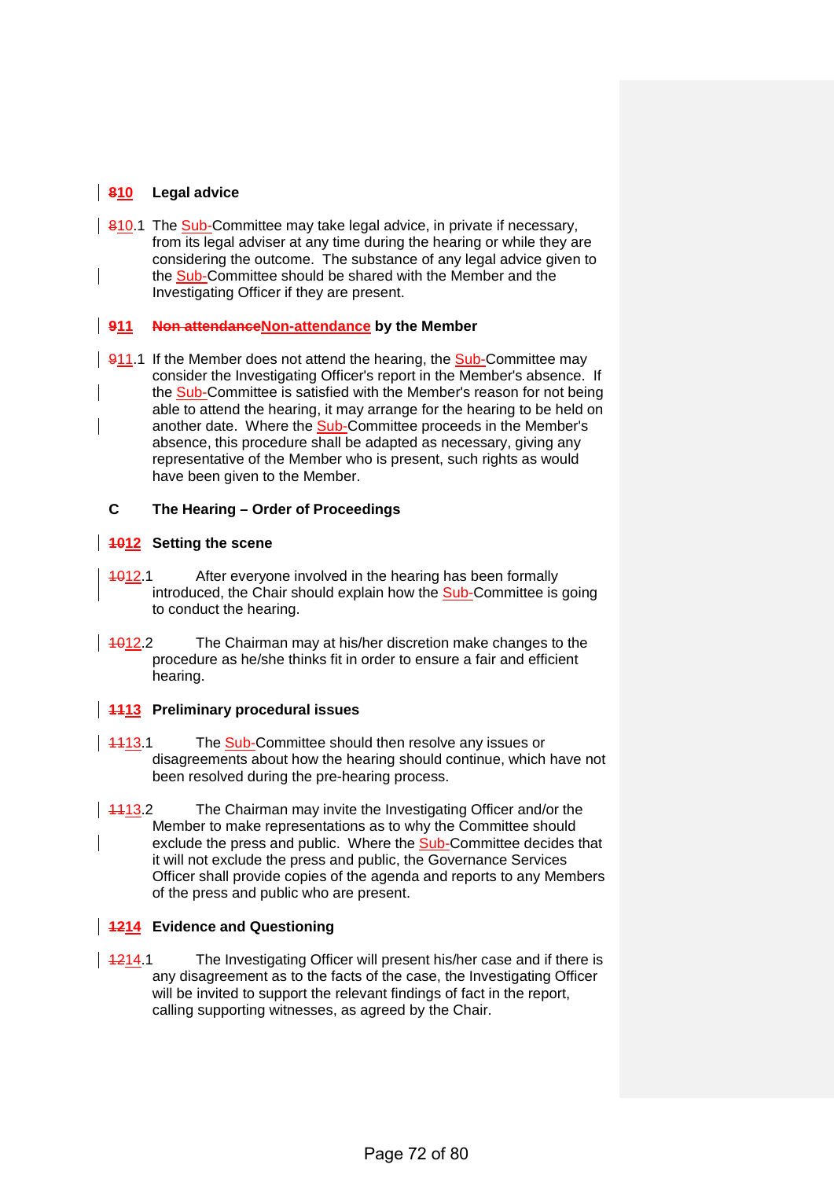**810 Legal advice**

810.1 The Sub-Committee may take legal advice, in private if necessary, from its legal adviser at any time during the hearing or while they are considering the outcome. The substance of any legal advice given to the Sub-Committee should be shared with the Member and the Investigating Officer if they are present.

**911 Non attendanceNon-attendance by the Member**

911.1 If the Member does not attend the hearing, the Sub-Committee may consider the Investigating Officer's report in the Member's absence. If the Sub-Committee is satisfied with the Member's reason for not being able to attend the hearing, it may arrange for the hearing to be held on another date. Where the Sub-Committee proceeds in the Member's absence, this procedure shall be adapted as necessary, giving any representative of the Member who is present, such rights as would have been given to the Member.

**C The Hearing – Order of Proceedings**

**1012 Setting the scene**

1012.1 After everyone involved in the hearing has been formally introduced, the Chair should explain how the Sub-Committee is going to conduct the hearing.

1012.2 The Chairman may at his/her discretion make changes to the procedure as he/she thinks fit in order to ensure a fair and efficient hearing.

**1113 Preliminary procedural issues**

1113.1 The Sub-Committee should then resolve any issues or disagreements about how the hearing should continue, which have not been resolved during the pre-hearing process.

1113.2 The Chairman may invite the Investigating Officer and/or the Member to make representations as to why the Committee should exclude the press and public. Where the Sub-Committee decides that it will not exclude the press and public, the Governance Services Officer shall provide copies of the agenda and reports to any Members of the press and public who are present.

**1214 Evidence and Questioning**

1214.1 The Investigating Officer will present his/her case and if there is any disagreement as to the facts of the case, the Investigating Officer will be invited to support the relevant findings of fact in the report, calling supporting witnesses, as agreed by the Chair.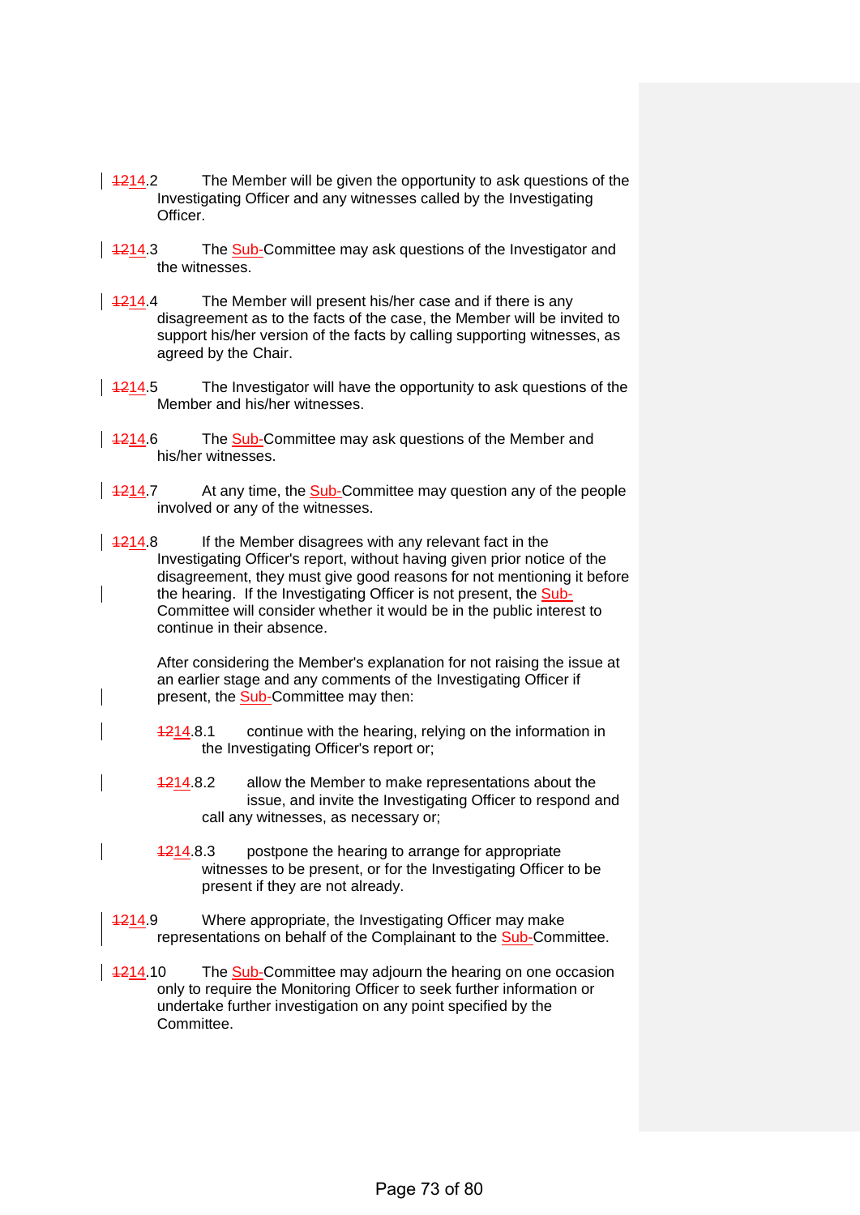~~12~~14.2 The Member will be given the opportunity to ask questions of the Investigating Officer and any witnesses called by the Investigating Officer.

~~12~~14.3 The Sub-Committee may ask questions of the Investigator and the witnesses.

~~12~~14.4 The Member will present his/her case and if there is any disagreement as to the facts of the case, the Member will be invited to support his/her version of the facts by calling supporting witnesses, as agreed by the Chair.

~~12~~14.5 The Investigator will have the opportunity to ask questions of the Member and his/her witnesses.

~~12~~14.6 The Sub-Committee may ask questions of the Member and his/her witnesses.

~~12~~14.7 At any time, the Sub-Committee may question any of the people involved or any of the witnesses.

~~12~~14.8 If the Member disagrees with any relevant fact in the Investigating Officer's report, without having given prior notice of the disagreement, they must give good reasons for not mentioning it before the hearing. If the Investigating Officer is not present, the Sub-Committee will consider whether it would be in the public interest to continue in their absence.

After considering the Member's explanation for not raising the issue at an earlier stage and any comments of the Investigating Officer if present, the Sub-Committee may then:

~~12~~14.8.1 continue with the hearing, relying on the information in the Investigating Officer's report or;

~~12~~14.8.2 allow the Member to make representations about the issue, and invite the Investigating Officer to respond and call any witnesses, as necessary or;

~~12~~14.8.3 postpone the hearing to arrange for appropriate witnesses to be present, or for the Investigating Officer to be present if they are not already.

~~12~~14.9 Where appropriate, the Investigating Officer may make representations on behalf of the Complainant to the Sub-Committee.

~~12~~14.10 The Sub-Committee may adjourn the hearing on one occasion only to require the Monitoring Officer to seek further information or undertake further investigation on any point specified by the Committee.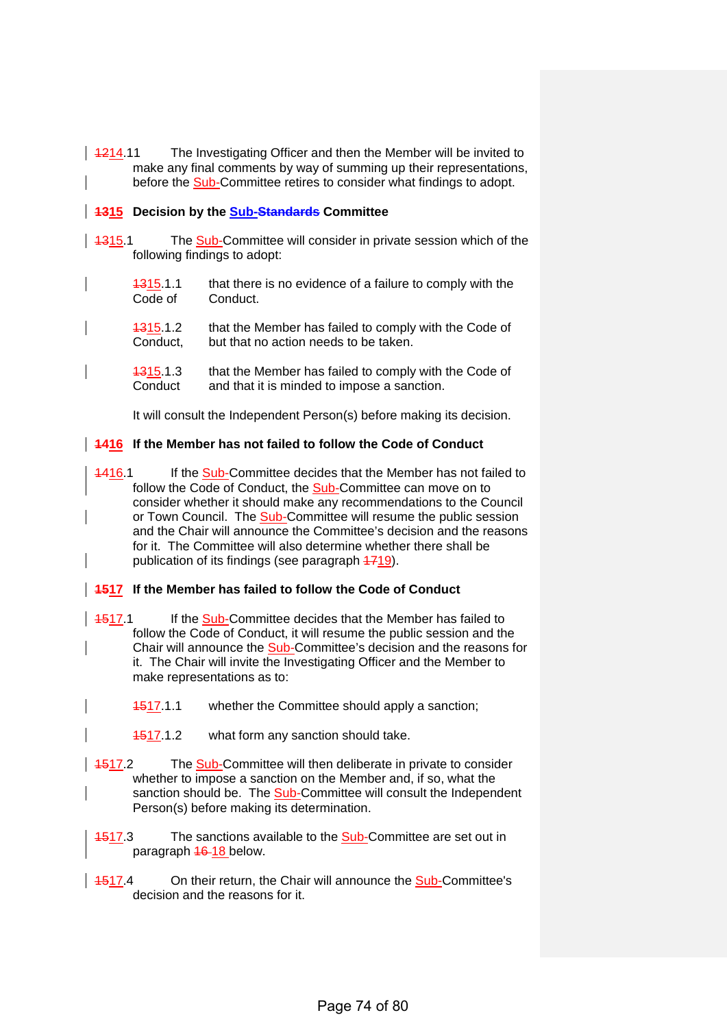~~12~~14.11 The Investigating Officer and then the Member will be invited to make any final comments by way of summing up their representations, before the Sub-Committee retires to consider what findings to adopt.

## ~~13~~15 Decision by the Sub-~~Standards~~ Committee

~~13~~15.1 The Sub-Committee will consider in private session which of the following findings to adopt:

~~13~~15.1.1 that there is no evidence of a failure to comply with the Code of Conduct.

~~13~~15.1.2 that the Member has failed to comply with the Code of Conduct, but that no action needs to be taken.

~~13~~15.1.3 that the Member has failed to comply with the Code of Conduct and that it is minded to impose a sanction.

It will consult the Independent Person(s) before making its decision.

## ~~14~~16 If the Member has not failed to follow the Code of Conduct

~~14~~16.1 If the Sub-Committee decides that the Member has not failed to follow the Code of Conduct, the Sub-Committee can move on to consider whether it should make any recommendations to the Council or Town Council. The Sub-Committee will resume the public session and the Chair will announce the Committee's decision and the reasons for it. The Committee will also determine whether there shall be publication of its findings (see paragraph ~~17~~19).

## ~~15~~17 If the Member has failed to follow the Code of Conduct

~~15~~17.1 If the Sub-Committee decides that the Member has failed to follow the Code of Conduct, it will resume the public session and the Chair will announce the Sub-Committee's decision and the reasons for it. The Chair will invite the Investigating Officer and the Member to make representations as to:

~~15~~17.1.1 whether the Committee should apply a sanction;

~~15~~17.1.2 what form any sanction should take.

~~15~~17.2 The Sub-Committee will then deliberate in private to consider whether to impose a sanction on the Member and, if so, what the sanction should be. The Sub-Committee will consult the Independent Person(s) before making its determination.

~~15~~17.3 The sanctions available to the Sub-Committee are set out in paragraph ~~16~~ 18 below.

~~15~~17.4 On their return, the Chair will announce the Sub-Committee's decision and the reasons for it.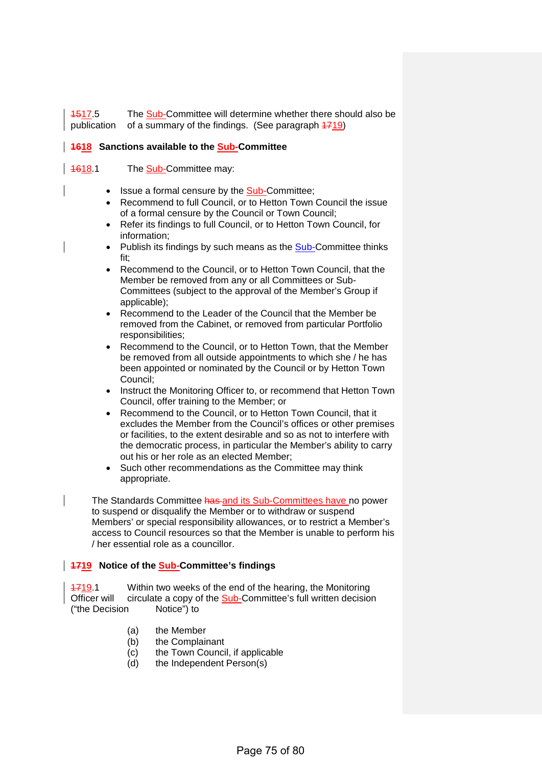~~15~~17.5 publication  The Sub-Committee will determine whether there should also be of a summary of the findings. (See paragraph ~~17~~19)

## ~~16~~18 Sanctions available to the Sub-Committee

~~16~~18.1 The Sub-Committee may:

- Issue a formal censure by the Sub-Committee;
- Recommend to full Council, or to Hetton Town Council the issue of a formal censure by the Council or Town Council;
- Refer its findings to full Council, or to Hetton Town Council, for information;
- Publish its findings by such means as the Sub-Committee thinks fit;
- Recommend to the Council, or to Hetton Town Council, that the Member be removed from any or all Committees or Sub-Committees (subject to the approval of the Member's Group if applicable);
- Recommend to the Leader of the Council that the Member be removed from the Cabinet, or removed from particular Portfolio responsibilities;
- Recommend to the Council, or to Hetton Town, that the Member be removed from all outside appointments to which she / he has been appointed or nominated by the Council or by Hetton Town Council;
- Instruct the Monitoring Officer to, or recommend that Hetton Town Council, offer training to the Member; or
- Recommend to the Council, or to Hetton Town Council, that it excludes the Member from the Council's offices or other premises or facilities, to the extent desirable and so as not to interfere with the democratic process, in particular the Member's ability to carry out his or her role as an elected Member;
- Such other recommendations as the Committee may think appropriate.

The Standards Committee ~~has~~ and its Sub-Committees have no power to suspend or disqualify the Member or to withdraw or suspend Members' or special responsibility allowances, or to restrict a Member's access to Council resources so that the Member is unable to perform his / her essential role as a councillor.

## ~~17~~19 Notice of the Sub-Committee's findings

~~17~~19.1 Within two weeks of the end of the hearing, the Monitoring Officer will circulate a copy of the Sub-Committee's full written decision ("the Decision Notice") to

(a) the Member
(b) the Complainant
(c) the Town Council, if applicable
(d) the Independent Person(s)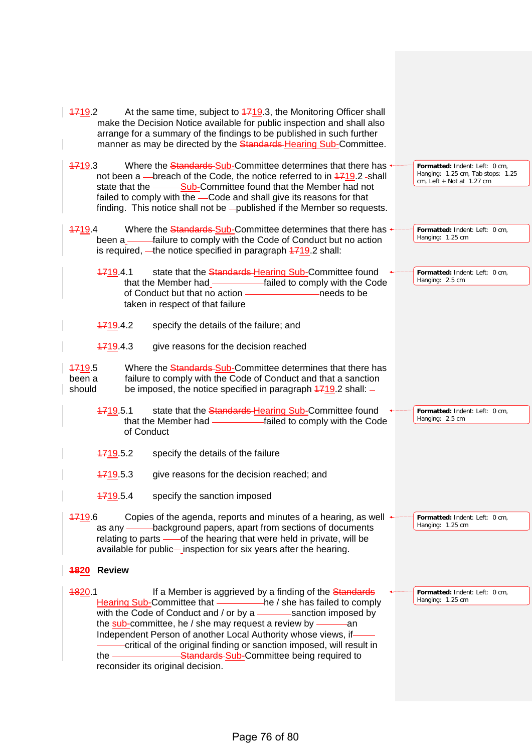1719.2 At the same time, subject to 1719.3, the Monitoring Officer shall make the Decision Notice available for public inspection and shall also arrange for a summary of the findings to be published in such further manner as may be directed by the Standards Hearing Sub-Committee.

1719.3 Where the Standards Sub-Committee determines that there has not been a breach of the Code, the notice referred to in 1719.2 shall state that the Sub-Committee found that the Member had not failed to comply with the Code and shall give its reasons for that finding. This notice shall not be published if the Member so requests.

1719.4 Where the Standards Sub-Committee determines that there has been a failure to comply with the Code of Conduct but no action is required, the notice specified in paragraph 1719.2 shall:

1719.4.1 state that the Standards Hearing Sub-Committee found that the Member had failed to comply with the Code of Conduct but that no action needs to be taken in respect of that failure

1719.4.2 specify the details of the failure; and

1719.4.3 give reasons for the decision reached

1719.5 Where the Standards Sub-Committee determines that there has been a failure to comply with the Code of Conduct and that a sanction should be imposed, the notice specified in paragraph 1719.2 shall:

1719.5.1 state that the Standards Hearing Sub-Committee found that the Member had failed to comply with the Code of Conduct

1719.5.2 specify the details of the failure

1719.5.3 give reasons for the decision reached; and

1719.5.4 specify the sanction imposed

1719.6 Copies of the agenda, reports and minutes of a hearing, as well as any background papers, apart from sections of documents relating to parts of the hearing that were held in private, will be available for public inspection for six years after the hearing.

## 1820 Review

1820.1 If a Member is aggrieved by a finding of the Standards Hearing Sub-Committee that he / she has failed to comply with the Code of Conduct and / or by a sanction imposed by the sub-committee, he / she may request a review by an Independent Person of another Local Authority whose views, if critical of the original finding or sanction imposed, will result in the Standards Sub-Committee being required to reconsider its original decision.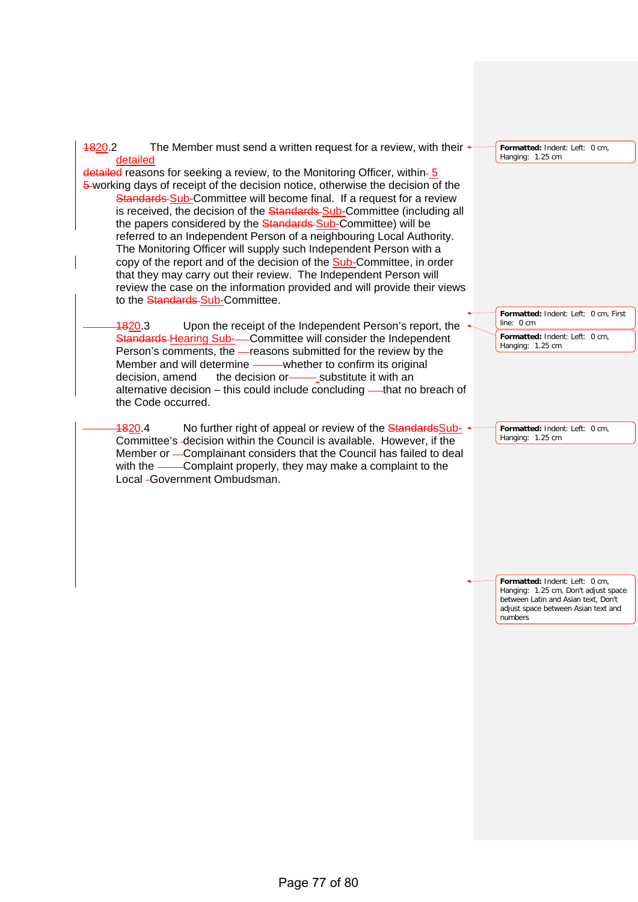1820.2 The Member must send a written request for a review, with their detailed

detailed reasons for seeking a review, to the Monitoring Officer, within 5 5 working days of receipt of the decision notice, otherwise the decision of the Standards Sub-Committee will become final. If a request for a review is received, the decision of the Standards Sub-Committee (including all the papers considered by the Standards Sub-Committee) will be referred to an Independent Person of a neighbouring Local Authority. The Monitoring Officer will supply such Independent Person with a copy of the report and of the decision of the Sub-Committee, in order that they may carry out their review. The Independent Person will review the case on the information provided and will provide their views to the Standards Sub-Committee.

1820.3 Upon the receipt of the Independent Person's report, the Standards Hearing Sub-Committee will consider the Independent Person's comments, the reasons submitted for the review by the Member and will determine whether to confirm its original decision, amend the decision or substitute it with an alternative decision – this could include concluding that no breach of the Code occurred.

1820.4 No further right of appeal or review of the StandardsSub-Committee's decision within the Council is available. However, if the Member or Complainant considers that the Council has failed to deal with the Complaint properly, they may make a complaint to the Local Government Ombudsman.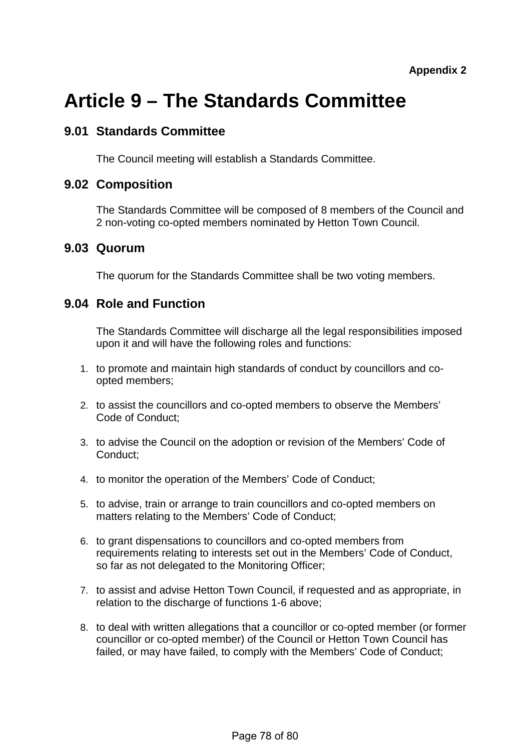**Appendix 2**

# Article 9 – The Standards Committee

## 9.01 Standards Committee

The Council meeting will establish a Standards Committee.

## 9.02 Composition

The Standards Committee will be composed of 8 members of the Council and 2 non-voting co-opted members nominated by Hetton Town Council.

## 9.03 Quorum

The quorum for the Standards Committee shall be two voting members.

## 9.04 Role and Function

The Standards Committee will discharge all the legal responsibilities imposed upon it and will have the following roles and functions:

1. to promote and maintain high standards of conduct by councillors and co-opted members;

2. to assist the councillors and co-opted members to observe the Members' Code of Conduct;

3. to advise the Council on the adoption or revision of the Members' Code of Conduct;

4. to monitor the operation of the Members' Code of Conduct;

5. to advise, train or arrange to train councillors and co-opted members on matters relating to the Members' Code of Conduct;

6. to grant dispensations to councillors and co-opted members from requirements relating to interests set out in the Members' Code of Conduct, so far as not delegated to the Monitoring Officer;

7. to assist and advise Hetton Town Council, if requested and as appropriate, in relation to the discharge of functions 1-6 above;

8. to deal with written allegations that a councillor or co-opted member (or former councillor or co-opted member) of the Council or Hetton Town Council has failed, or may have failed, to comply with the Members' Code of Conduct;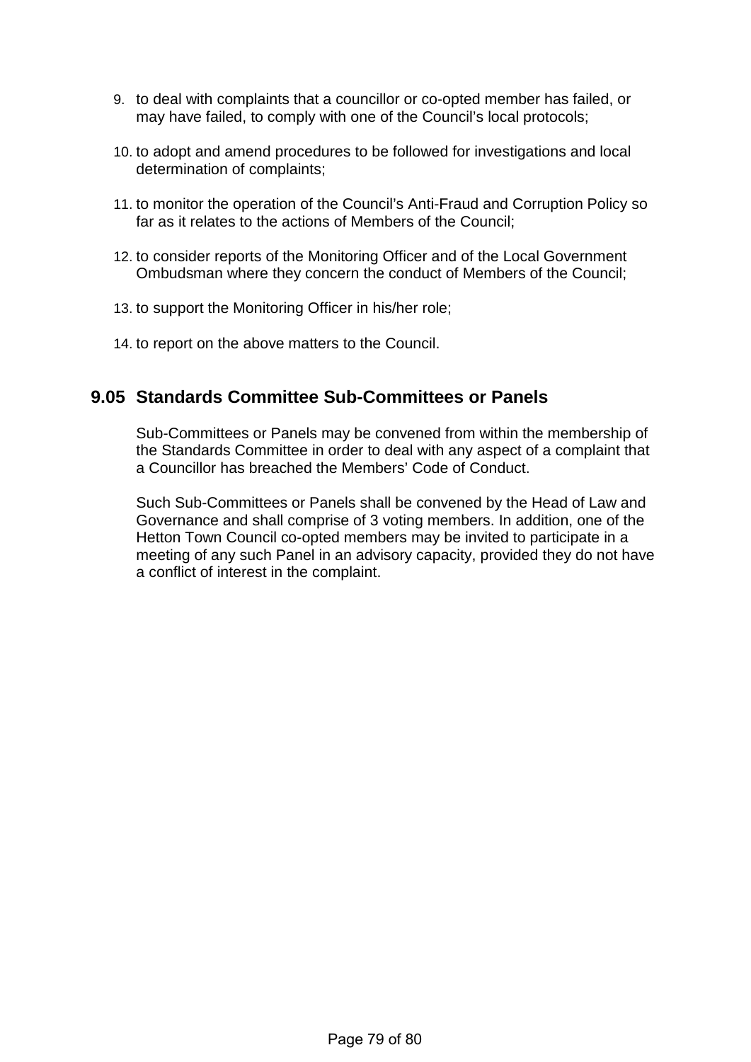9. to deal with complaints that a councillor or co-opted member has failed, or may have failed, to comply with one of the Council's local protocols;

10. to adopt and amend procedures to be followed for investigations and local determination of complaints;

11. to monitor the operation of the Council's Anti-Fraud and Corruption Policy so far as it relates to the actions of Members of the Council;

12. to consider reports of the Monitoring Officer and of the Local Government Ombudsman where they concern the conduct of Members of the Council;

13. to support the Monitoring Officer in his/her role;

14. to report on the above matters to the Council.

## 9.05 Standards Committee Sub-Committees or Panels

Sub-Committees or Panels may be convened from within the membership of the Standards Committee in order to deal with any aspect of a complaint that a Councillor has breached the Members' Code of Conduct.

Such Sub-Committees or Panels shall be convened by the Head of Law and Governance and shall comprise of 3 voting members. In addition, one of the Hetton Town Council co-opted members may be invited to participate in a meeting of any such Panel in an advisory capacity, provided they do not have a conflict of interest in the complaint.